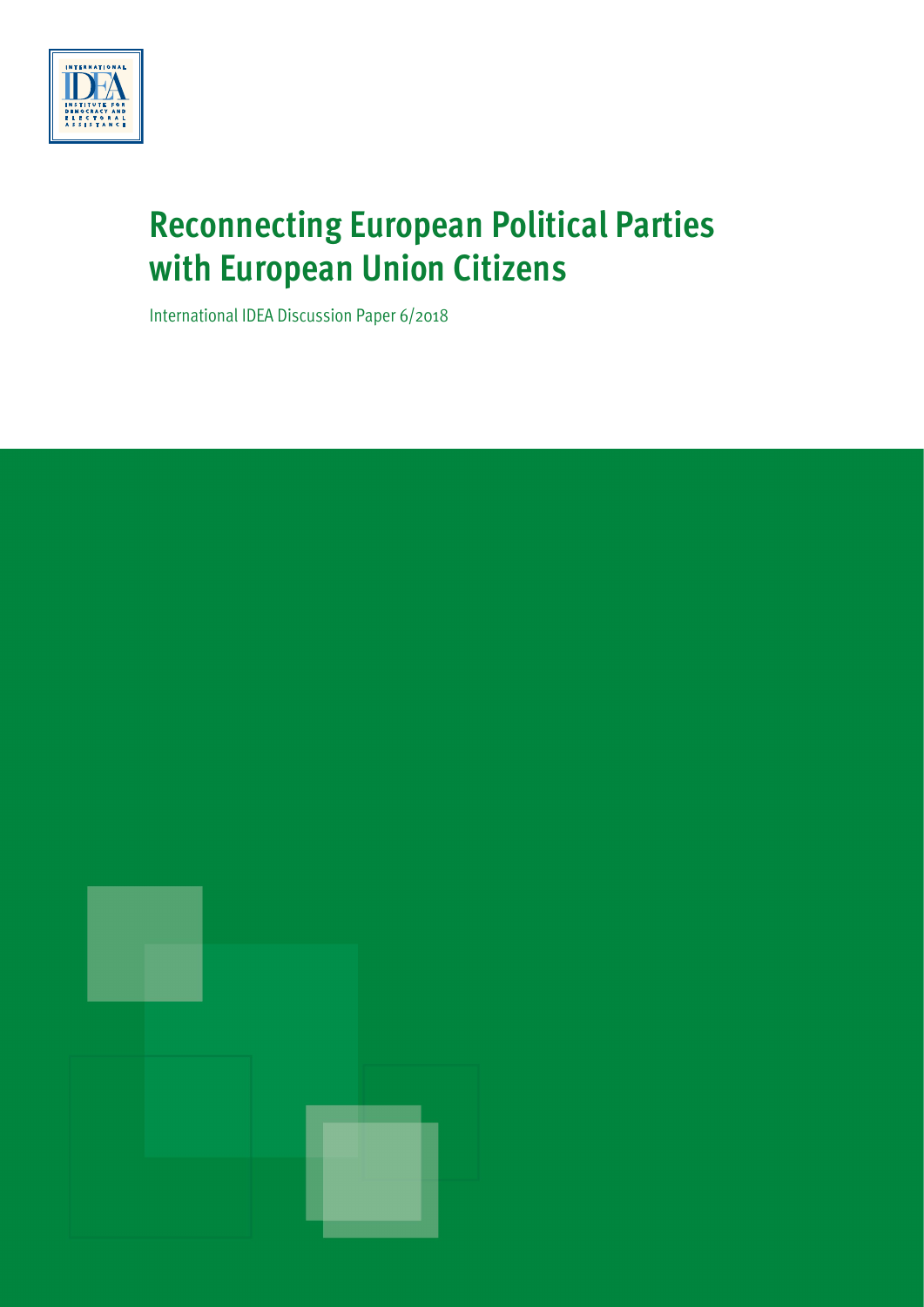# Reconnecting European Political Parties with European Union Citizens

International IDEA Discussion Paper 6/2018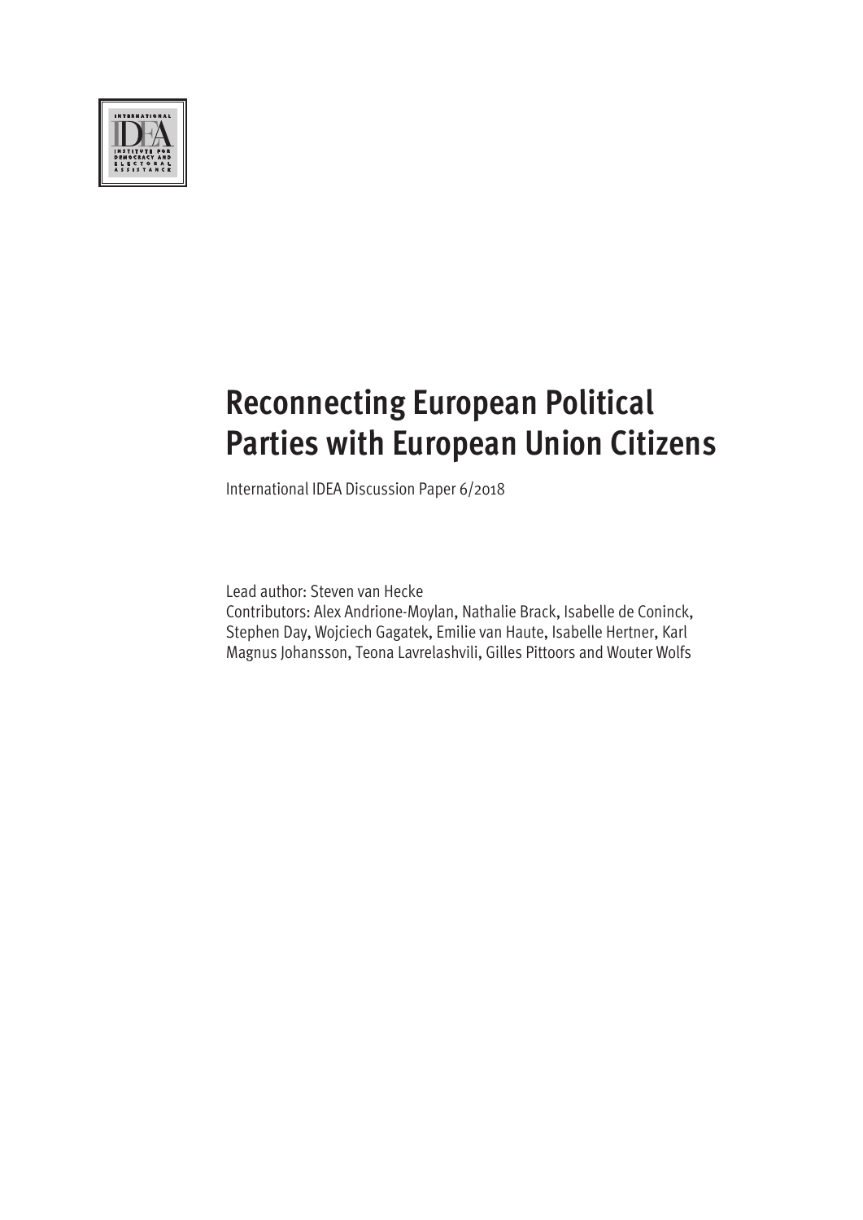# Reconnecting European Political Parties with European Union Citizens

International IDEA Discussion Paper 6/2018

Lead author: Steven van Hecke
Contributors: Alex Andrione-Moylan, Nathalie Brack, Isabelle de Coninck, Stephen Day, Wojciech Gagatek, Emilie van Haute, Isabelle Hertner, Karl Magnus Johansson, Teona Lavrelashvili, Gilles Pittoors and Wouter Wolfs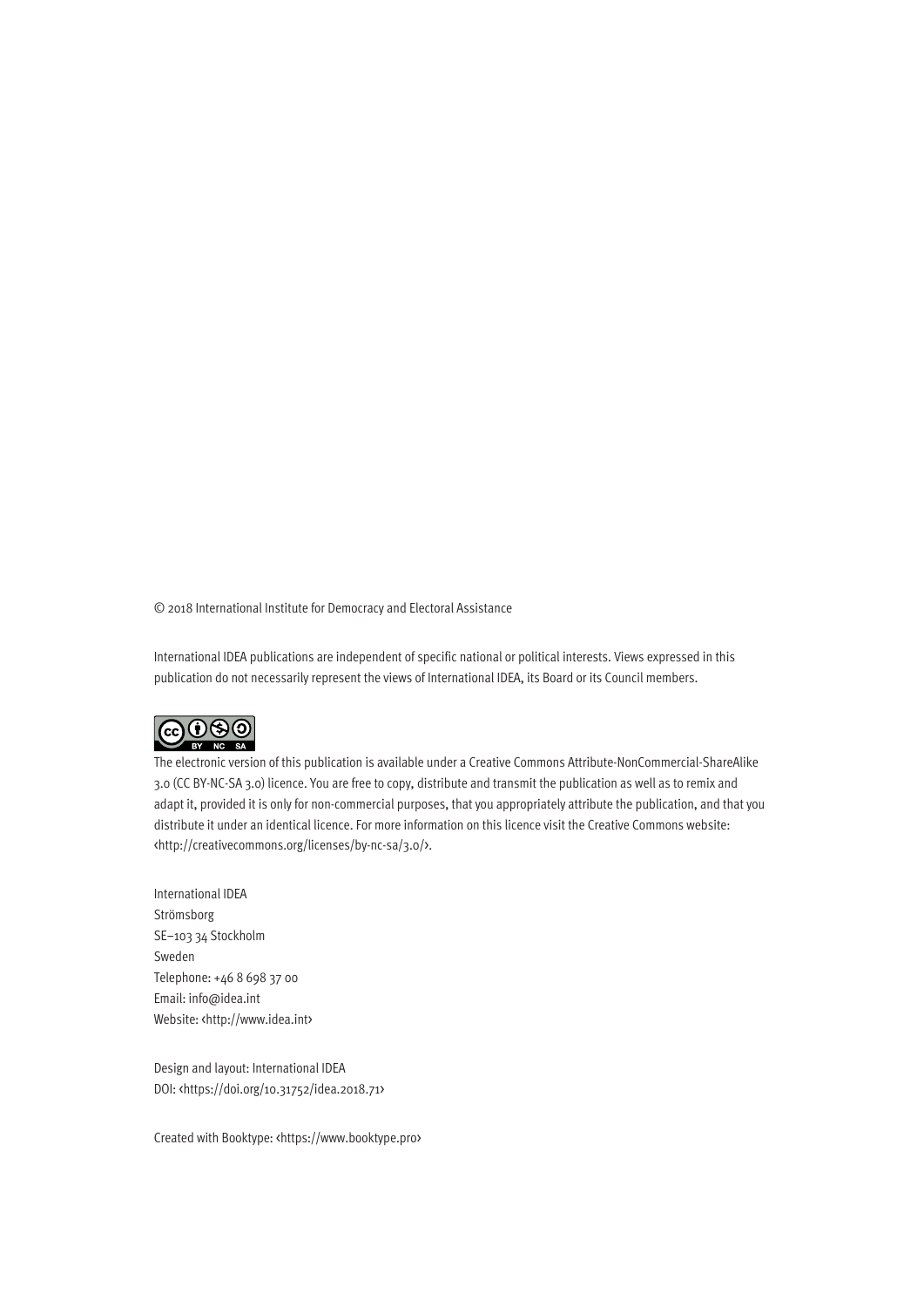© 2018 International Institute for Democracy and Electoral Assistance

International IDEA publications are independent of specific national or political interests. Views expressed in this publication do not necessarily represent the views of International IDEA, its Board or its Council members.

The electronic version of this publication is available under a Creative Commons Attribute-NonCommercial-ShareAlike 3.0 (CC BY-NC-SA 3.0) licence. You are free to copy, distribute and transmit the publication as well as to remix and adapt it, provided it is only for non-commercial purposes, that you appropriately attribute the publication, and that you distribute it under an identical licence. For more information on this licence visit the Creative Commons website: <http://creativecommons.org/licenses/by-nc-sa/3.0/>.

International IDEA
Strömsborg
SE–103 34 Stockholm
Sweden
Telephone: +46 8 698 37 00
Email: info@idea.int
Website: <http://www.idea.int>

Design and layout: International IDEA
DOI: <https://doi.org/10.31752/idea.2018.71>

Created with Booktype: <https://www.booktype.pro>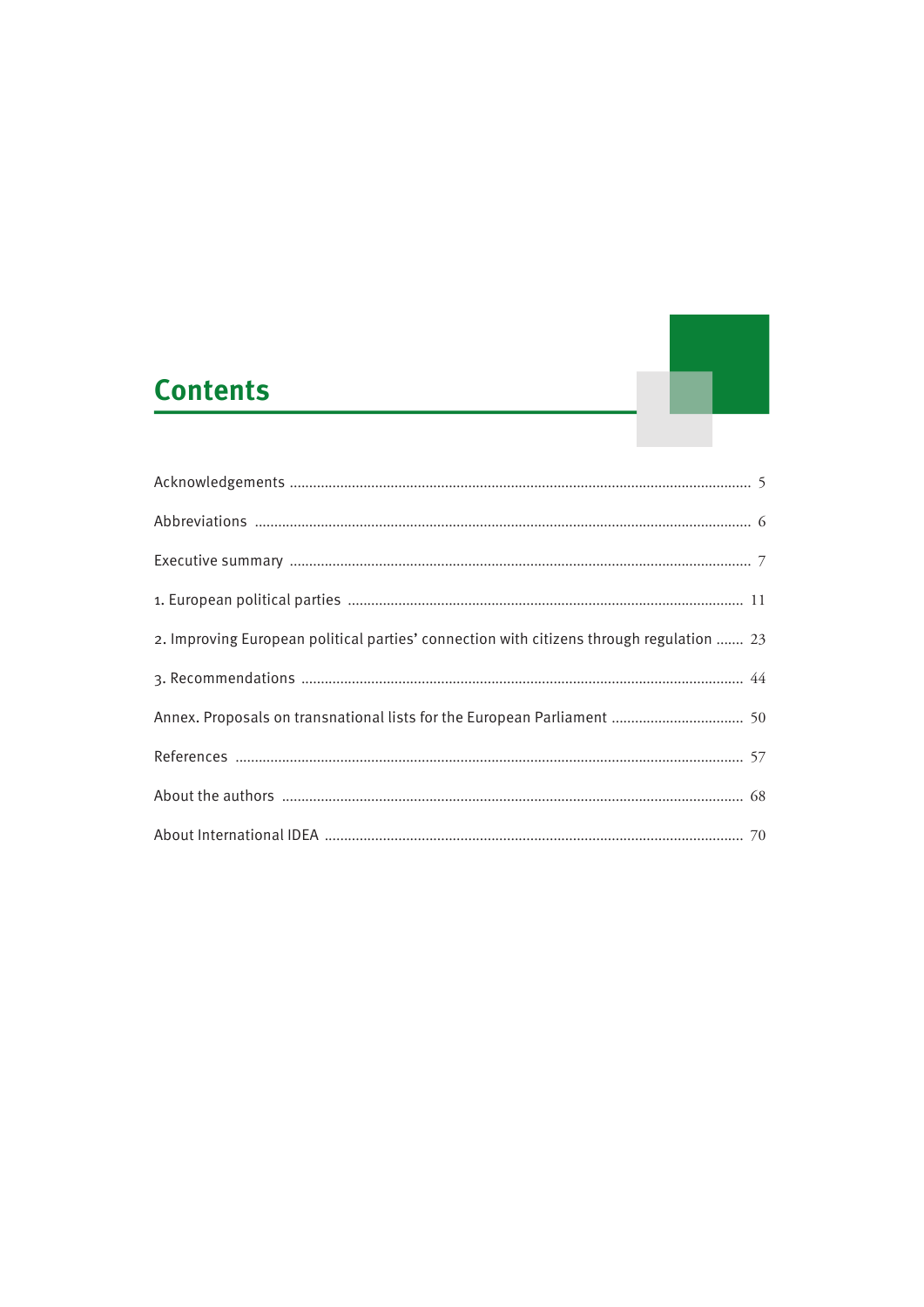# Contents

| | |
|---|---|
| Acknowledgements | 5 |
| Abbreviations | 6 |
| Executive summary | 7 |
| 1. European political parties | 11 |
| 2. Improving European political parties' connection with citizens through regulation | 23 |
| 3. Recommendations | 44 |
| Annex. Proposals on transnational lists for the European Parliament | 50 |
| References | 57 |
| About the authors | 68 |
| About International IDEA | 70 |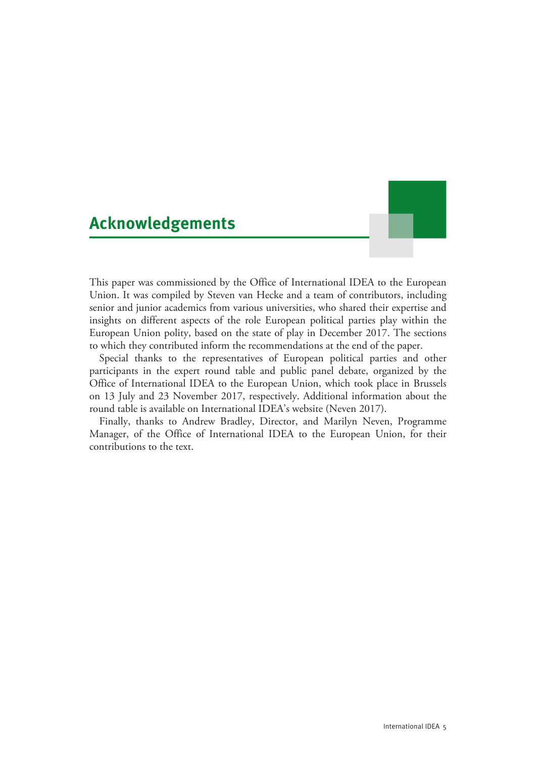# Acknowledgements

This paper was commissioned by the Office of International IDEA to the European Union. It was compiled by Steven van Hecke and a team of contributors, including senior and junior academics from various universities, who shared their expertise and insights on different aspects of the role European political parties play within the European Union polity, based on the state of play in December 2017. The sections to which they contributed inform the recommendations at the end of the paper.

Special thanks to the representatives of European political parties and other participants in the expert round table and public panel debate, organized by the Office of International IDEA to the European Union, which took place in Brussels on 13 July and 23 November 2017, respectively. Additional information about the round table is available on International IDEA's website (Neven 2017).

Finally, thanks to Andrew Bradley, Director, and Marilyn Neven, Programme Manager, of the Office of International IDEA to the European Union, for their contributions to the text.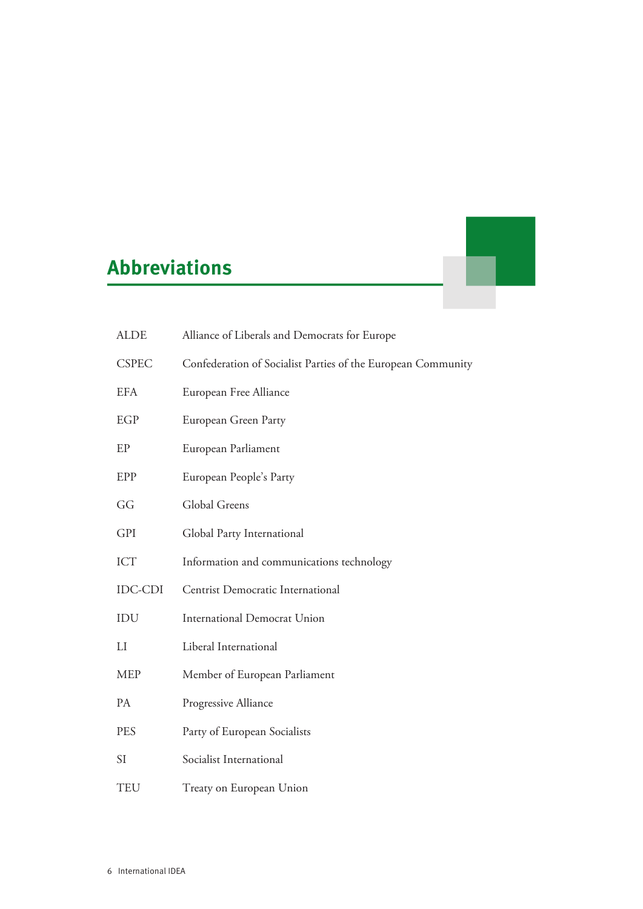# Abbreviations

| | |
|---|---|
| ALDE | Alliance of Liberals and Democrats for Europe |
| CSPEC | Confederation of Socialist Parties of the European Community |
| EFA | European Free Alliance |
| EGP | European Green Party |
| EP | European Parliament |
| EPP | European People's Party |
| GG | Global Greens |
| GPI | Global Party International |
| ICT | Information and communications technology |
| IDC-CDI | Centrist Democratic International |
| IDU | International Democrat Union |
| LI | Liberal International |
| MEP | Member of European Parliament |
| PA | Progressive Alliance |
| PES | Party of European Socialists |
| SI | Socialist International |
| TEU | Treaty on European Union |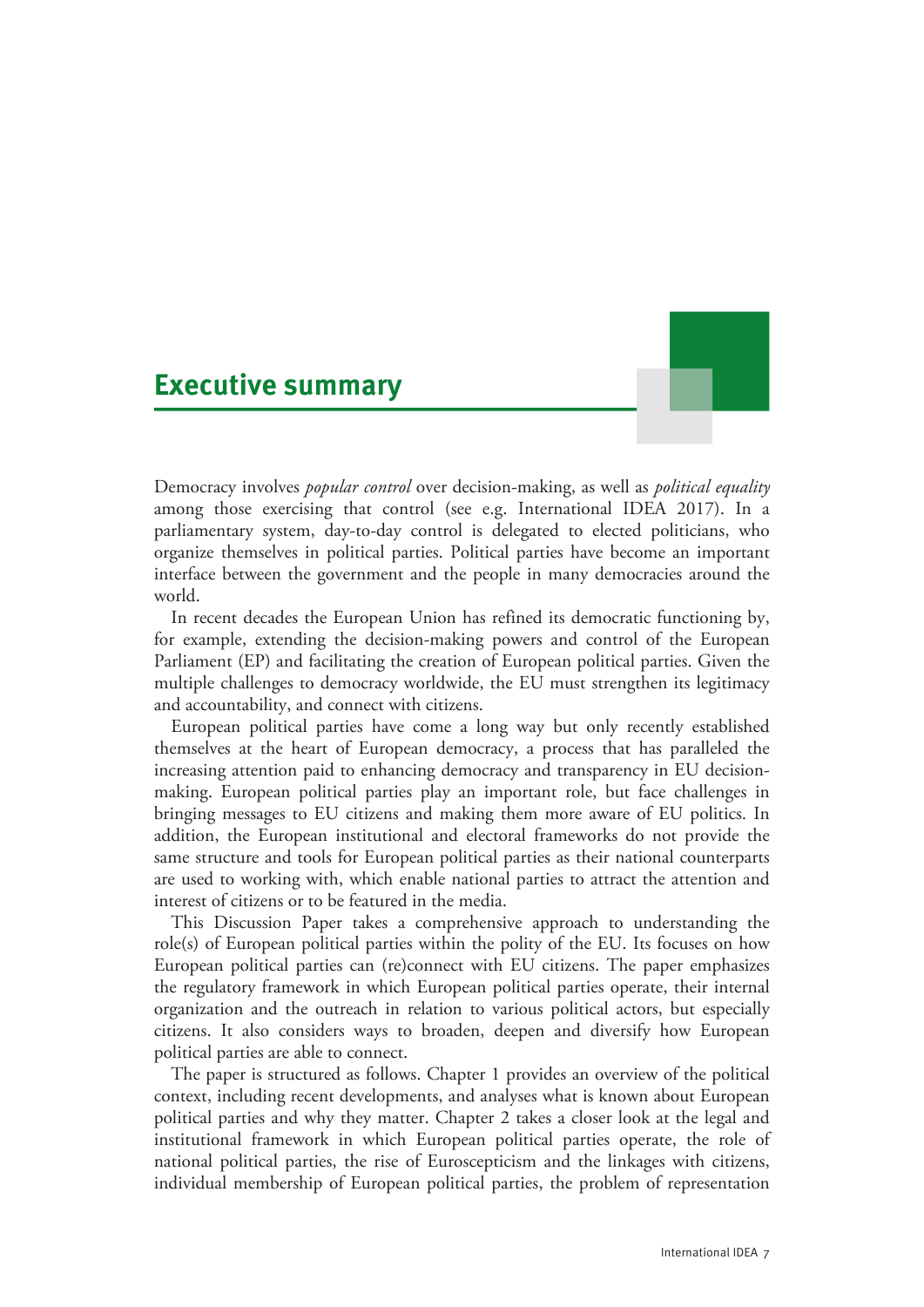# Executive summary

Democracy involves *popular control* over decision-making, as well as *political equality* among those exercising that control (see e.g. International IDEA 2017). In a parliamentary system, day-to-day control is delegated to elected politicians, who organize themselves in political parties. Political parties have become an important interface between the government and the people in many democracies around the world.

In recent decades the European Union has refined its democratic functioning by, for example, extending the decision-making powers and control of the European Parliament (EP) and facilitating the creation of European political parties. Given the multiple challenges to democracy worldwide, the EU must strengthen its legitimacy and accountability, and connect with citizens.

European political parties have come a long way but only recently established themselves at the heart of European democracy, a process that has paralleled the increasing attention paid to enhancing democracy and transparency in EU decision-making. European political parties play an important role, but face challenges in bringing messages to EU citizens and making them more aware of EU politics. In addition, the European institutional and electoral frameworks do not provide the same structure and tools for European political parties as their national counterparts are used to working with, which enable national parties to attract the attention and interest of citizens or to be featured in the media.

This Discussion Paper takes a comprehensive approach to understanding the role(s) of European political parties within the polity of the EU. Its focuses on how European political parties can (re)connect with EU citizens. The paper emphasizes the regulatory framework in which European political parties operate, their internal organization and the outreach in relation to various political actors, but especially citizens. It also considers ways to broaden, deepen and diversify how European political parties are able to connect.

The paper is structured as follows. Chapter 1 provides an overview of the political context, including recent developments, and analyses what is known about European political parties and why they matter. Chapter 2 takes a closer look at the legal and institutional framework in which European political parties operate, the role of national political parties, the rise of Euroscepticism and the linkages with citizens, individual membership of European political parties, the problem of representation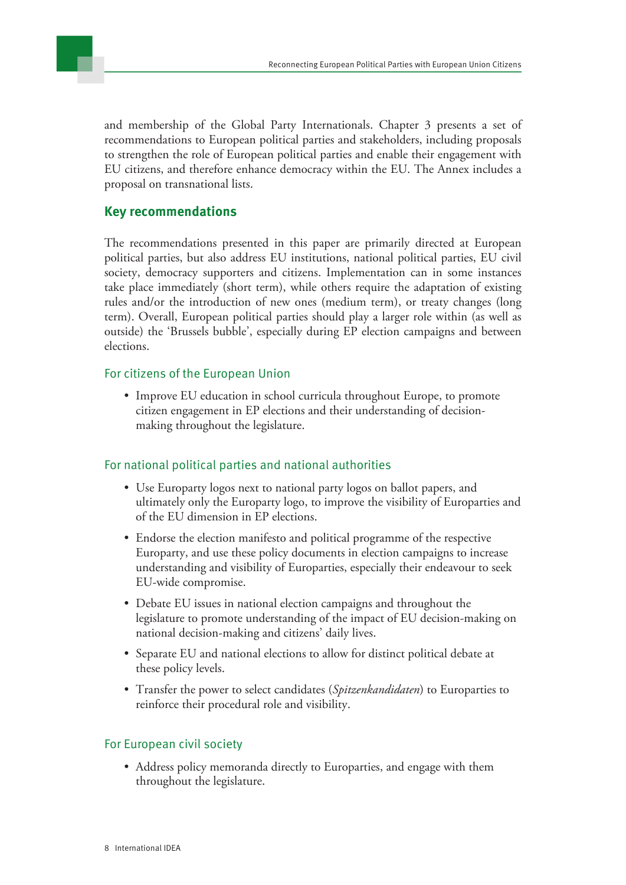and membership of the Global Party Internationals. Chapter 3 presents a set of recommendations to European political parties and stakeholders, including proposals to strengthen the role of European political parties and enable their engagement with EU citizens, and therefore enhance democracy within the EU. The Annex includes a proposal on transnational lists.

## Key recommendations

The recommendations presented in this paper are primarily directed at European political parties, but also address EU institutions, national political parties, EU civil society, democracy supporters and citizens. Implementation can in some instances take place immediately (short term), while others require the adaptation of existing rules and/or the introduction of new ones (medium term), or treaty changes (long term). Overall, European political parties should play a larger role within (as well as outside) the 'Brussels bubble', especially during EP election campaigns and between elections.

### For citizens of the European Union

- Improve EU education in school curricula throughout Europe, to promote citizen engagement in EP elections and their understanding of decision-making throughout the legislature.

### For national political parties and national authorities

- Use Europarty logos next to national party logos on ballot papers, and ultimately only the Europarty logo, to improve the visibility of Europarties and of the EU dimension in EP elections.
- Endorse the election manifesto and political programme of the respective Europarty, and use these policy documents in election campaigns to increase understanding and visibility of Europarties, especially their endeavour to seek EU-wide compromise.
- Debate EU issues in national election campaigns and throughout the legislature to promote understanding of the impact of EU decision-making on national decision-making and citizens' daily lives.
- Separate EU and national elections to allow for distinct political debate at these policy levels.
- Transfer the power to select candidates (*Spitzenkandidaten*) to Europarties to reinforce their procedural role and visibility.

### For European civil society

- Address policy memoranda directly to Europarties, and engage with them throughout the legislature.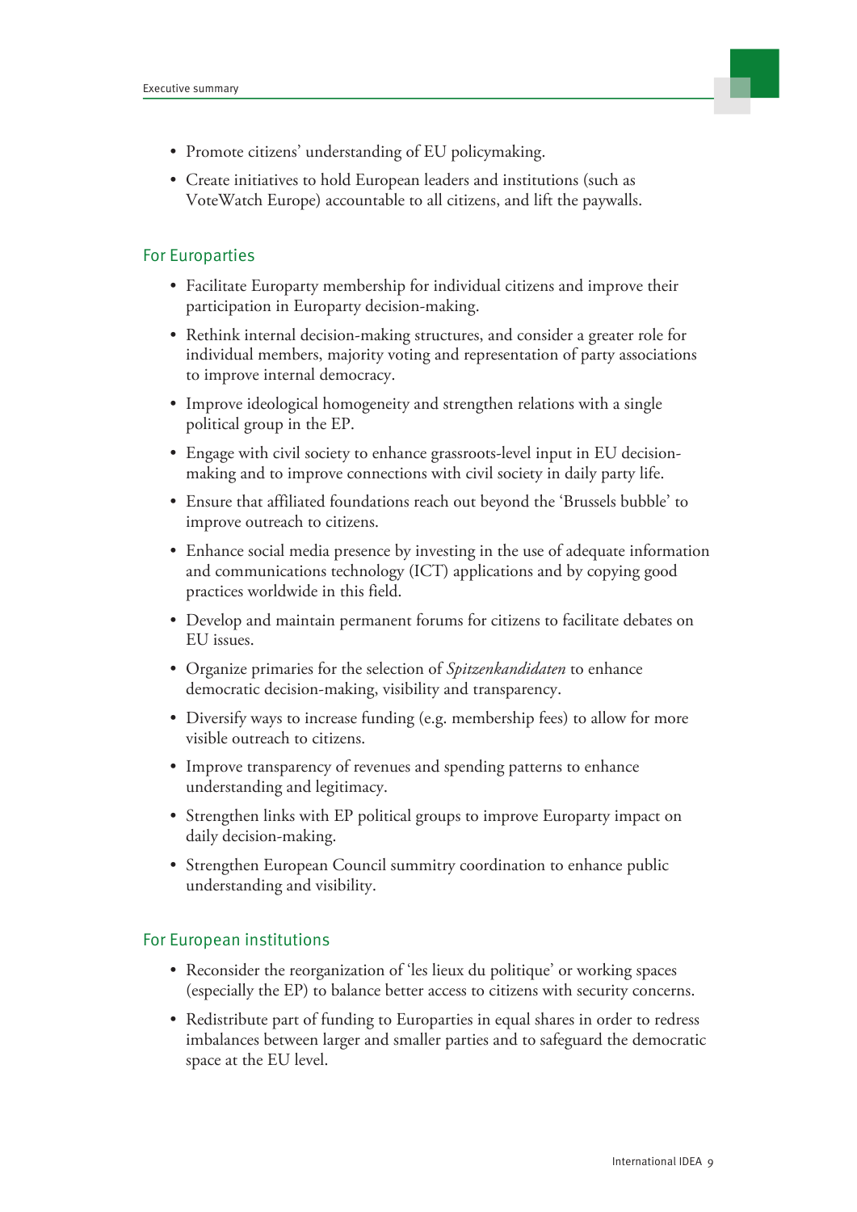- Promote citizens' understanding of EU policymaking.
- Create initiatives to hold European leaders and institutions (such as VoteWatch Europe) accountable to all citizens, and lift the paywalls.

### For Europarties

- Facilitate Europarty membership for individual citizens and improve their participation in Europarty decision-making.
- Rethink internal decision-making structures, and consider a greater role for individual members, majority voting and representation of party associations to improve internal democracy.
- Improve ideological homogeneity and strengthen relations with a single political group in the EP.
- Engage with civil society to enhance grassroots-level input in EU decision-making and to improve connections with civil society in daily party life.
- Ensure that affiliated foundations reach out beyond the 'Brussels bubble' to improve outreach to citizens.
- Enhance social media presence by investing in the use of adequate information and communications technology (ICT) applications and by copying good practices worldwide in this field.
- Develop and maintain permanent forums for citizens to facilitate debates on EU issues.
- Organize primaries for the selection of *Spitzenkandidaten* to enhance democratic decision-making, visibility and transparency.
- Diversify ways to increase funding (e.g. membership fees) to allow for more visible outreach to citizens.
- Improve transparency of revenues and spending patterns to enhance understanding and legitimacy.
- Strengthen links with EP political groups to improve Europarty impact on daily decision-making.
- Strengthen European Council summitry coordination to enhance public understanding and visibility.

### For European institutions

- Reconsider the reorganization of 'les lieux du politique' or working spaces (especially the EP) to balance better access to citizens with security concerns.
- Redistribute part of funding to Europarties in equal shares in order to redress imbalances between larger and smaller parties and to safeguard the democratic space at the EU level.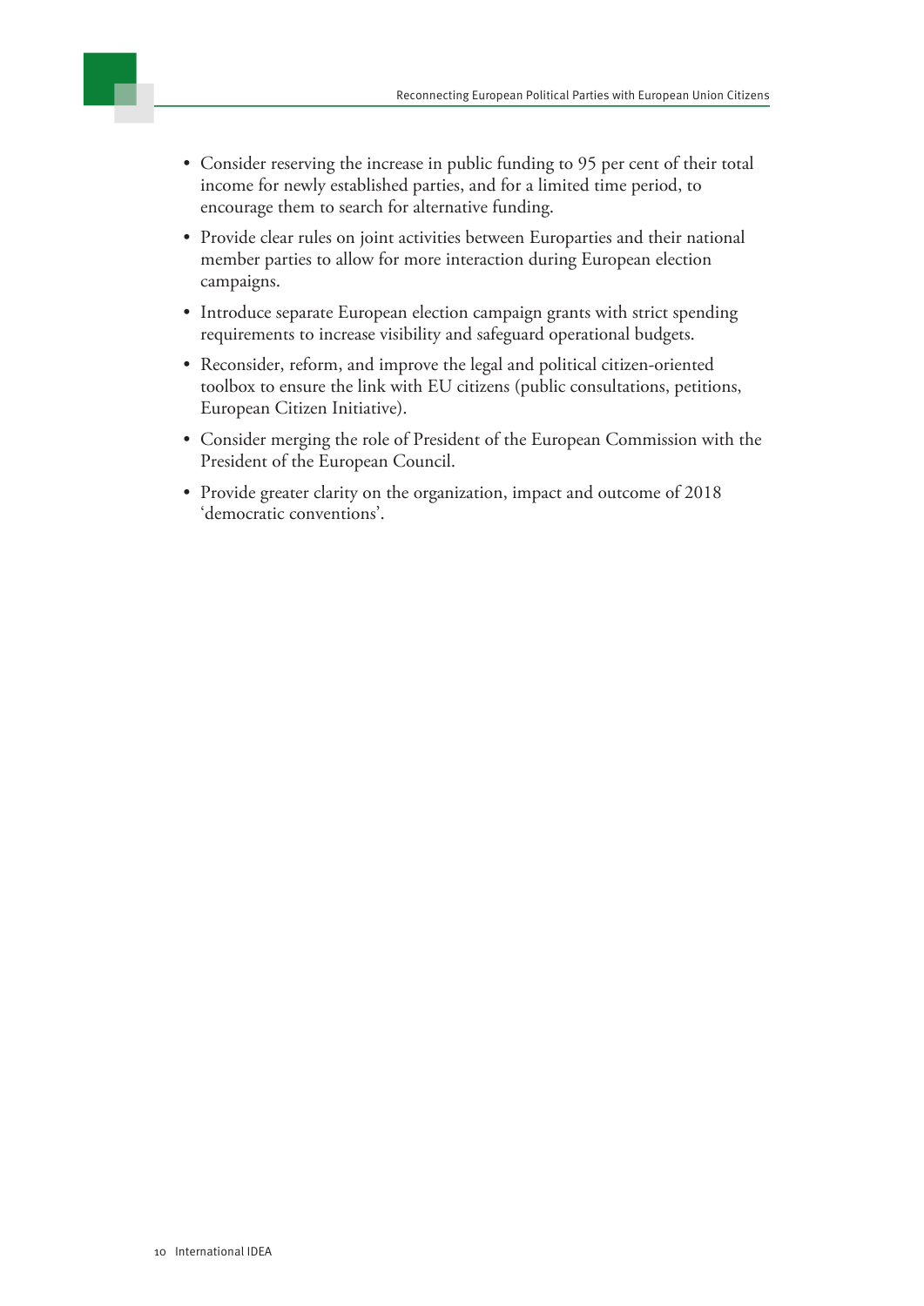- Consider reserving the increase in public funding to 95 per cent of their total income for newly established parties, and for a limited time period, to encourage them to search for alternative funding.
- Provide clear rules on joint activities between Europarties and their national member parties to allow for more interaction during European election campaigns.
- Introduce separate European election campaign grants with strict spending requirements to increase visibility and safeguard operational budgets.
- Reconsider, reform, and improve the legal and political citizen-oriented toolbox to ensure the link with EU citizens (public consultations, petitions, European Citizen Initiative).
- Consider merging the role of President of the European Commission with the President of the European Council.
- Provide greater clarity on the organization, impact and outcome of 2018 'democratic conventions'.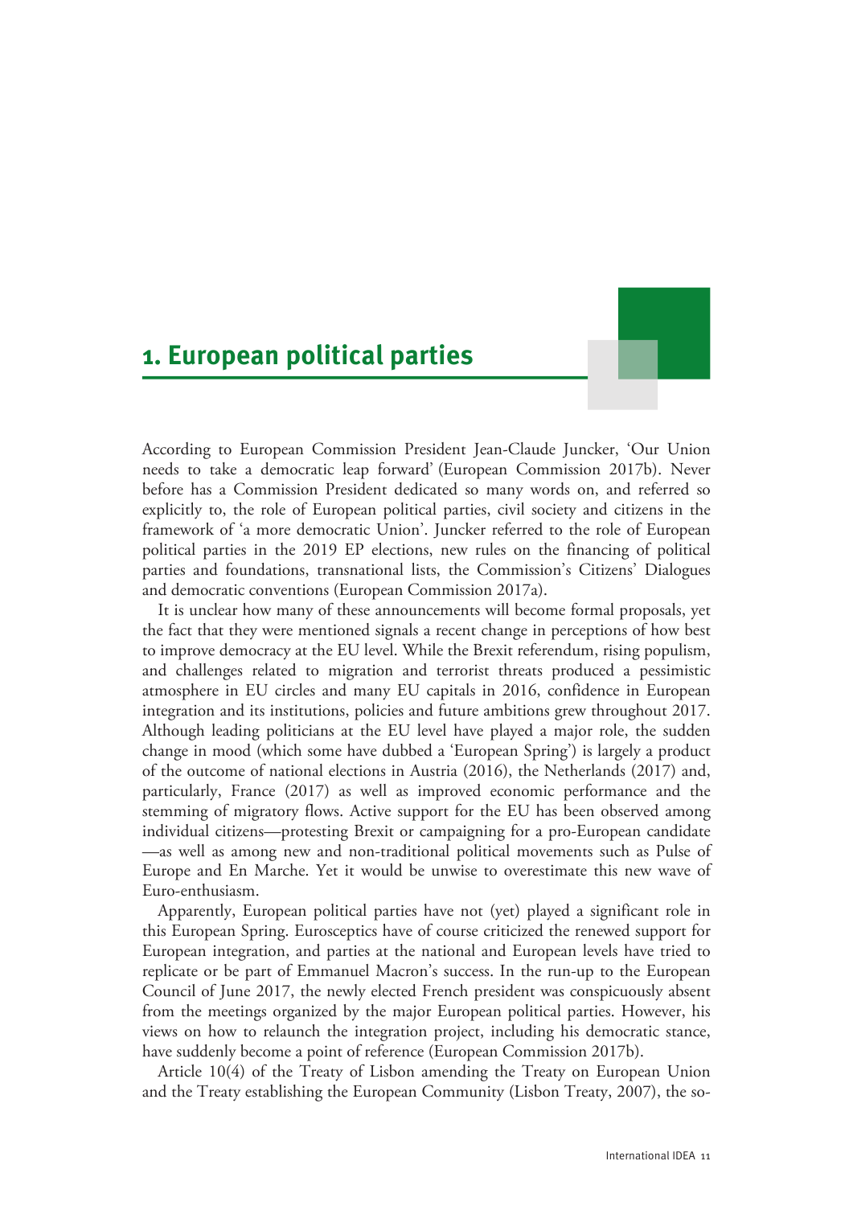# 1. European political parties

According to European Commission President Jean-Claude Juncker, 'Our Union needs to take a democratic leap forward' (European Commission 2017b). Never before has a Commission President dedicated so many words on, and referred so explicitly to, the role of European political parties, civil society and citizens in the framework of 'a more democratic Union'. Juncker referred to the role of European political parties in the 2019 EP elections, new rules on the financing of political parties and foundations, transnational lists, the Commission's Citizens' Dialogues and democratic conventions (European Commission 2017a).

It is unclear how many of these announcements will become formal proposals, yet the fact that they were mentioned signals a recent change in perceptions of how best to improve democracy at the EU level. While the Brexit referendum, rising populism, and challenges related to migration and terrorist threats produced a pessimistic atmosphere in EU circles and many EU capitals in 2016, confidence in European integration and its institutions, policies and future ambitions grew throughout 2017. Although leading politicians at the EU level have played a major role, the sudden change in mood (which some have dubbed a 'European Spring') is largely a product of the outcome of national elections in Austria (2016), the Netherlands (2017) and, particularly, France (2017) as well as improved economic performance and the stemming of migratory flows. Active support for the EU has been observed among individual citizens—protesting Brexit or campaigning for a pro-European candidate—as well as among new and non-traditional political movements such as Pulse of Europe and En Marche. Yet it would be unwise to overestimate this new wave of Euro-enthusiasm.

Apparently, European political parties have not (yet) played a significant role in this European Spring. Eurosceptics have of course criticized the renewed support for European integration, and parties at the national and European levels have tried to replicate or be part of Emmanuel Macron's success. In the run-up to the European Council of June 2017, the newly elected French president was conspicuously absent from the meetings organized by the major European political parties. However, his views on how to relaunch the integration project, including his democratic stance, have suddenly become a point of reference (European Commission 2017b).

Article 10(4) of the Treaty of Lisbon amending the Treaty on European Union and the Treaty establishing the European Community (Lisbon Treaty, 2007), the so-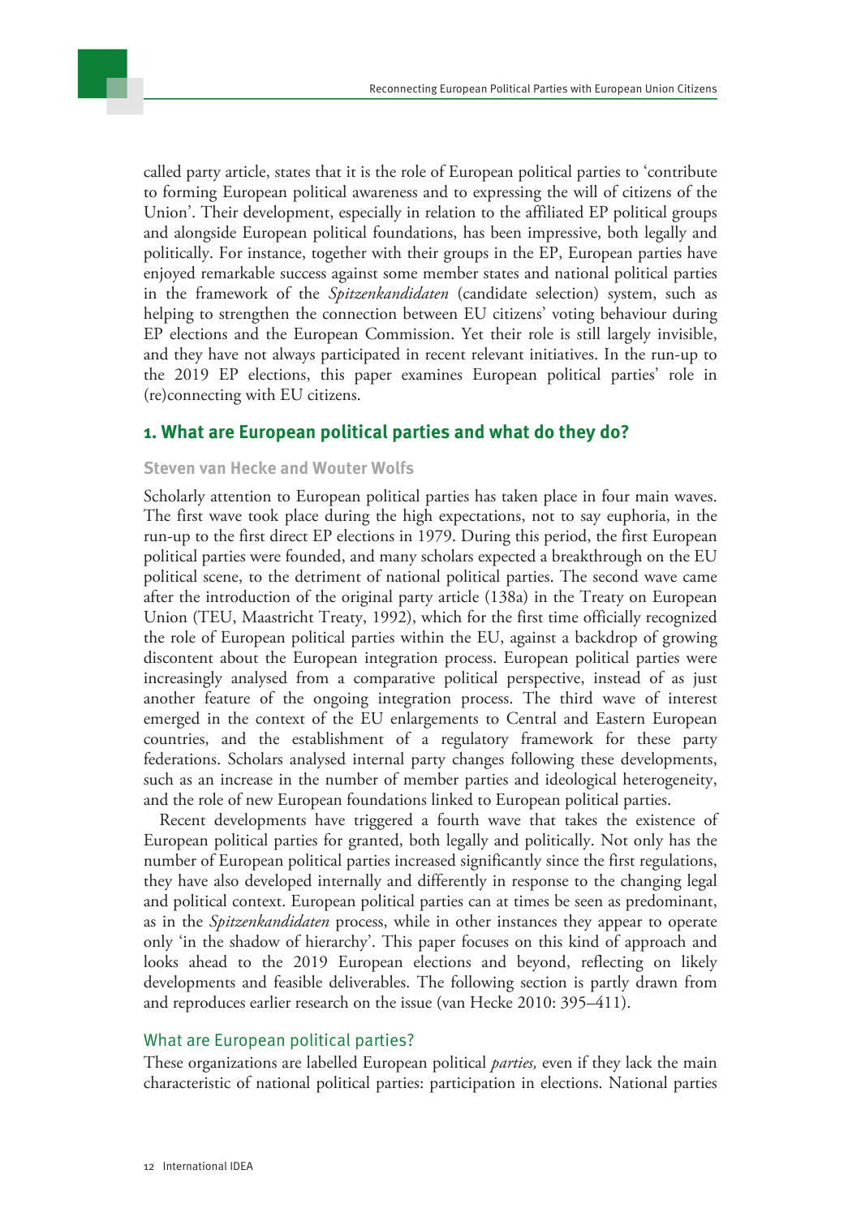called party article, states that it is the role of European political parties to 'contribute to forming European political awareness and to expressing the will of citizens of the Union'. Their development, especially in relation to the affiliated EP political groups and alongside European political foundations, has been impressive, both legally and politically. For instance, together with their groups in the EP, European parties have enjoyed remarkable success against some member states and national political parties in the framework of the *Spitzenkandidaten* (candidate selection) system, such as helping to strengthen the connection between EU citizens' voting behaviour during EP elections and the European Commission. Yet their role is still largely invisible, and they have not always participated in recent relevant initiatives. In the run-up to the 2019 EP elections, this paper examines European political parties' role in (re)connecting with EU citizens.

## 1. What are European political parties and what do they do?

**Steven van Hecke and Wouter Wolfs**

Scholarly attention to European political parties has taken place in four main waves. The first wave took place during the high expectations, not to say euphoria, in the run-up to the first direct EP elections in 1979. During this period, the first European political parties were founded, and many scholars expected a breakthrough on the EU political scene, to the detriment of national political parties. The second wave came after the introduction of the original party article (138a) in the Treaty on European Union (TEU, Maastricht Treaty, 1992), which for the first time officially recognized the role of European political parties within the EU, against a backdrop of growing discontent about the European integration process. European political parties were increasingly analysed from a comparative political perspective, instead of as just another feature of the ongoing integration process. The third wave of interest emerged in the context of the EU enlargements to Central and Eastern European countries, and the establishment of a regulatory framework for these party federations. Scholars analysed internal party changes following these developments, such as an increase in the number of member parties and ideological heterogeneity, and the role of new European foundations linked to European political parties.

Recent developments have triggered a fourth wave that takes the existence of European political parties for granted, both legally and politically. Not only has the number of European political parties increased significantly since the first regulations, they have also developed internally and differently in response to the changing legal and political context. European political parties can at times be seen as predominant, as in the *Spitzenkandidaten* process, while in other instances they appear to operate only 'in the shadow of hierarchy'. This paper focuses on this kind of approach and looks ahead to the 2019 European elections and beyond, reflecting on likely developments and feasible deliverables. The following section is partly drawn from and reproduces earlier research on the issue (van Hecke 2010: 395–411).

### What are European political parties?

These organizations are labelled European political *parties,* even if they lack the main characteristic of national political parties: participation in elections. National parties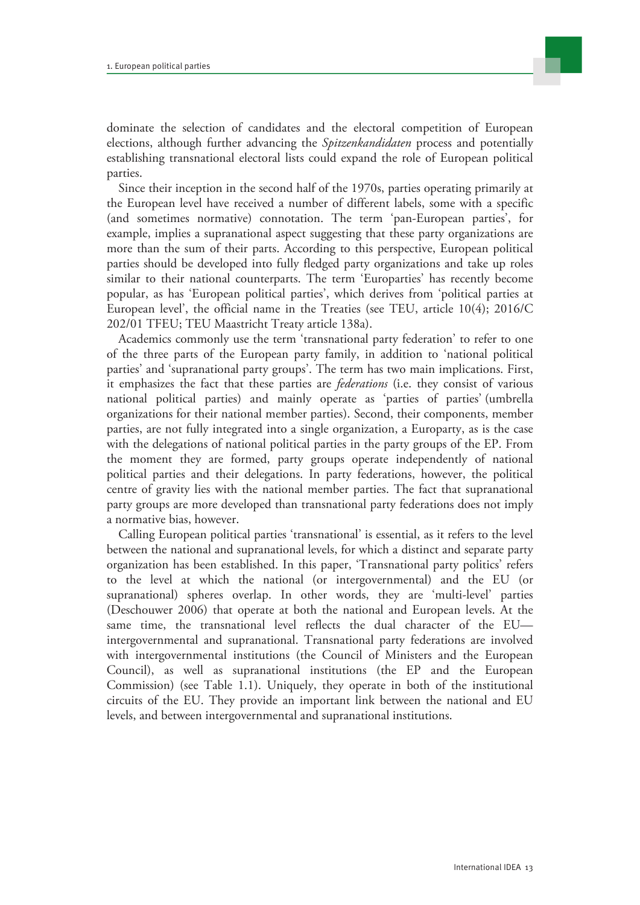dominate the selection of candidates and the electoral competition of European elections, although further advancing the *Spitzenkandidaten* process and potentially establishing transnational electoral lists could expand the role of European political parties.

Since their inception in the second half of the 1970s, parties operating primarily at the European level have received a number of different labels, some with a specific (and sometimes normative) connotation. The term 'pan-European parties', for example, implies a supranational aspect suggesting that these party organizations are more than the sum of their parts. According to this perspective, European political parties should be developed into fully fledged party organizations and take up roles similar to their national counterparts. The term 'Europarties' has recently become popular, as has 'European political parties', which derives from 'political parties at European level', the official name in the Treaties (see TEU, article 10(4); 2016/C 202/01 TFEU; TEU Maastricht Treaty article 138a).

Academics commonly use the term 'transnational party federation' to refer to one of the three parts of the European party family, in addition to 'national political parties' and 'supranational party groups'. The term has two main implications. First, it emphasizes the fact that these parties are *federations* (i.e. they consist of various national political parties) and mainly operate as 'parties of parties' (umbrella organizations for their national member parties). Second, their components, member parties, are not fully integrated into a single organization, a Europarty, as is the case with the delegations of national political parties in the party groups of the EP. From the moment they are formed, party groups operate independently of national political parties and their delegations. In party federations, however, the political centre of gravity lies with the national member parties. The fact that supranational party groups are more developed than transnational party federations does not imply a normative bias, however.

Calling European political parties 'transnational' is essential, as it refers to the level between the national and supranational levels, for which a distinct and separate party organization has been established. In this paper, 'Transnational party politics' refers to the level at which the national (or intergovernmental) and the EU (or supranational) spheres overlap. In other words, they are 'multi-level' parties (Deschouwer 2006) that operate at both the national and European levels. At the same time, the transnational level reflects the dual character of the EU—intergovernmental and supranational. Transnational party federations are involved with intergovernmental institutions (the Council of Ministers and the European Council), as well as supranational institutions (the EP and the European Commission) (see Table 1.1). Uniquely, they operate in both of the institutional circuits of the EU. They provide an important link between the national and EU levels, and between intergovernmental and supranational institutions.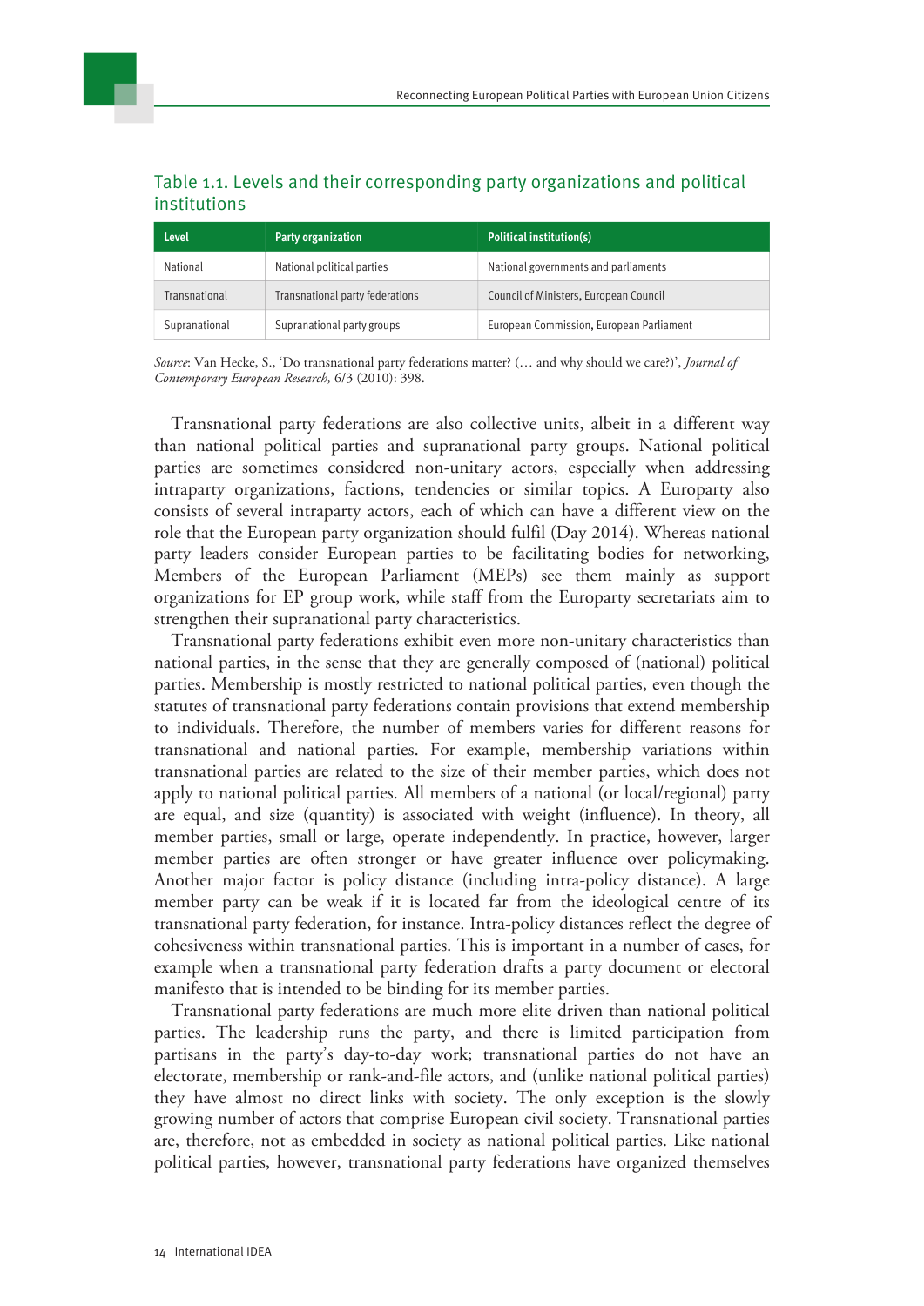### Table 1.1. Levels and their corresponding party organizations and political institutions

| Level | Party organization | Political institution(s) |
|---|---|---|
| National | National political parties | National governments and parliaments |
| Transnational | Transnational party federations | Council of Ministers, European Council |
| Supranational | Supranational party groups | European Commission, European Parliament |

*Source*: Van Hecke, S., 'Do transnational party federations matter? (… and why should we care?)', *Journal of Contemporary European Research,* 6/3 (2010): 398.

Transnational party federations are also collective units, albeit in a different way than national political parties and supranational party groups. National political parties are sometimes considered non-unitary actors, especially when addressing intraparty organizations, factions, tendencies or similar topics. A Europarty also consists of several intraparty actors, each of which can have a different view on the role that the European party organization should fulfil (Day 2014). Whereas national party leaders consider European parties to be facilitating bodies for networking, Members of the European Parliament (MEPs) see them mainly as support organizations for EP group work, while staff from the Europarty secretariats aim to strengthen their supranational party characteristics.

Transnational party federations exhibit even more non-unitary characteristics than national parties, in the sense that they are generally composed of (national) political parties. Membership is mostly restricted to national political parties, even though the statutes of transnational party federations contain provisions that extend membership to individuals. Therefore, the number of members varies for different reasons for transnational and national parties. For example, membership variations within transnational parties are related to the size of their member parties, which does not apply to national political parties. All members of a national (or local/regional) party are equal, and size (quantity) is associated with weight (influence). In theory, all member parties, small or large, operate independently. In practice, however, larger member parties are often stronger or have greater influence over policymaking. Another major factor is policy distance (including intra-policy distance). A large member party can be weak if it is located far from the ideological centre of its transnational party federation, for instance. Intra-policy distances reflect the degree of cohesiveness within transnational parties. This is important in a number of cases, for example when a transnational party federation drafts a party document or electoral manifesto that is intended to be binding for its member parties.

Transnational party federations are much more elite driven than national political parties. The leadership runs the party, and there is limited participation from partisans in the party's day-to-day work; transnational parties do not have an electorate, membership or rank-and-file actors, and (unlike national political parties) they have almost no direct links with society. The only exception is the slowly growing number of actors that comprise European civil society. Transnational parties are, therefore, not as embedded in society as national political parties. Like national political parties, however, transnational party federations have organized themselves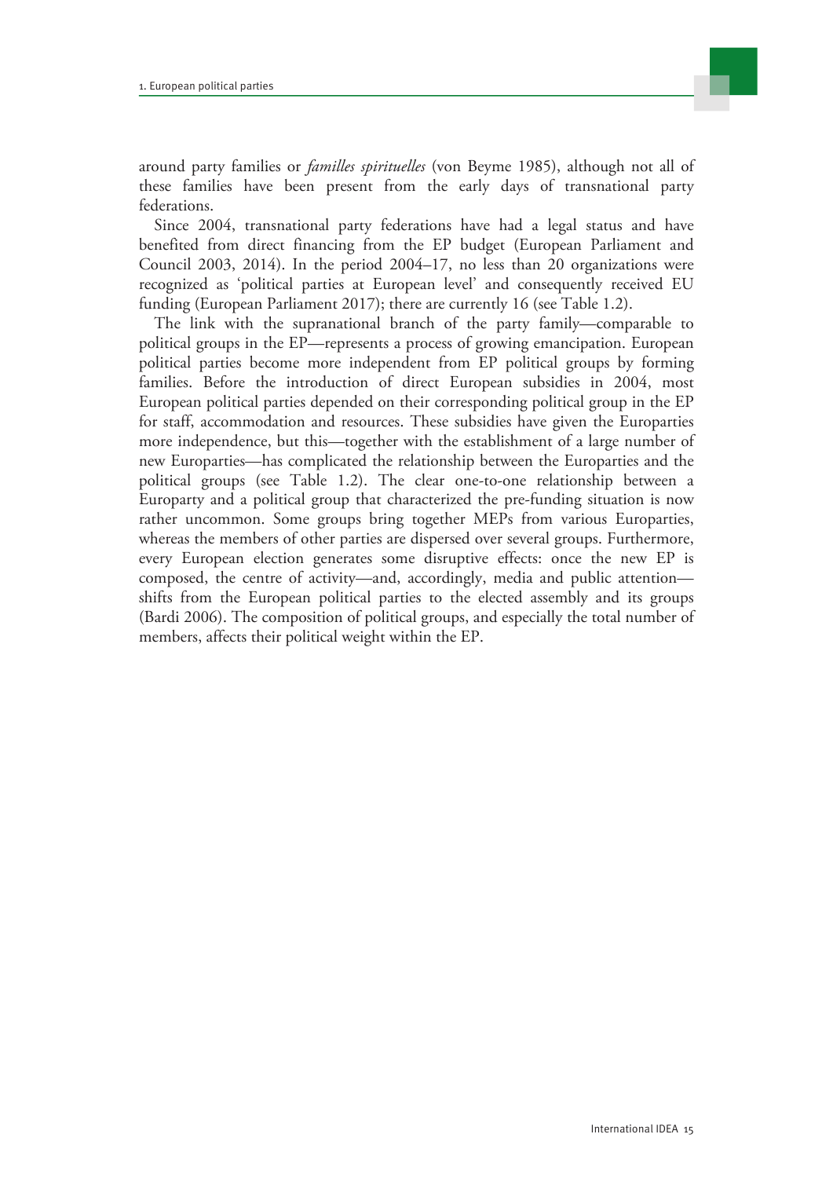around party families or *familles spirituelles* (von Beyme 1985), although not all of these families have been present from the early days of transnational party federations.

Since 2004, transnational party federations have had a legal status and have benefited from direct financing from the EP budget (European Parliament and Council 2003, 2014). In the period 2004–17, no less than 20 organizations were recognized as 'political parties at European level' and consequently received EU funding (European Parliament 2017); there are currently 16 (see Table 1.2).

The link with the supranational branch of the party family—comparable to political groups in the EP—represents a process of growing emancipation. European political parties become more independent from EP political groups by forming families. Before the introduction of direct European subsidies in 2004, most European political parties depended on their corresponding political group in the EP for staff, accommodation and resources. These subsidies have given the Europarties more independence, but this—together with the establishment of a large number of new Europarties—has complicated the relationship between the Europarties and the political groups (see Table 1.2). The clear one-to-one relationship between a Europarty and a political group that characterized the pre-funding situation is now rather uncommon. Some groups bring together MEPs from various Europarties, whereas the members of other parties are dispersed over several groups. Furthermore, every European election generates some disruptive effects: once the new EP is composed, the centre of activity—and, accordingly, media and public attention—shifts from the European political parties to the elected assembly and its groups (Bardi 2006). The composition of political groups, and especially the total number of members, affects their political weight within the EP.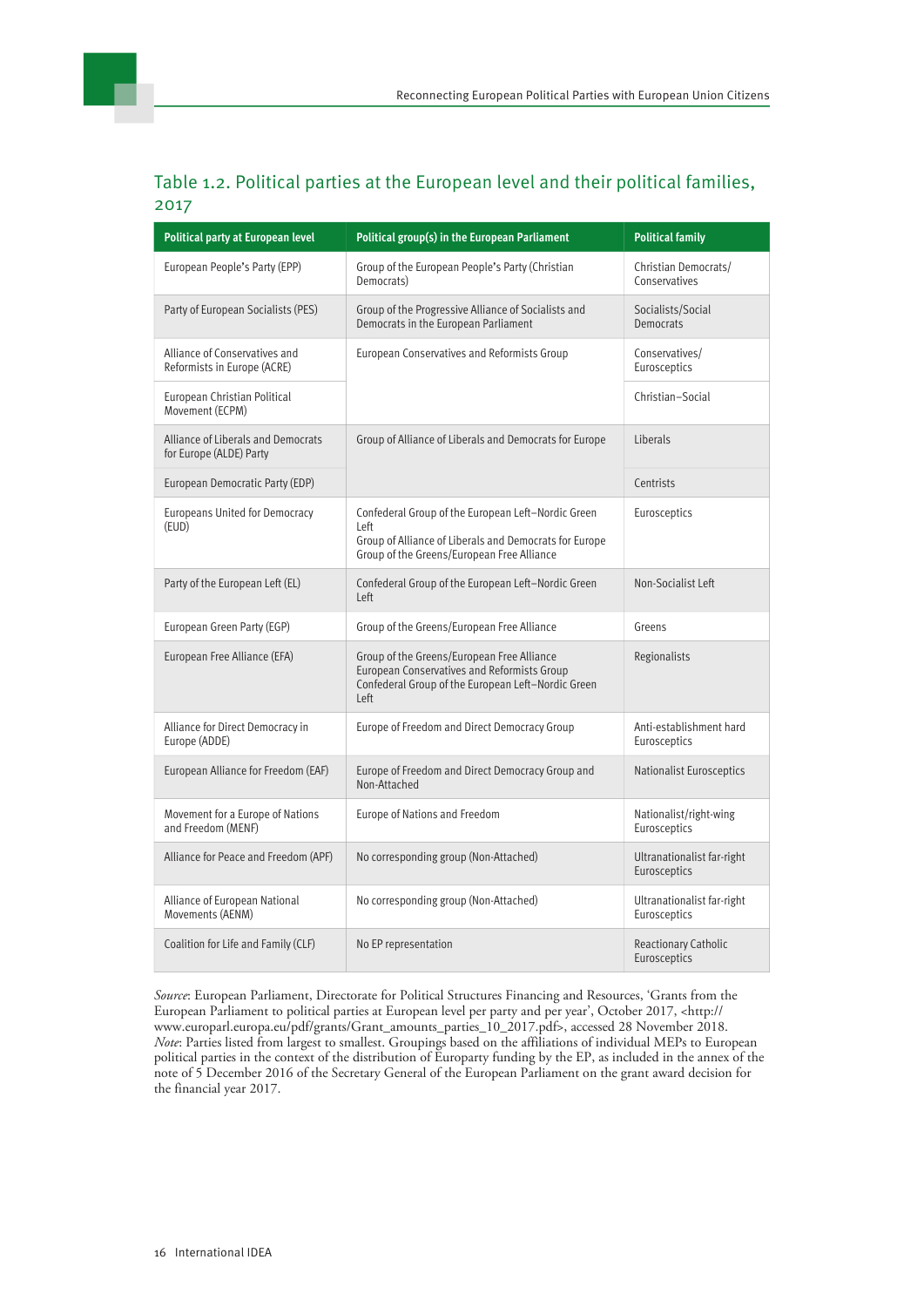## Table 1.2. Political parties at the European level and their political families, 2017

| Political party at European level | Political group(s) in the European Parliament | Political family |
|---|---|---|
| European People's Party (EPP) | Group of the European People's Party (Christian Democrats) | Christian Democrats/ Conservatives |
| Party of European Socialists (PES) | Group of the Progressive Alliance of Socialists and Democrats in the European Parliament | Socialists/Social Democrats |
| Alliance of Conservatives and Reformists in Europe (ACRE) | European Conservatives and Reformists Group | Conservatives/ Eurosceptics |
| European Christian Political Movement (ECPM) | | Christian–Social |
| Alliance of Liberals and Democrats for Europe (ALDE) Party | Group of Alliance of Liberals and Democrats for Europe | Liberals |
| European Democratic Party (EDP) | | Centrists |
| Europeans United for Democracy (EUD) | Confederal Group of the European Left–Nordic Green Left<br>Group of Alliance of Liberals and Democrats for Europe<br>Group of the Greens/European Free Alliance | Eurosceptics |
| Party of the European Left (EL) | Confederal Group of the European Left–Nordic Green Left | Non-Socialist Left |
| European Green Party (EGP) | Group of the Greens/European Free Alliance | Greens |
| European Free Alliance (EFA) | Group of the Greens/European Free Alliance<br>European Conservatives and Reformists Group<br>Confederal Group of the European Left–Nordic Green Left | Regionalists |
| Alliance for Direct Democracy in Europe (ADDE) | Europe of Freedom and Direct Democracy Group | Anti-establishment hard Eurosceptics |
| European Alliance for Freedom (EAF) | Europe of Freedom and Direct Democracy Group and Non-Attached | Nationalist Eurosceptics |
| Movement for a Europe of Nations and Freedom (MENF) | Europe of Nations and Freedom | Nationalist/right-wing Eurosceptics |
| Alliance for Peace and Freedom (APF) | No corresponding group (Non-Attached) | Ultranationalist far-right Eurosceptics |
| Alliance of European National Movements (AENM) | No corresponding group (Non-Attached) | Ultranationalist far-right Eurosceptics |
| Coalition for Life and Family (CLF) | No EP representation | Reactionary Catholic Eurosceptics |

*Source*: European Parliament, Directorate for Political Structures Financing and Resources, 'Grants from the European Parliament to political parties at European level per party and per year', October 2017, <http://www.europarl.europa.eu/pdf/grants/Grant_amounts_parties_10_2017.pdf>, accessed 28 November 2018.
*Note*: Parties listed from largest to smallest. Groupings based on the affiliations of individual MEPs to European political parties in the context of the distribution of Europarty funding by the EP, as included in the annex of the note of 5 December 2016 of the Secretary General of the European Parliament on the grant award decision for the financial year 2017.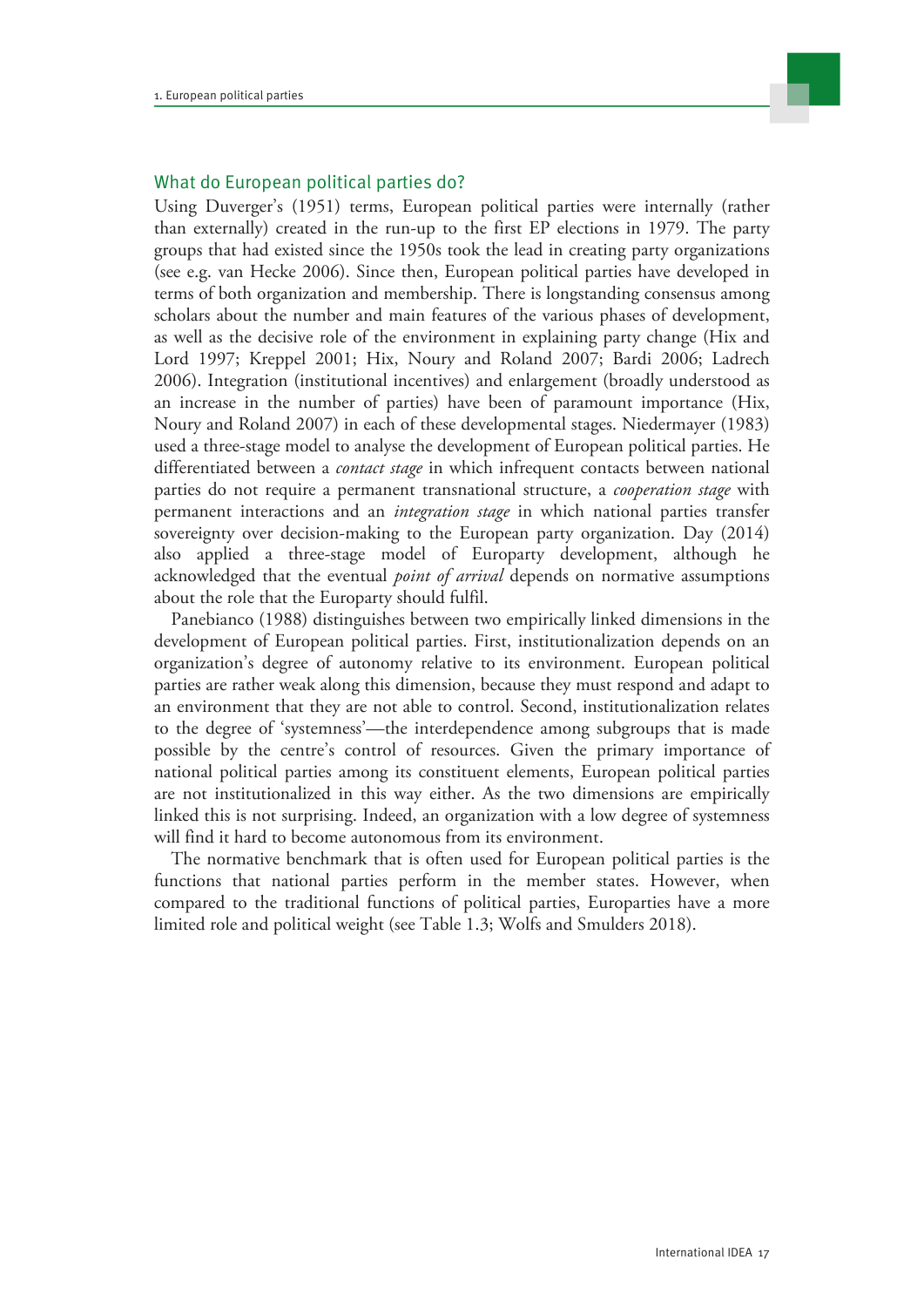## What do European political parties do?

Using Duverger's (1951) terms, European political parties were internally (rather than externally) created in the run-up to the first EP elections in 1979. The party groups that had existed since the 1950s took the lead in creating party organizations (see e.g. van Hecke 2006). Since then, European political parties have developed in terms of both organization and membership. There is longstanding consensus among scholars about the number and main features of the various phases of development, as well as the decisive role of the environment in explaining party change (Hix and Lord 1997; Kreppel 2001; Hix, Noury and Roland 2007; Bardi 2006; Ladrech 2006). Integration (institutional incentives) and enlargement (broadly understood as an increase in the number of parties) have been of paramount importance (Hix, Noury and Roland 2007) in each of these developmental stages. Niedermayer (1983) used a three-stage model to analyse the development of European political parties. He differentiated between a *contact stage* in which infrequent contacts between national parties do not require a permanent transnational structure, a *cooperation stage* with permanent interactions and an *integration stage* in which national parties transfer sovereignty over decision-making to the European party organization. Day (2014) also applied a three-stage model of Europarty development, although he acknowledged that the eventual *point of arrival* depends on normative assumptions about the role that the Europarty should fulfil.

Panebianco (1988) distinguishes between two empirically linked dimensions in the development of European political parties. First, institutionalization depends on an organization's degree of autonomy relative to its environment. European political parties are rather weak along this dimension, because they must respond and adapt to an environment that they are not able to control. Second, institutionalization relates to the degree of 'systemness'—the interdependence among subgroups that is made possible by the centre's control of resources. Given the primary importance of national political parties among its constituent elements, European political parties are not institutionalized in this way either. As the two dimensions are empirically linked this is not surprising. Indeed, an organization with a low degree of systemness will find it hard to become autonomous from its environment.

The normative benchmark that is often used for European political parties is the functions that national parties perform in the member states. However, when compared to the traditional functions of political parties, Europarties have a more limited role and political weight (see Table 1.3; Wolfs and Smulders 2018).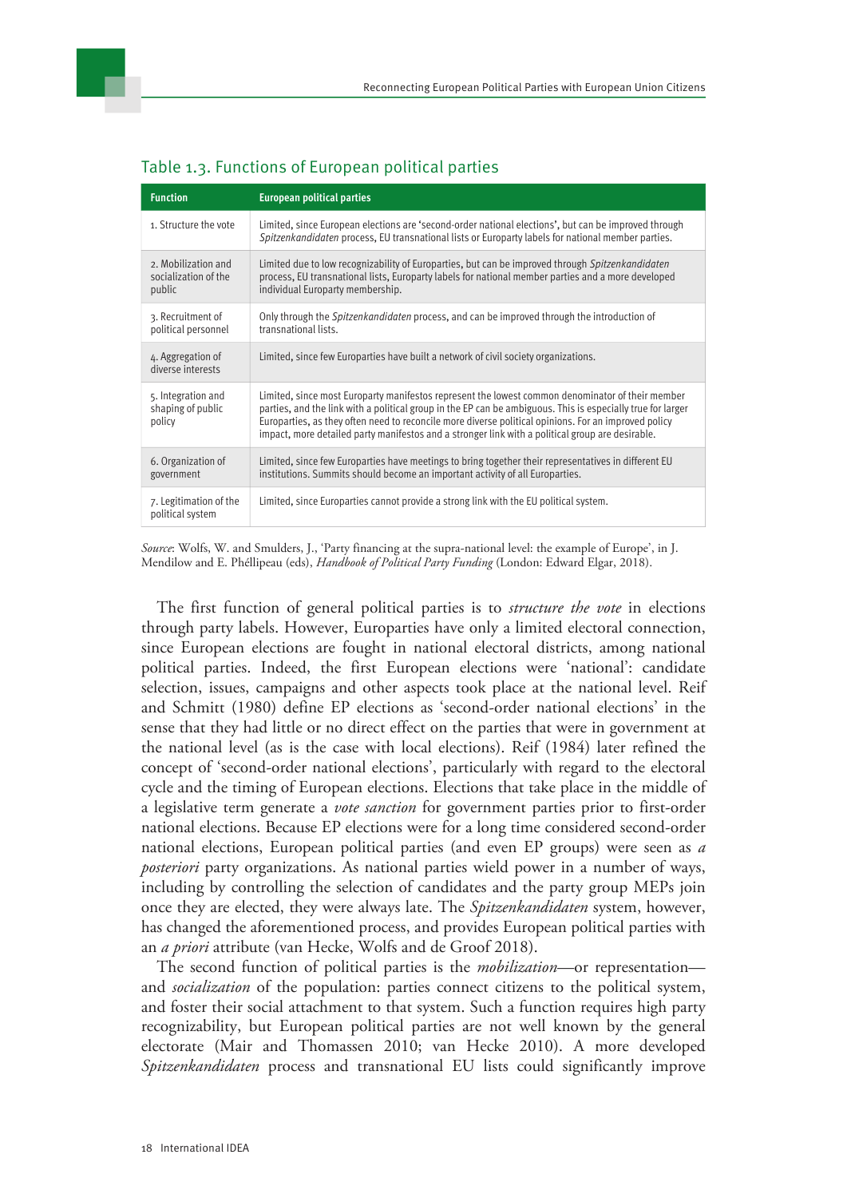### Table 1.3. Functions of European political parties

| Function | European political parties |
|---|---|
| 1. Structure the vote | Limited, since European elections are 'second-order national elections', but can be improved through *Spitzenkandidaten* process, EU transnational lists or Europarty labels for national member parties. |
| 2. Mobilization and socialization of the public | Limited due to low recognizability of Europarties, but can be improved through *Spitzenkandidaten* process, EU transnational lists, Europarty labels for national member parties and a more developed individual Europarty membership. |
| 3. Recruitment of political personnel | Only through the *Spitzenkandidaten* process, and can be improved through the introduction of transnational lists. |
| 4. Aggregation of diverse interests | Limited, since few Europarties have built a network of civil society organizations. |
| 5. Integration and shaping of public policy | Limited, since most Europarty manifestos represent the lowest common denominator of their member parties, and the link with a political group in the EP can be ambiguous. This is especially true for larger Europarties, as they often need to reconcile more diverse political opinions. For an improved policy impact, more detailed party manifestos and a stronger link with a political group are desirable. |
| 6. Organization of government | Limited, since few Europarties have meetings to bring together their representatives in different EU institutions. Summits should become an important activity of all Europarties. |
| 7. Legitimation of the political system | Limited, since Europarties cannot provide a strong link with the EU political system. |

*Source*: Wolfs, W. and Smulders, J., 'Party financing at the supra-national level: the example of Europe', in J. Mendilow and E. Phélippeau (eds), *Handbook of Political Party Funding* (London: Edward Elgar, 2018).

The first function of general political parties is to *structure the vote* in elections through party labels. However, Europarties have only a limited electoral connection, since European elections are fought in national electoral districts, among national political parties. Indeed, the first European elections were 'national': candidate selection, issues, campaigns and other aspects took place at the national level. Reif and Schmitt (1980) define EP elections as 'second-order national elections' in the sense that they had little or no direct effect on the parties that were in government at the national level (as is the case with local elections). Reif (1984) later refined the concept of 'second-order national elections', particularly with regard to the electoral cycle and the timing of European elections. Elections that take place in the middle of a legislative term generate a *vote sanction* for government parties prior to first-order national elections. Because EP elections were for a long time considered second-order national elections, European political parties (and even EP groups) were seen as *a posteriori* party organizations. As national parties wield power in a number of ways, including by controlling the selection of candidates and the party group MEPs join once they are elected, they were always late. The *Spitzenkandidaten* system, however, has changed the aforementioned process, and provides European political parties with an *a priori* attribute (van Hecke, Wolfs and de Groof 2018).

The second function of political parties is the *mobilization*—or representation—and *socialization* of the population: parties connect citizens to the political system, and foster their social attachment to that system. Such a function requires high party recognizability, but European political parties are not well known by the general electorate (Mair and Thomassen 2010; van Hecke 2010). A more developed *Spitzenkandidaten* process and transnational EU lists could significantly improve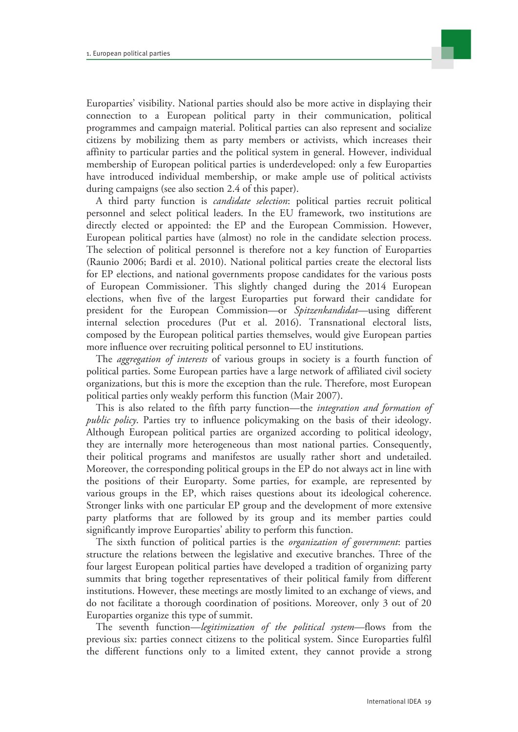Europarties' visibility. National parties should also be more active in displaying their connection to a European political party in their communication, political programmes and campaign material. Political parties can also represent and socialize citizens by mobilizing them as party members or activists, which increases their affinity to particular parties and the political system in general. However, individual membership of European political parties is underdeveloped: only a few Europarties have introduced individual membership, or make ample use of political activists during campaigns (see also section 2.4 of this paper).

A third party function is *candidate selection*: political parties recruit political personnel and select political leaders. In the EU framework, two institutions are directly elected or appointed: the EP and the European Commission. However, European political parties have (almost) no role in the candidate selection process. The selection of political personnel is therefore not a key function of Europarties (Raunio 2006; Bardi et al. 2010). National political parties create the electoral lists for EP elections, and national governments propose candidates for the various posts of European Commissioner. This slightly changed during the 2014 European elections, when five of the largest Europarties put forward their candidate for president for the European Commission—or *Spitzenkandidat*—using different internal selection procedures (Put et al. 2016). Transnational electoral lists, composed by the European political parties themselves, would give European parties more influence over recruiting political personnel to EU institutions.

The *aggregation of interests* of various groups in society is a fourth function of political parties. Some European parties have a large network of affiliated civil society organizations, but this is more the exception than the rule. Therefore, most European political parties only weakly perform this function (Mair 2007).

This is also related to the fifth party function—the *integration and formation of public policy*. Parties try to influence policymaking on the basis of their ideology. Although European political parties are organized according to political ideology, they are internally more heterogeneous than most national parties. Consequently, their political programs and manifestos are usually rather short and undetailed. Moreover, the corresponding political groups in the EP do not always act in line with the positions of their Europarty. Some parties, for example, are represented by various groups in the EP, which raises questions about its ideological coherence. Stronger links with one particular EP group and the development of more extensive party platforms that are followed by its group and its member parties could significantly improve Europarties' ability to perform this function.

The sixth function of political parties is the *organization of government*: parties structure the relations between the legislative and executive branches. Three of the four largest European political parties have developed a tradition of organizing party summits that bring together representatives of their political family from different institutions. However, these meetings are mostly limited to an exchange of views, and do not facilitate a thorough coordination of positions. Moreover, only 3 out of 20 Europarties organize this type of summit.

The seventh function—*legitimization of the political system*—flows from the previous six: parties connect citizens to the political system. Since Europarties fulfil the different functions only to a limited extent, they cannot provide a strong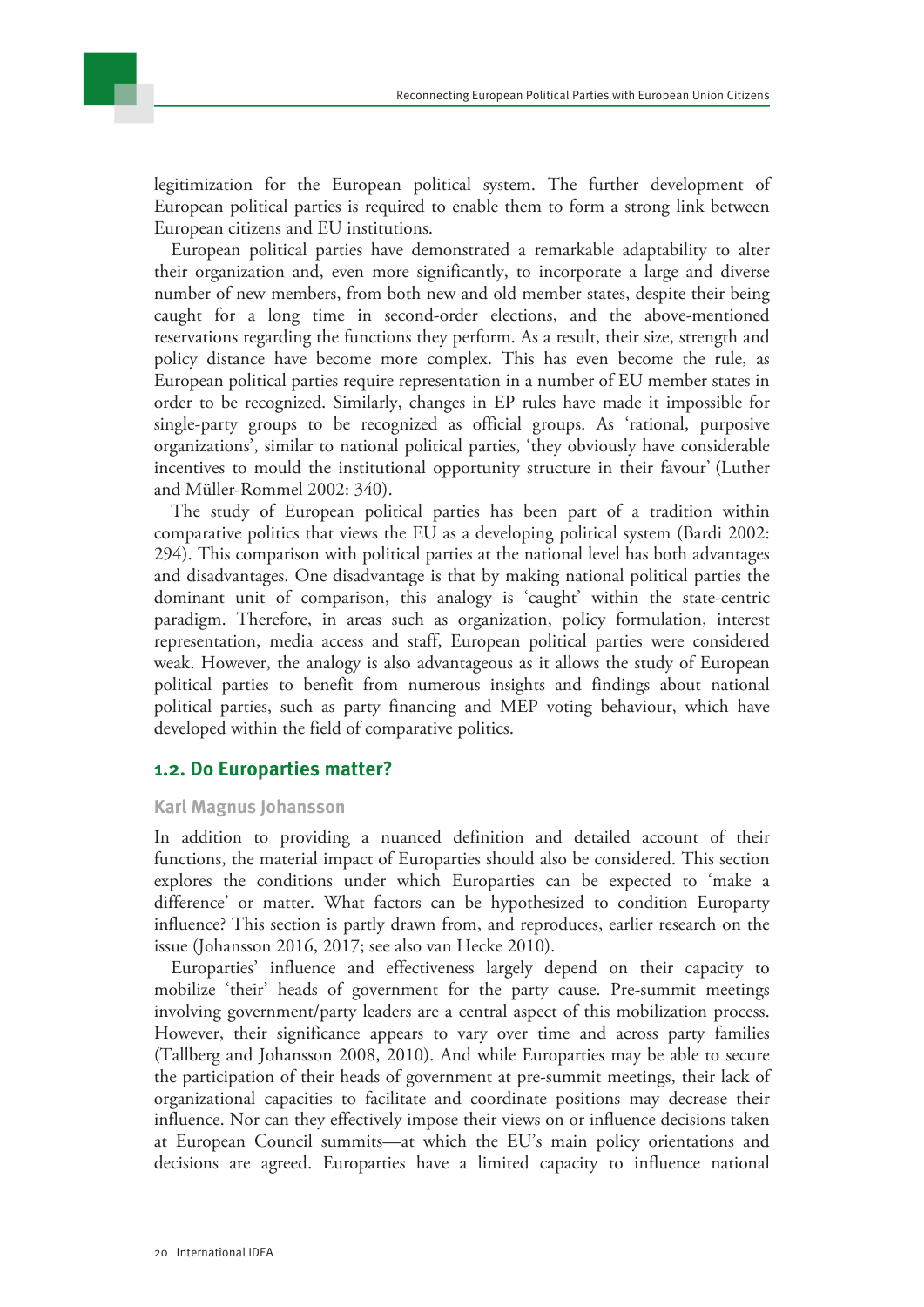legitimization for the European political system. The further development of European political parties is required to enable them to form a strong link between European citizens and EU institutions.

European political parties have demonstrated a remarkable adaptability to alter their organization and, even more significantly, to incorporate a large and diverse number of new members, from both new and old member states, despite their being caught for a long time in second-order elections, and the above-mentioned reservations regarding the functions they perform. As a result, their size, strength and policy distance have become more complex. This has even become the rule, as European political parties require representation in a number of EU member states in order to be recognized. Similarly, changes in EP rules have made it impossible for single-party groups to be recognized as official groups. As 'rational, purposive organizations', similar to national political parties, 'they obviously have considerable incentives to mould the institutional opportunity structure in their favour' (Luther and Müller-Rommel 2002: 340).

The study of European political parties has been part of a tradition within comparative politics that views the EU as a developing political system (Bardi 2002: 294). This comparison with political parties at the national level has both advantages and disadvantages. One disadvantage is that by making national political parties the dominant unit of comparison, this analogy is 'caught' within the state-centric paradigm. Therefore, in areas such as organization, policy formulation, interest representation, media access and staff, European political parties were considered weak. However, the analogy is also advantageous as it allows the study of European political parties to benefit from numerous insights and findings about national political parties, such as party financing and MEP voting behaviour, which have developed within the field of comparative politics.

## 1.2. Do Europarties matter?

**Karl Magnus Johansson**

In addition to providing a nuanced definition and detailed account of their functions, the material impact of Europarties should also be considered. This section explores the conditions under which Europarties can be expected to 'make a difference' or matter. What factors can be hypothesized to condition Europarty influence? This section is partly drawn from, and reproduces, earlier research on the issue (Johansson 2016, 2017; see also van Hecke 2010).

Europarties' influence and effectiveness largely depend on their capacity to mobilize 'their' heads of government for the party cause. Pre-summit meetings involving government/party leaders are a central aspect of this mobilization process. However, their significance appears to vary over time and across party families (Tallberg and Johansson 2008, 2010). And while Europarties may be able to secure the participation of their heads of government at pre-summit meetings, their lack of organizational capacities to facilitate and coordinate positions may decrease their influence. Nor can they effectively impose their views on or influence decisions taken at European Council summits—at which the EU's main policy orientations and decisions are agreed. Europarties have a limited capacity to influence national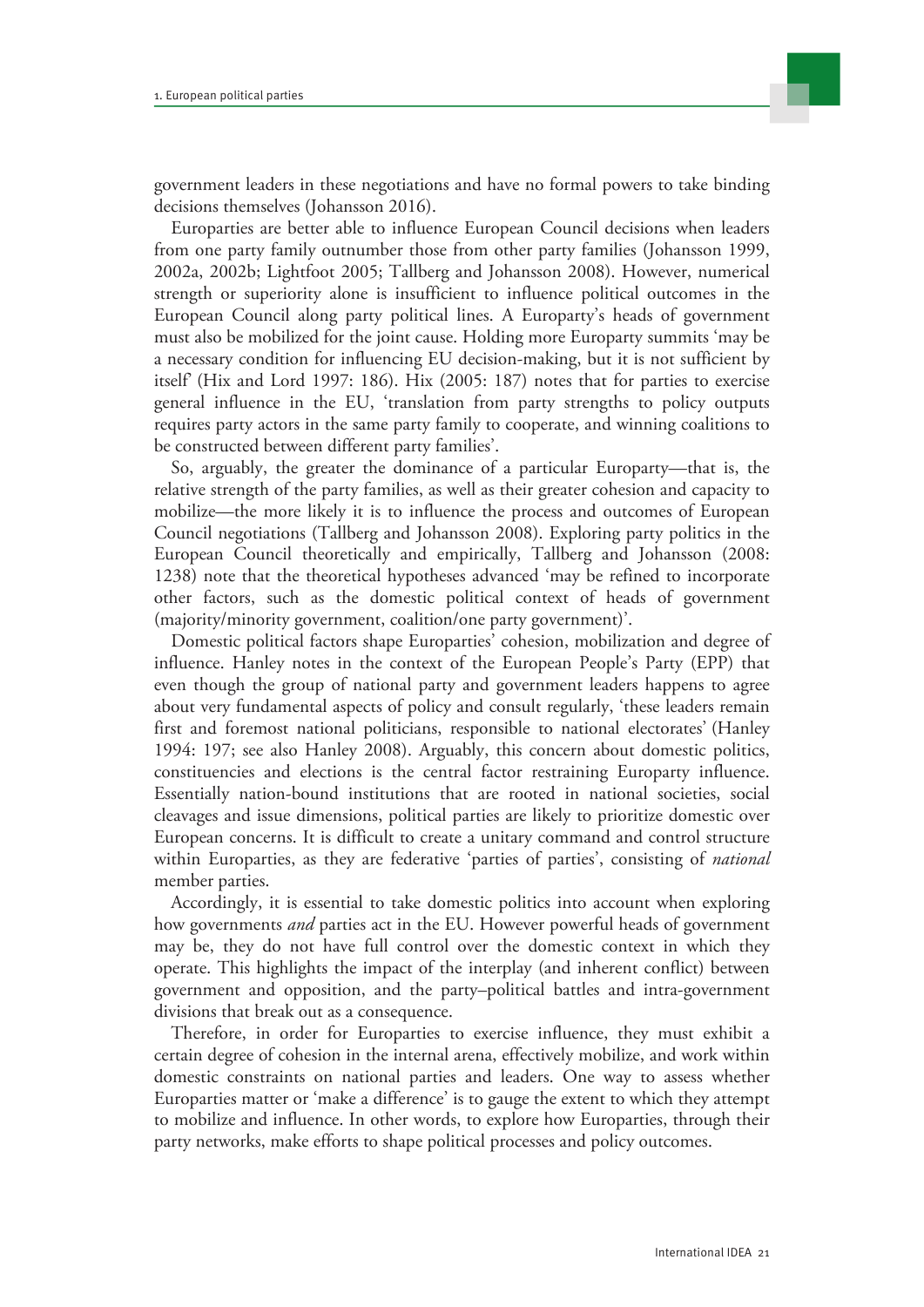government leaders in these negotiations and have no formal powers to take binding decisions themselves (Johansson 2016).

Europarties are better able to influence European Council decisions when leaders from one party family outnumber those from other party families (Johansson 1999, 2002a, 2002b; Lightfoot 2005; Tallberg and Johansson 2008). However, numerical strength or superiority alone is insufficient to influence political outcomes in the European Council along party political lines. A Europarty's heads of government must also be mobilized for the joint cause. Holding more Europarty summits 'may be a necessary condition for influencing EU decision-making, but it is not sufficient by itself' (Hix and Lord 1997: 186). Hix (2005: 187) notes that for parties to exercise general influence in the EU, 'translation from party strengths to policy outputs requires party actors in the same party family to cooperate, and winning coalitions to be constructed between different party families'.

So, arguably, the greater the dominance of a particular Europarty—that is, the relative strength of the party families, as well as their greater cohesion and capacity to mobilize—the more likely it is to influence the process and outcomes of European Council negotiations (Tallberg and Johansson 2008). Exploring party politics in the European Council theoretically and empirically, Tallberg and Johansson (2008: 1238) note that the theoretical hypotheses advanced 'may be refined to incorporate other factors, such as the domestic political context of heads of government (majority/minority government, coalition/one party government)'.

Domestic political factors shape Europarties' cohesion, mobilization and degree of influence. Hanley notes in the context of the European People's Party (EPP) that even though the group of national party and government leaders happens to agree about very fundamental aspects of policy and consult regularly, 'these leaders remain first and foremost national politicians, responsible to national electorates' (Hanley 1994: 197; see also Hanley 2008). Arguably, this concern about domestic politics, constituencies and elections is the central factor restraining Europarty influence. Essentially nation-bound institutions that are rooted in national societies, social cleavages and issue dimensions, political parties are likely to prioritize domestic over European concerns. It is difficult to create a unitary command and control structure within Europarties, as they are federative 'parties of parties', consisting of *national* member parties.

Accordingly, it is essential to take domestic politics into account when exploring how governments *and* parties act in the EU. However powerful heads of government may be, they do not have full control over the domestic context in which they operate. This highlights the impact of the interplay (and inherent conflict) between government and opposition, and the party–political battles and intra-government divisions that break out as a consequence.

Therefore, in order for Europarties to exercise influence, they must exhibit a certain degree of cohesion in the internal arena, effectively mobilize, and work within domestic constraints on national parties and leaders. One way to assess whether Europarties matter or 'make a difference' is to gauge the extent to which they attempt to mobilize and influence. In other words, to explore how Europarties, through their party networks, make efforts to shape political processes and policy outcomes.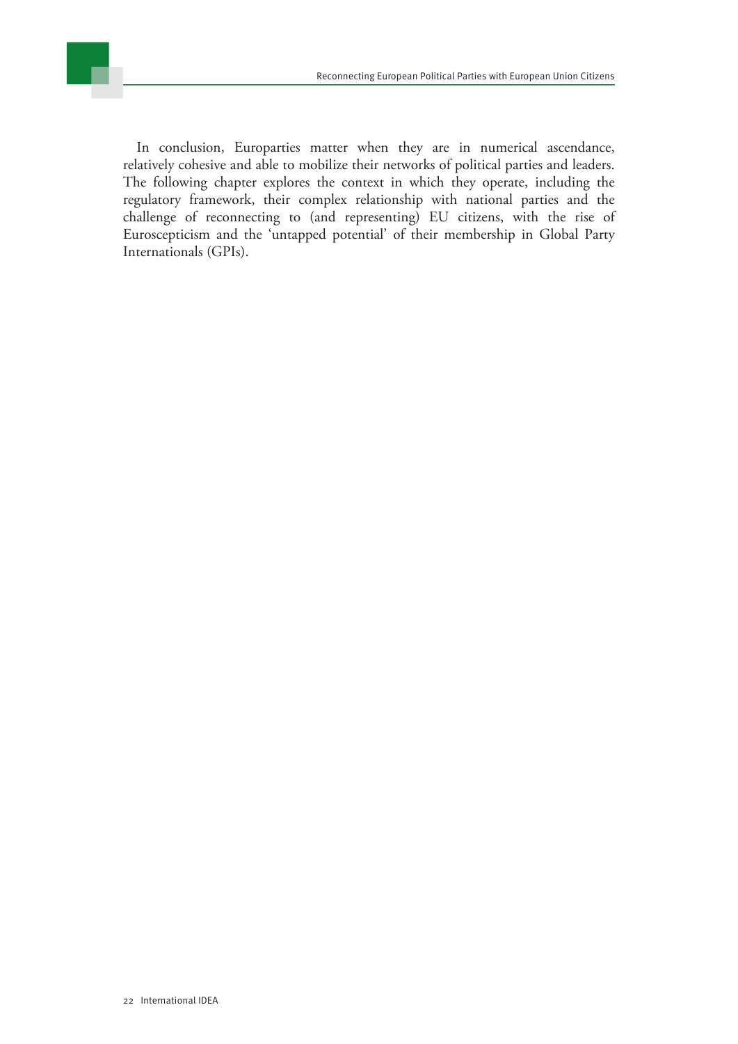In conclusion, Europarties matter when they are in numerical ascendance, relatively cohesive and able to mobilize their networks of political parties and leaders. The following chapter explores the context in which they operate, including the regulatory framework, their complex relationship with national parties and the challenge of reconnecting to (and representing) EU citizens, with the rise of Euroscepticism and the 'untapped potential' of their membership in Global Party Internationals (GPIs).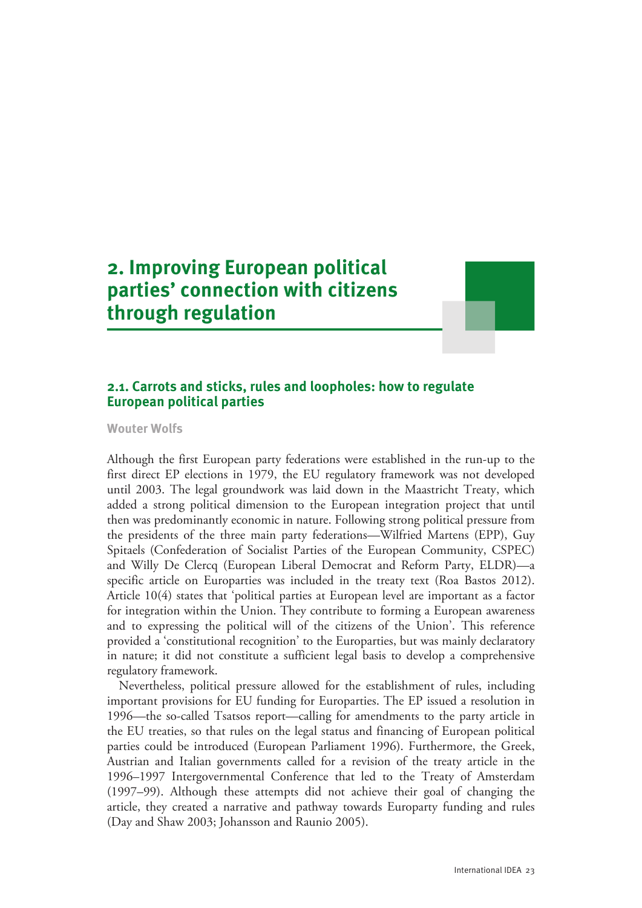# 2. Improving European political parties' connection with citizens through regulation

## 2.1. Carrots and sticks, rules and loopholes: how to regulate European political parties

**Wouter Wolfs**

Although the first European party federations were established in the run-up to the first direct EP elections in 1979, the EU regulatory framework was not developed until 2003. The legal groundwork was laid down in the Maastricht Treaty, which added a strong political dimension to the European integration project that until then was predominantly economic in nature. Following strong political pressure from the presidents of the three main party federations—Wilfried Martens (EPP), Guy Spitaels (Confederation of Socialist Parties of the European Community, CSPEC) and Willy De Clercq (European Liberal Democrat and Reform Party, ELDR)—a specific article on Europarties was included in the treaty text (Roa Bastos 2012). Article 10(4) states that 'political parties at European level are important as a factor for integration within the Union. They contribute to forming a European awareness and to expressing the political will of the citizens of the Union'. This reference provided a 'constitutional recognition' to the Europarties, but was mainly declaratory in nature; it did not constitute a sufficient legal basis to develop a comprehensive regulatory framework.

Nevertheless, political pressure allowed for the establishment of rules, including important provisions for EU funding for Europarties. The EP issued a resolution in 1996—the so-called Tsatsos report—calling for amendments to the party article in the EU treaties, so that rules on the legal status and financing of European political parties could be introduced (European Parliament 1996). Furthermore, the Greek, Austrian and Italian governments called for a revision of the treaty article in the 1996–1997 Intergovernmental Conference that led to the Treaty of Amsterdam (1997–99). Although these attempts did not achieve their goal of changing the article, they created a narrative and pathway towards Europarty funding and rules (Day and Shaw 2003; Johansson and Raunio 2005).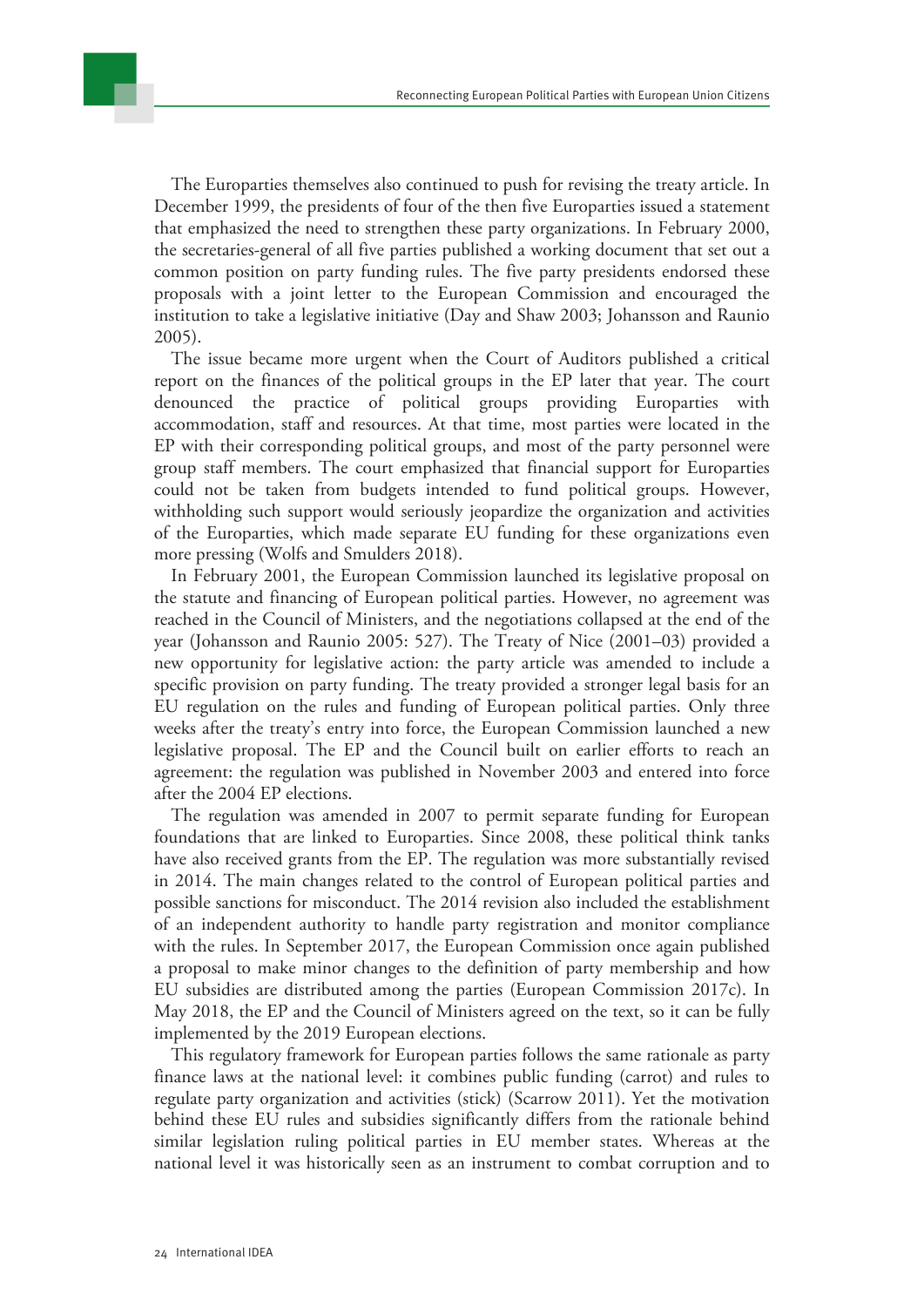The Europarties themselves also continued to push for revising the treaty article. In December 1999, the presidents of four of the then five Europarties issued a statement that emphasized the need to strengthen these party organizations. In February 2000, the secretaries-general of all five parties published a working document that set out a common position on party funding rules. The five party presidents endorsed these proposals with a joint letter to the European Commission and encouraged the institution to take a legislative initiative (Day and Shaw 2003; Johansson and Raunio 2005).

The issue became more urgent when the Court of Auditors published a critical report on the finances of the political groups in the EP later that year. The court denounced the practice of political groups providing Europarties with accommodation, staff and resources. At that time, most parties were located in the EP with their corresponding political groups, and most of the party personnel were group staff members. The court emphasized that financial support for Europarties could not be taken from budgets intended to fund political groups. However, withholding such support would seriously jeopardize the organization and activities of the Europarties, which made separate EU funding for these organizations even more pressing (Wolfs and Smulders 2018).

In February 2001, the European Commission launched its legislative proposal on the statute and financing of European political parties. However, no agreement was reached in the Council of Ministers, and the negotiations collapsed at the end of the year (Johansson and Raunio 2005: 527). The Treaty of Nice (2001–03) provided a new opportunity for legislative action: the party article was amended to include a specific provision on party funding. The treaty provided a stronger legal basis for an EU regulation on the rules and funding of European political parties. Only three weeks after the treaty's entry into force, the European Commission launched a new legislative proposal. The EP and the Council built on earlier efforts to reach an agreement: the regulation was published in November 2003 and entered into force after the 2004 EP elections.

The regulation was amended in 2007 to permit separate funding for European foundations that are linked to Europarties. Since 2008, these political think tanks have also received grants from the EP. The regulation was more substantially revised in 2014. The main changes related to the control of European political parties and possible sanctions for misconduct. The 2014 revision also included the establishment of an independent authority to handle party registration and monitor compliance with the rules. In September 2017, the European Commission once again published a proposal to make minor changes to the definition of party membership and how EU subsidies are distributed among the parties (European Commission 2017c). In May 2018, the EP and the Council of Ministers agreed on the text, so it can be fully implemented by the 2019 European elections.

This regulatory framework for European parties follows the same rationale as party finance laws at the national level: it combines public funding (carrot) and rules to regulate party organization and activities (stick) (Scarrow 2011). Yet the motivation behind these EU rules and subsidies significantly differs from the rationale behind similar legislation ruling political parties in EU member states. Whereas at the national level it was historically seen as an instrument to combat corruption and to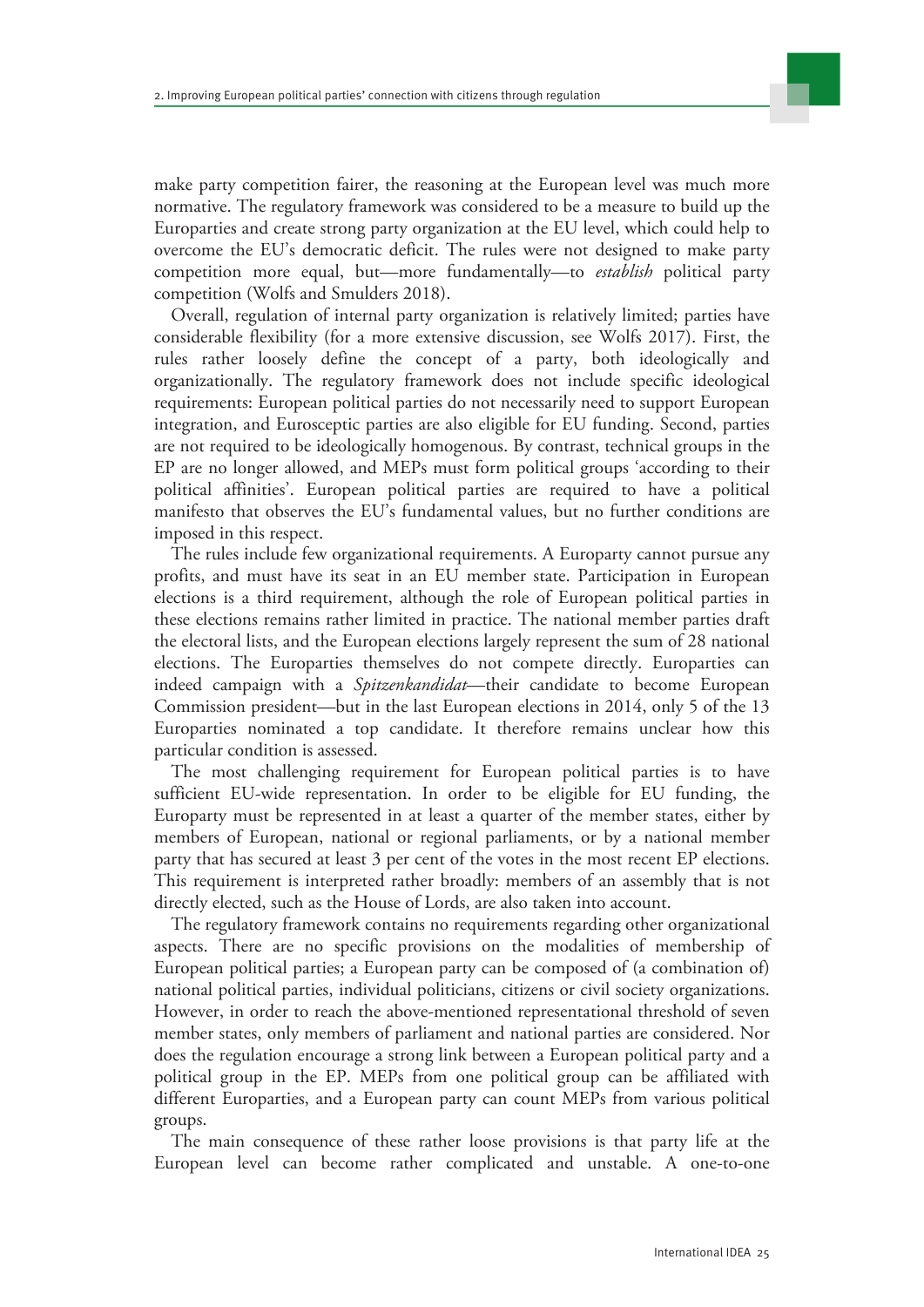make party competition fairer, the reasoning at the European level was much more normative. The regulatory framework was considered to be a measure to build up the Europarties and create strong party organization at the EU level, which could help to overcome the EU's democratic deficit. The rules were not designed to make party competition more equal, but—more fundamentally—to *establish* political party competition (Wolfs and Smulders 2018).

Overall, regulation of internal party organization is relatively limited; parties have considerable flexibility (for a more extensive discussion, see Wolfs 2017). First, the rules rather loosely define the concept of a party, both ideologically and organizationally. The regulatory framework does not include specific ideological requirements: European political parties do not necessarily need to support European integration, and Eurosceptic parties are also eligible for EU funding. Second, parties are not required to be ideologically homogenous. By contrast, technical groups in the EP are no longer allowed, and MEPs must form political groups 'according to their political affinities'. European political parties are required to have a political manifesto that observes the EU's fundamental values, but no further conditions are imposed in this respect.

The rules include few organizational requirements. A Europarty cannot pursue any profits, and must have its seat in an EU member state. Participation in European elections is a third requirement, although the role of European political parties in these elections remains rather limited in practice. The national member parties draft the electoral lists, and the European elections largely represent the sum of 28 national elections. The Europarties themselves do not compete directly. Europarties can indeed campaign with a *Spitzenkandidat*—their candidate to become European Commission president—but in the last European elections in 2014, only 5 of the 13 Europarties nominated a top candidate. It therefore remains unclear how this particular condition is assessed.

The most challenging requirement for European political parties is to have sufficient EU-wide representation. In order to be eligible for EU funding, the Europarty must be represented in at least a quarter of the member states, either by members of European, national or regional parliaments, or by a national member party that has secured at least 3 per cent of the votes in the most recent EP elections. This requirement is interpreted rather broadly: members of an assembly that is not directly elected, such as the House of Lords, are also taken into account.

The regulatory framework contains no requirements regarding other organizational aspects. There are no specific provisions on the modalities of membership of European political parties; a European party can be composed of (a combination of) national political parties, individual politicians, citizens or civil society organizations. However, in order to reach the above-mentioned representational threshold of seven member states, only members of parliament and national parties are considered. Nor does the regulation encourage a strong link between a European political party and a political group in the EP. MEPs from one political group can be affiliated with different Europarties, and a European party can count MEPs from various political groups.

The main consequence of these rather loose provisions is that party life at the European level can become rather complicated and unstable. A one-to-one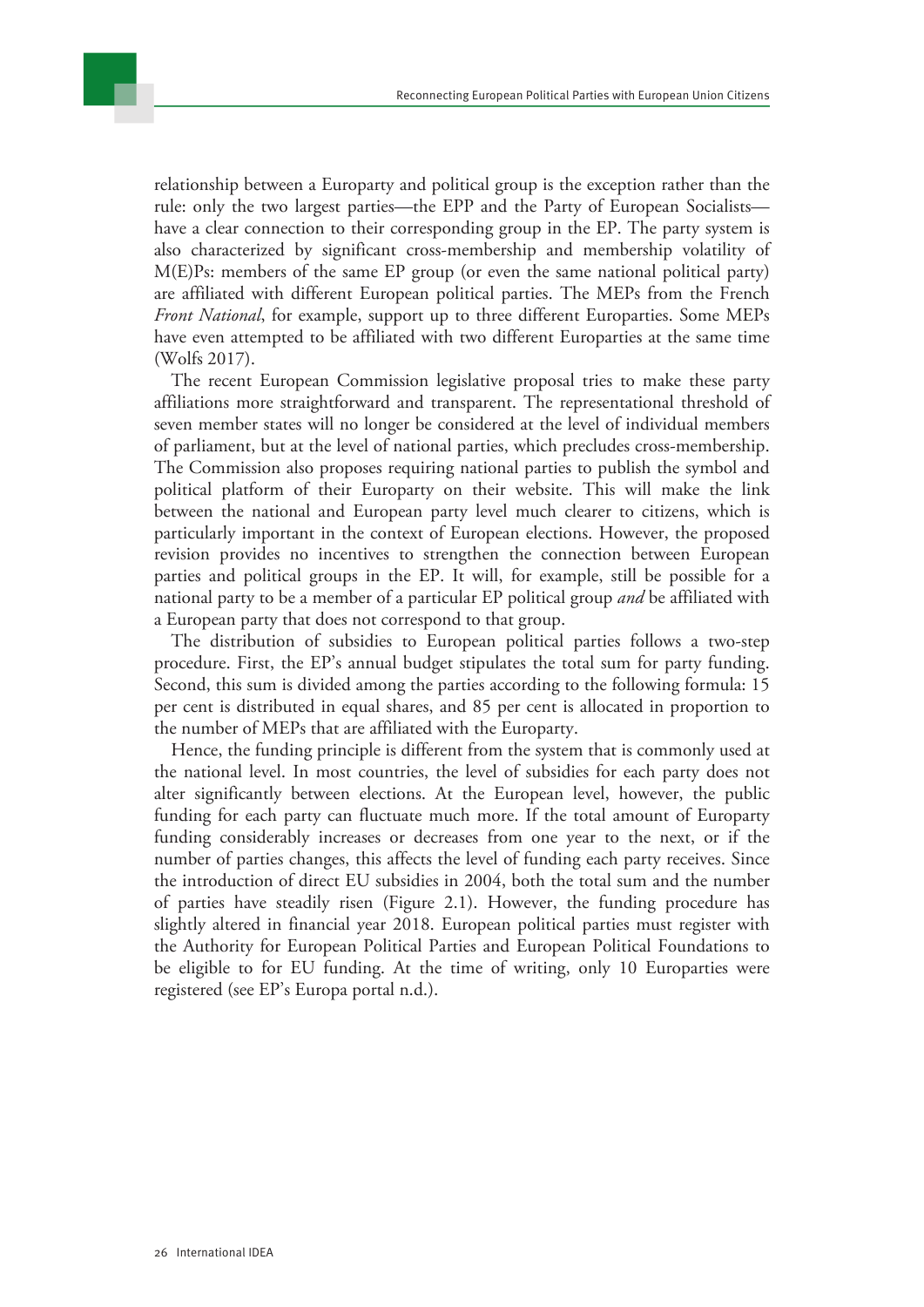relationship between a Europarty and political group is the exception rather than the rule: only the two largest parties—the EPP and the Party of European Socialists—have a clear connection to their corresponding group in the EP. The party system is also characterized by significant cross-membership and membership volatility of M(E)Ps: members of the same EP group (or even the same national political party) are affiliated with different European political parties. The MEPs from the French *Front National*, for example, support up to three different Europarties. Some MEPs have even attempted to be affiliated with two different Europarties at the same time (Wolfs 2017).

The recent European Commission legislative proposal tries to make these party affiliations more straightforward and transparent. The representational threshold of seven member states will no longer be considered at the level of individual members of parliament, but at the level of national parties, which precludes cross-membership. The Commission also proposes requiring national parties to publish the symbol and political platform of their Europarty on their website. This will make the link between the national and European party level much clearer to citizens, which is particularly important in the context of European elections. However, the proposed revision provides no incentives to strengthen the connection between European parties and political groups in the EP. It will, for example, still be possible for a national party to be a member of a particular EP political group *and* be affiliated with a European party that does not correspond to that group.

The distribution of subsidies to European political parties follows a two-step procedure. First, the EP's annual budget stipulates the total sum for party funding. Second, this sum is divided among the parties according to the following formula: 15 per cent is distributed in equal shares, and 85 per cent is allocated in proportion to the number of MEPs that are affiliated with the Europarty.

Hence, the funding principle is different from the system that is commonly used at the national level. In most countries, the level of subsidies for each party does not alter significantly between elections. At the European level, however, the public funding for each party can fluctuate much more. If the total amount of Europarty funding considerably increases or decreases from one year to the next, or if the number of parties changes, this affects the level of funding each party receives. Since the introduction of direct EU subsidies in 2004, both the total sum and the number of parties have steadily risen (Figure 2.1). However, the funding procedure has slightly altered in financial year 2018. European political parties must register with the Authority for European Political Parties and European Political Foundations to be eligible to for EU funding. At the time of writing, only 10 Europarties were registered (see EP's Europa portal n.d.).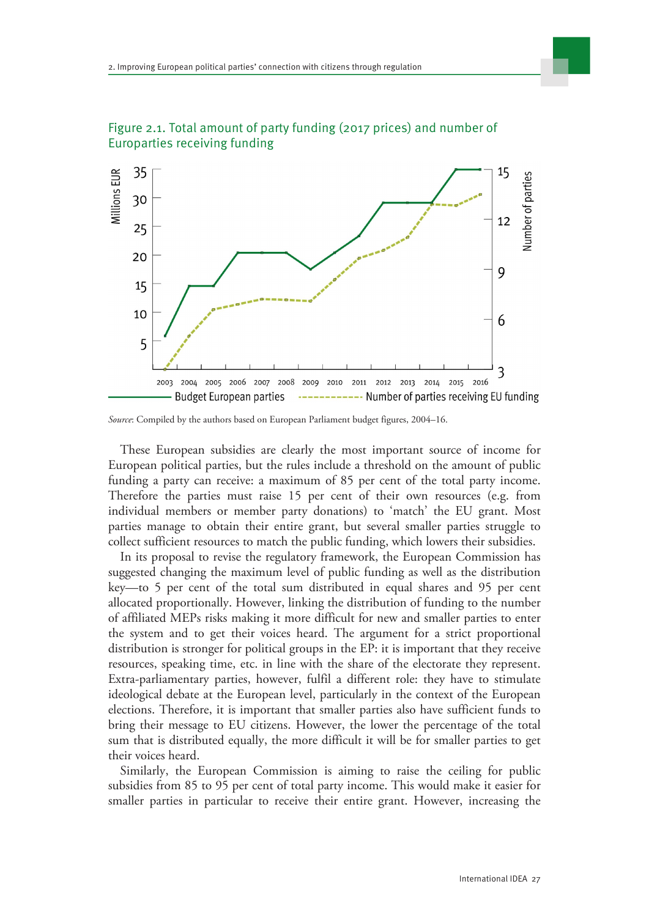Figure 2.1. Total amount of party funding (2017 prices) and number of Europarties receiving funding

*Source*: Compiled by the authors based on European Parliament budget figures, 2004–16.

These European subsidies are clearly the most important source of income for European political parties, but the rules include a threshold on the amount of public funding a party can receive: a maximum of 85 per cent of the total party income. Therefore the parties must raise 15 per cent of their own resources (e.g. from individual members or member party donations) to 'match' the EU grant. Most parties manage to obtain their entire grant, but several smaller parties struggle to collect sufficient resources to match the public funding, which lowers their subsidies.

In its proposal to revise the regulatory framework, the European Commission has suggested changing the maximum level of public funding as well as the distribution key—to 5 per cent of the total sum distributed in equal shares and 95 per cent allocated proportionally. However, linking the distribution of funding to the number of affiliated MEPs risks making it more difficult for new and smaller parties to enter the system and to get their voices heard. The argument for a strict proportional distribution is stronger for political groups in the EP: it is important that they receive resources, speaking time, etc. in line with the share of the electorate they represent. Extra-parliamentary parties, however, fulfil a different role: they have to stimulate ideological debate at the European level, particularly in the context of the European elections. Therefore, it is important that smaller parties also have sufficient funds to bring their message to EU citizens. However, the lower the percentage of the total sum that is distributed equally, the more difficult it will be for smaller parties to get their voices heard.

Similarly, the European Commission is aiming to raise the ceiling for public subsidies from 85 to 95 per cent of total party income. This would make it easier for smaller parties in particular to receive their entire grant. However, increasing the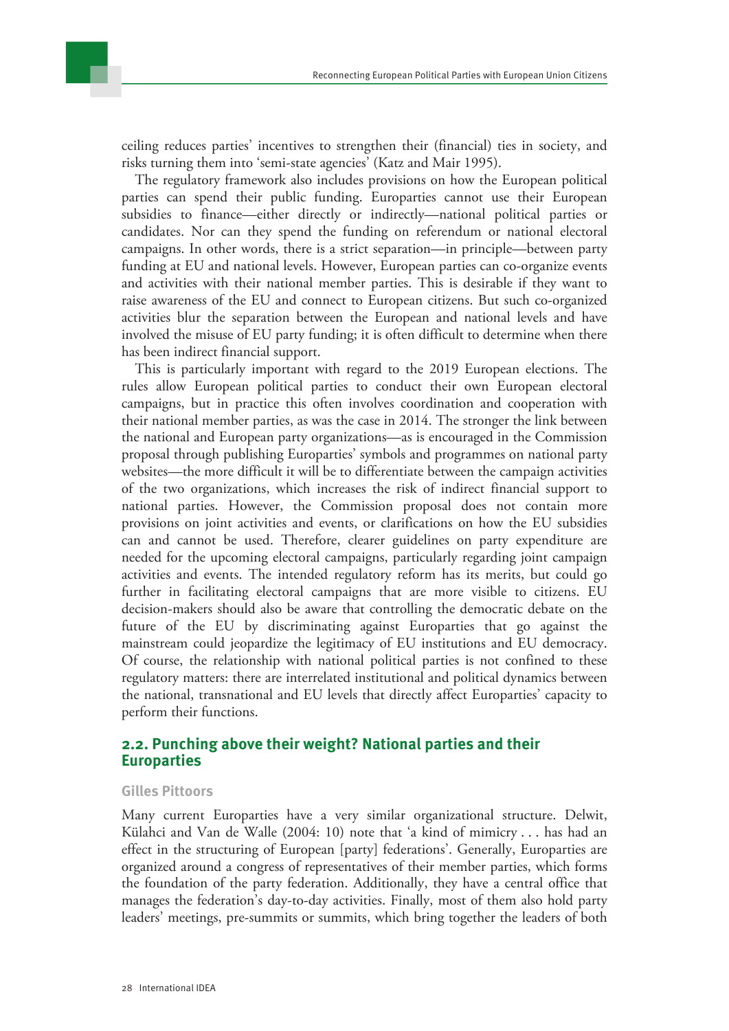ceiling reduces parties' incentives to strengthen their (financial) ties in society, and risks turning them into 'semi-state agencies' (Katz and Mair 1995).

The regulatory framework also includes provisions on how the European political parties can spend their public funding. Europarties cannot use their European subsidies to finance—either directly or indirectly—national political parties or candidates. Nor can they spend the funding on referendum or national electoral campaigns. In other words, there is a strict separation—in principle—between party funding at EU and national levels. However, European parties can co-organize events and activities with their national member parties. This is desirable if they want to raise awareness of the EU and connect to European citizens. But such co-organized activities blur the separation between the European and national levels and have involved the misuse of EU party funding; it is often difficult to determine when there has been indirect financial support.

This is particularly important with regard to the 2019 European elections. The rules allow European political parties to conduct their own European electoral campaigns, but in practice this often involves coordination and cooperation with their national member parties, as was the case in 2014. The stronger the link between the national and European party organizations—as is encouraged in the Commission proposal through publishing Europarties' symbols and programmes on national party websites—the more difficult it will be to differentiate between the campaign activities of the two organizations, which increases the risk of indirect financial support to national parties. However, the Commission proposal does not contain more provisions on joint activities and events, or clarifications on how the EU subsidies can and cannot be used. Therefore, clearer guidelines on party expenditure are needed for the upcoming electoral campaigns, particularly regarding joint campaign activities and events. The intended regulatory reform has its merits, but could go further in facilitating electoral campaigns that are more visible to citizens. EU decision-makers should also be aware that controlling the democratic debate on the future of the EU by discriminating against Europarties that go against the mainstream could jeopardize the legitimacy of EU institutions and EU democracy. Of course, the relationship with national political parties is not confined to these regulatory matters: there are interrelated institutional and political dynamics between the national, transnational and EU levels that directly affect Europarties' capacity to perform their functions.

## 2.2. Punching above their weight? National parties and their Europarties

**Gilles Pittoors**

Many current Europarties have a very similar organizational structure. Delwit, Külahci and Van de Walle (2004: 10) note that 'a kind of mimicry . . . has had an effect in the structuring of European [party] federations'. Generally, Europarties are organized around a congress of representatives of their member parties, which forms the foundation of the party federation. Additionally, they have a central office that manages the federation's day-to-day activities. Finally, most of them also hold party leaders' meetings, pre-summits or summits, which bring together the leaders of both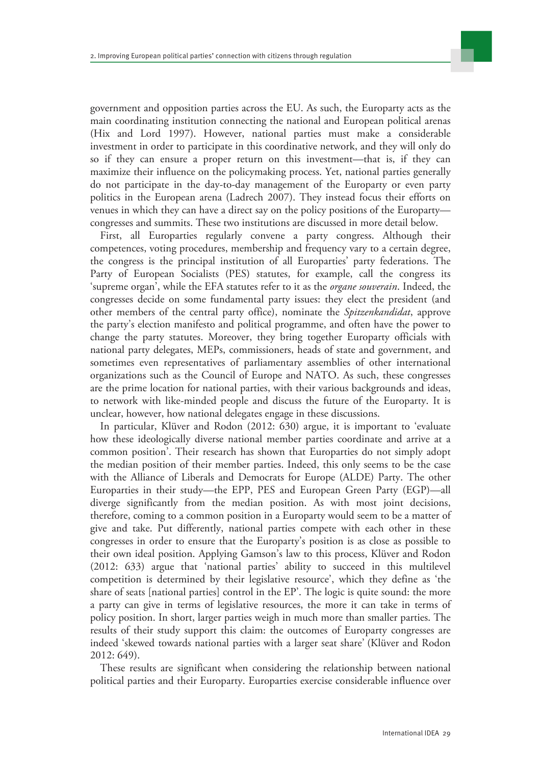government and opposition parties across the EU. As such, the Europarty acts as the main coordinating institution connecting the national and European political arenas (Hix and Lord 1997). However, national parties must make a considerable investment in order to participate in this coordinative network, and they will only do so if they can ensure a proper return on this investment—that is, if they can maximize their influence on the policymaking process. Yet, national parties generally do not participate in the day-to-day management of the Europarty or even party politics in the European arena (Ladrech 2007). They instead focus their efforts on venues in which they can have a direct say on the policy positions of the Europarty—congresses and summits. These two institutions are discussed in more detail below.

First, all Europarties regularly convene a party congress. Although their competences, voting procedures, membership and frequency vary to a certain degree, the congress is the principal institution of all Europarties' party federations. The Party of European Socialists (PES) statutes, for example, call the congress its 'supreme organ', while the EFA statutes refer to it as the *organe souverain*. Indeed, the congresses decide on some fundamental party issues: they elect the president (and other members of the central party office), nominate the *Spitzenkandidat*, approve the party's election manifesto and political programme, and often have the power to change the party statutes. Moreover, they bring together Europarty officials with national party delegates, MEPs, commissioners, heads of state and government, and sometimes even representatives of parliamentary assemblies of other international organizations such as the Council of Europe and NATO. As such, these congresses are the prime location for national parties, with their various backgrounds and ideas, to network with like-minded people and discuss the future of the Europarty. It is unclear, however, how national delegates engage in these discussions.

In particular, Klüver and Rodon (2012: 630) argue, it is important to 'evaluate how these ideologically diverse national member parties coordinate and arrive at a common position'. Their research has shown that Europarties do not simply adopt the median position of their member parties. Indeed, this only seems to be the case with the Alliance of Liberals and Democrats for Europe (ALDE) Party. The other Europarties in their study—the EPP, PES and European Green Party (EGP)—all diverge significantly from the median position. As with most joint decisions, therefore, coming to a common position in a Europarty would seem to be a matter of give and take. Put differently, national parties compete with each other in these congresses in order to ensure that the Europarty's position is as close as possible to their own ideal position. Applying Gamson's law to this process, Klüver and Rodon (2012: 633) argue that 'national parties' ability to succeed in this multilevel competition is determined by their legislative resource', which they define as 'the share of seats [national parties] control in the EP'. The logic is quite sound: the more a party can give in terms of legislative resources, the more it can take in terms of policy position. In short, larger parties weigh in much more than smaller parties. The results of their study support this claim: the outcomes of Europarty congresses are indeed 'skewed towards national parties with a larger seat share' (Klüver and Rodon 2012: 649).

These results are significant when considering the relationship between national political parties and their Europarty. Europarties exercise considerable influence over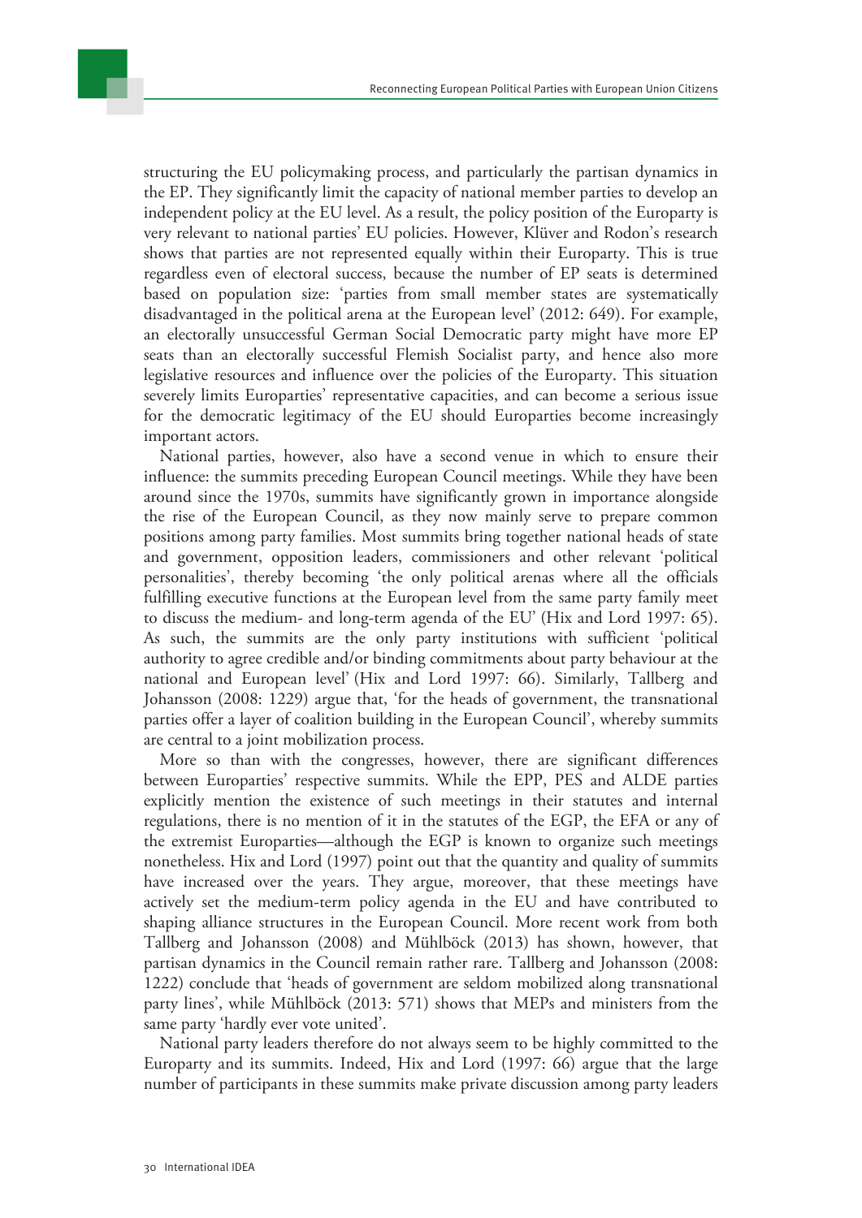structuring the EU policymaking process, and particularly the partisan dynamics in the EP. They significantly limit the capacity of national member parties to develop an independent policy at the EU level. As a result, the policy position of the Europarty is very relevant to national parties' EU policies. However, Klüver and Rodon's research shows that parties are not represented equally within their Europarty. This is true regardless even of electoral success, because the number of EP seats is determined based on population size: 'parties from small member states are systematically disadvantaged in the political arena at the European level' (2012: 649). For example, an electorally unsuccessful German Social Democratic party might have more EP seats than an electorally successful Flemish Socialist party, and hence also more legislative resources and influence over the policies of the Europarty. This situation severely limits Europarties' representative capacities, and can become a serious issue for the democratic legitimacy of the EU should Europarties become increasingly important actors.

National parties, however, also have a second venue in which to ensure their influence: the summits preceding European Council meetings. While they have been around since the 1970s, summits have significantly grown in importance alongside the rise of the European Council, as they now mainly serve to prepare common positions among party families. Most summits bring together national heads of state and government, opposition leaders, commissioners and other relevant 'political personalities', thereby becoming 'the only political arenas where all the officials fulfilling executive functions at the European level from the same party family meet to discuss the medium- and long-term agenda of the EU' (Hix and Lord 1997: 65). As such, the summits are the only party institutions with sufficient 'political authority to agree credible and/or binding commitments about party behaviour at the national and European level' (Hix and Lord 1997: 66). Similarly, Tallberg and Johansson (2008: 1229) argue that, 'for the heads of government, the transnational parties offer a layer of coalition building in the European Council', whereby summits are central to a joint mobilization process.

More so than with the congresses, however, there are significant differences between Europarties' respective summits. While the EPP, PES and ALDE parties explicitly mention the existence of such meetings in their statutes and internal regulations, there is no mention of it in the statutes of the EGP, the EFA or any of the extremist Europarties—although the EGP is known to organize such meetings nonetheless. Hix and Lord (1997) point out that the quantity and quality of summits have increased over the years. They argue, moreover, that these meetings have actively set the medium-term policy agenda in the EU and have contributed to shaping alliance structures in the European Council. More recent work from both Tallberg and Johansson (2008) and Mühlböck (2013) has shown, however, that partisan dynamics in the Council remain rather rare. Tallberg and Johansson (2008: 1222) conclude that 'heads of government are seldom mobilized along transnational party lines', while Mühlböck (2013: 571) shows that MEPs and ministers from the same party 'hardly ever vote united'.

National party leaders therefore do not always seem to be highly committed to the Europarty and its summits. Indeed, Hix and Lord (1997: 66) argue that the large number of participants in these summits make private discussion among party leaders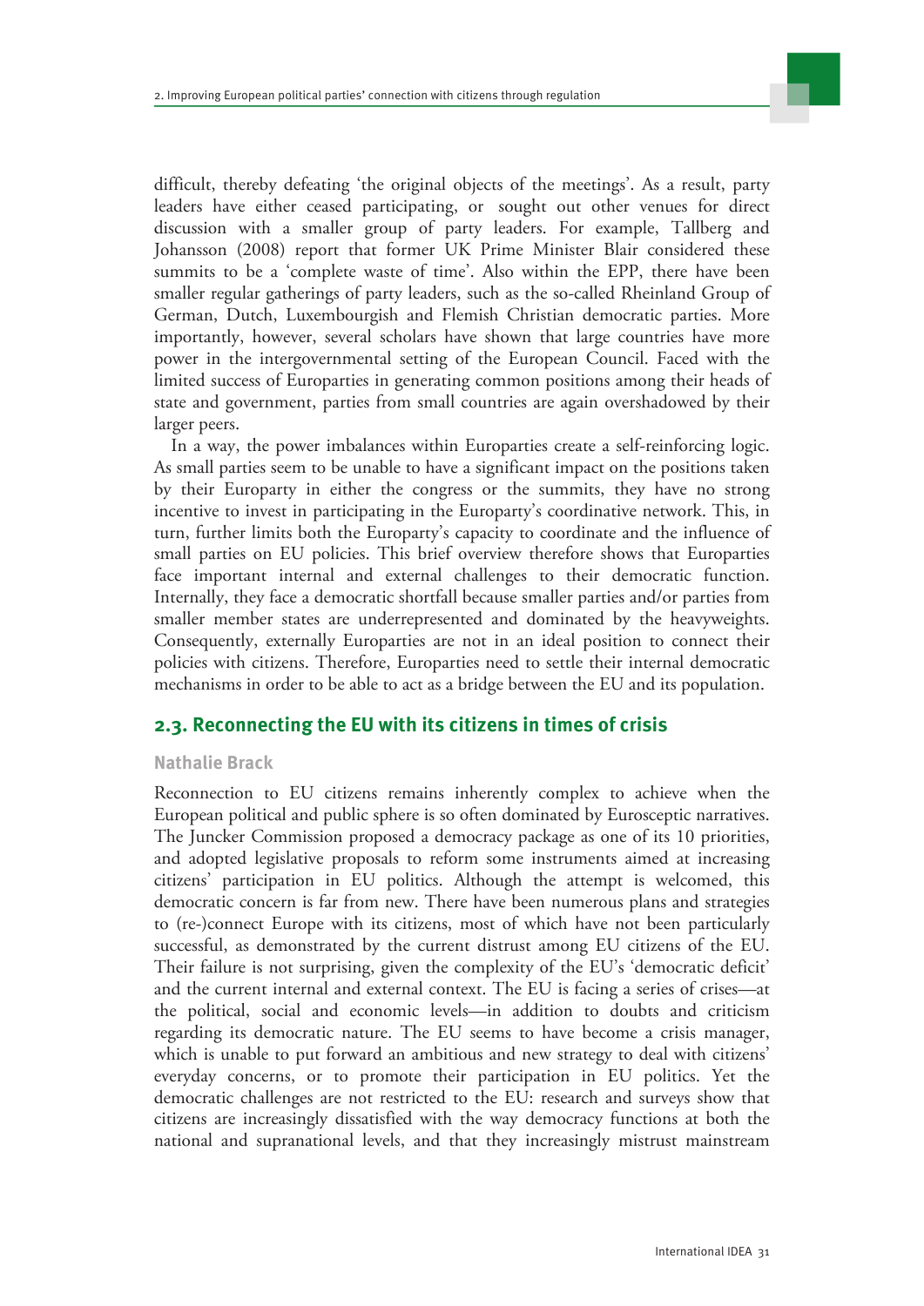difficult, thereby defeating 'the original objects of the meetings'. As a result, party leaders have either ceased participating, or sought out other venues for direct discussion with a smaller group of party leaders. For example, Tallberg and Johansson (2008) report that former UK Prime Minister Blair considered these summits to be a 'complete waste of time'. Also within the EPP, there have been smaller regular gatherings of party leaders, such as the so-called Rheinland Group of German, Dutch, Luxembourgish and Flemish Christian democratic parties. More importantly, however, several scholars have shown that large countries have more power in the intergovernmental setting of the European Council. Faced with the limited success of Europarties in generating common positions among their heads of state and government, parties from small countries are again overshadowed by their larger peers.

In a way, the power imbalances within Europarties create a self-reinforcing logic. As small parties seem to be unable to have a significant impact on the positions taken by their Europarty in either the congress or the summits, they have no strong incentive to invest in participating in the Europarty's coordinative network. This, in turn, further limits both the Europarty's capacity to coordinate and the influence of small parties on EU policies. This brief overview therefore shows that Europarties face important internal and external challenges to their democratic function. Internally, they face a democratic shortfall because smaller parties and/or parties from smaller member states are underrepresented and dominated by the heavyweights. Consequently, externally Europarties are not in an ideal position to connect their policies with citizens. Therefore, Europarties need to settle their internal democratic mechanisms in order to be able to act as a bridge between the EU and its population.

## 2.3. Reconnecting the EU with its citizens in times of crisis

**Nathalie Brack**

Reconnection to EU citizens remains inherently complex to achieve when the European political and public sphere is so often dominated by Eurosceptic narratives. The Juncker Commission proposed a democracy package as one of its 10 priorities, and adopted legislative proposals to reform some instruments aimed at increasing citizens' participation in EU politics. Although the attempt is welcomed, this democratic concern is far from new. There have been numerous plans and strategies to (re-)connect Europe with its citizens, most of which have not been particularly successful, as demonstrated by the current distrust among EU citizens of the EU. Their failure is not surprising, given the complexity of the EU's 'democratic deficit' and the current internal and external context. The EU is facing a series of crises—at the political, social and economic levels—in addition to doubts and criticism regarding its democratic nature. The EU seems to have become a crisis manager, which is unable to put forward an ambitious and new strategy to deal with citizens' everyday concerns, or to promote their participation in EU politics. Yet the democratic challenges are not restricted to the EU: research and surveys show that citizens are increasingly dissatisfied with the way democracy functions at both the national and supranational levels, and that they increasingly mistrust mainstream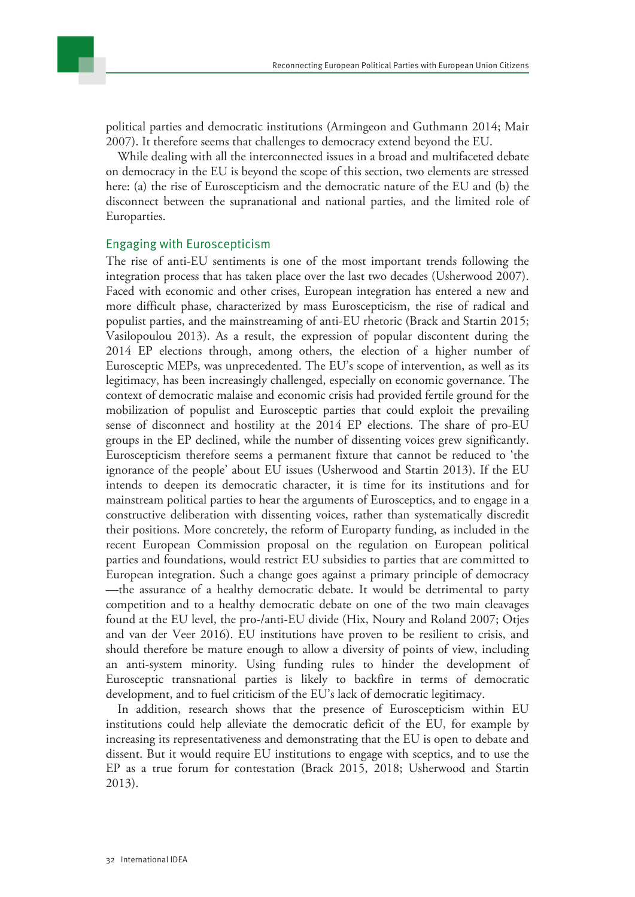political parties and democratic institutions (Armingeon and Guthmann 2014; Mair 2007). It therefore seems that challenges to democracy extend beyond the EU.

While dealing with all the interconnected issues in a broad and multifaceted debate on democracy in the EU is beyond the scope of this section, two elements are stressed here: (a) the rise of Euroscepticism and the democratic nature of the EU and (b) the disconnect between the supranational and national parties, and the limited role of Europarties.

## Engaging with Euroscepticism

The rise of anti-EU sentiments is one of the most important trends following the integration process that has taken place over the last two decades (Usherwood 2007). Faced with economic and other crises, European integration has entered a new and more difficult phase, characterized by mass Euroscepticism, the rise of radical and populist parties, and the mainstreaming of anti-EU rhetoric (Brack and Startin 2015; Vasilopoulou 2013). As a result, the expression of popular discontent during the 2014 EP elections through, among others, the election of a higher number of Eurosceptic MEPs, was unprecedented. The EU's scope of intervention, as well as its legitimacy, has been increasingly challenged, especially on economic governance. The context of democratic malaise and economic crisis had provided fertile ground for the mobilization of populist and Eurosceptic parties that could exploit the prevailing sense of disconnect and hostility at the 2014 EP elections. The share of pro-EU groups in the EP declined, while the number of dissenting voices grew significantly. Euroscepticism therefore seems a permanent fixture that cannot be reduced to 'the ignorance of the people' about EU issues (Usherwood and Startin 2013). If the EU intends to deepen its democratic character, it is time for its institutions and for mainstream political parties to hear the arguments of Eurosceptics, and to engage in a constructive deliberation with dissenting voices, rather than systematically discredit their positions. More concretely, the reform of Europarty funding, as included in the recent European Commission proposal on the regulation on European political parties and foundations, would restrict EU subsidies to parties that are committed to European integration. Such a change goes against a primary principle of democracy—the assurance of a healthy democratic debate. It would be detrimental to party competition and to a healthy democratic debate on one of the two main cleavages found at the EU level, the pro-/anti-EU divide (Hix, Noury and Roland 2007; Otjes and van der Veer 2016). EU institutions have proven to be resilient to crisis, and should therefore be mature enough to allow a diversity of points of view, including an anti-system minority. Using funding rules to hinder the development of Eurosceptic transnational parties is likely to backfire in terms of democratic development, and to fuel criticism of the EU's lack of democratic legitimacy.

In addition, research shows that the presence of Euroscepticism within EU institutions could help alleviate the democratic deficit of the EU, for example by increasing its representativeness and demonstrating that the EU is open to debate and dissent. But it would require EU institutions to engage with sceptics, and to use the EP as a true forum for contestation (Brack 2015, 2018; Usherwood and Startin 2013).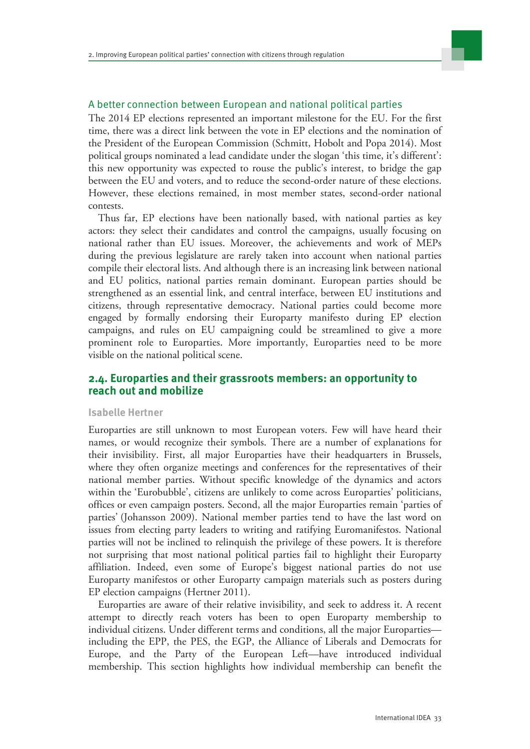### A better connection between European and national political parties

The 2014 EP elections represented an important milestone for the EU. For the first time, there was a direct link between the vote in EP elections and the nomination of the President of the European Commission (Schmitt, Hobolt and Popa 2014). Most political groups nominated a lead candidate under the slogan 'this time, it's different': this new opportunity was expected to rouse the public's interest, to bridge the gap between the EU and voters, and to reduce the second-order nature of these elections. However, these elections remained, in most member states, second-order national contests.

Thus far, EP elections have been nationally based, with national parties as key actors: they select their candidates and control the campaigns, usually focusing on national rather than EU issues. Moreover, the achievements and work of MEPs during the previous legislature are rarely taken into account when national parties compile their electoral lists. And although there is an increasing link between national and EU politics, national parties remain dominant. European parties should be strengthened as an essential link, and central interface, between EU institutions and citizens, through representative democracy. National parties could become more engaged by formally endorsing their Europarty manifesto during EP election campaigns, and rules on EU campaigning could be streamlined to give a more prominent role to Europarties. More importantly, Europarties need to be more visible on the national political scene.

## 2.4. Europarties and their grassroots members: an opportunity to reach out and mobilize

**Isabelle Hertner**

Europarties are still unknown to most European voters. Few will have heard their names, or would recognize their symbols. There are a number of explanations for their invisibility. First, all major Europarties have their headquarters in Brussels, where they often organize meetings and conferences for the representatives of their national member parties. Without specific knowledge of the dynamics and actors within the 'Eurobubble', citizens are unlikely to come across Europarties' politicians, offices or even campaign posters. Second, all the major Europarties remain 'parties of parties' (Johansson 2009). National member parties tend to have the last word on issues from electing party leaders to writing and ratifying Euromanifestos. National parties will not be inclined to relinquish the privilege of these powers. It is therefore not surprising that most national political parties fail to highlight their Europarty affiliation. Indeed, even some of Europe's biggest national parties do not use Europarty manifestos or other Europarty campaign materials such as posters during EP election campaigns (Hertner 2011).

Europarties are aware of their relative invisibility, and seek to address it. A recent attempt to directly reach voters has been to open Europarty membership to individual citizens. Under different terms and conditions, all the major Europarties—including the EPP, the PES, the EGP, the Alliance of Liberals and Democrats for Europe, and the Party of the European Left—have introduced individual membership. This section highlights how individual membership can benefit the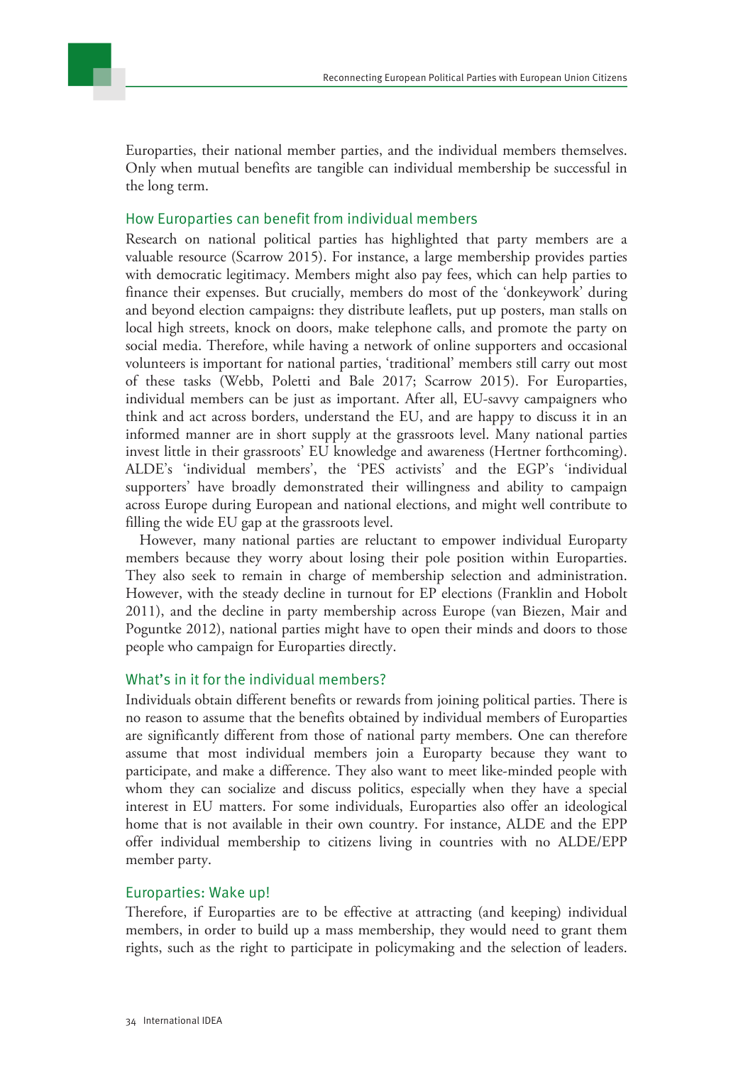Europarties, their national member parties, and the individual members themselves. Only when mutual benefits are tangible can individual membership be successful in the long term.

### How Europarties can benefit from individual members

Research on national political parties has highlighted that party members are a valuable resource (Scarrow 2015). For instance, a large membership provides parties with democratic legitimacy. Members might also pay fees, which can help parties to finance their expenses. But crucially, members do most of the 'donkeywork' during and beyond election campaigns: they distribute leaflets, put up posters, man stalls on local high streets, knock on doors, make telephone calls, and promote the party on social media. Therefore, while having a network of online supporters and occasional volunteers is important for national parties, 'traditional' members still carry out most of these tasks (Webb, Poletti and Bale 2017; Scarrow 2015). For Europarties, individual members can be just as important. After all, EU-savvy campaigners who think and act across borders, understand the EU, and are happy to discuss it in an informed manner are in short supply at the grassroots level. Many national parties invest little in their grassroots' EU knowledge and awareness (Hertner forthcoming). ALDE's 'individual members', the 'PES activists' and the EGP's 'individual supporters' have broadly demonstrated their willingness and ability to campaign across Europe during European and national elections, and might well contribute to filling the wide EU gap at the grassroots level.

However, many national parties are reluctant to empower individual Europarty members because they worry about losing their pole position within Europarties. They also seek to remain in charge of membership selection and administration. However, with the steady decline in turnout for EP elections (Franklin and Hobolt 2011), and the decline in party membership across Europe (van Biezen, Mair and Poguntke 2012), national parties might have to open their minds and doors to those people who campaign for Europarties directly.

### What's in it for the individual members?

Individuals obtain different benefits or rewards from joining political parties. There is no reason to assume that the benefits obtained by individual members of Europarties are significantly different from those of national party members. One can therefore assume that most individual members join a Europarty because they want to participate, and make a difference. They also want to meet like-minded people with whom they can socialize and discuss politics, especially when they have a special interest in EU matters. For some individuals, Europarties also offer an ideological home that is not available in their own country. For instance, ALDE and the EPP offer individual membership to citizens living in countries with no ALDE/EPP member party.

### Europarties: Wake up!

Therefore, if Europarties are to be effective at attracting (and keeping) individual members, in order to build up a mass membership, they would need to grant them rights, such as the right to participate in policymaking and the selection of leaders.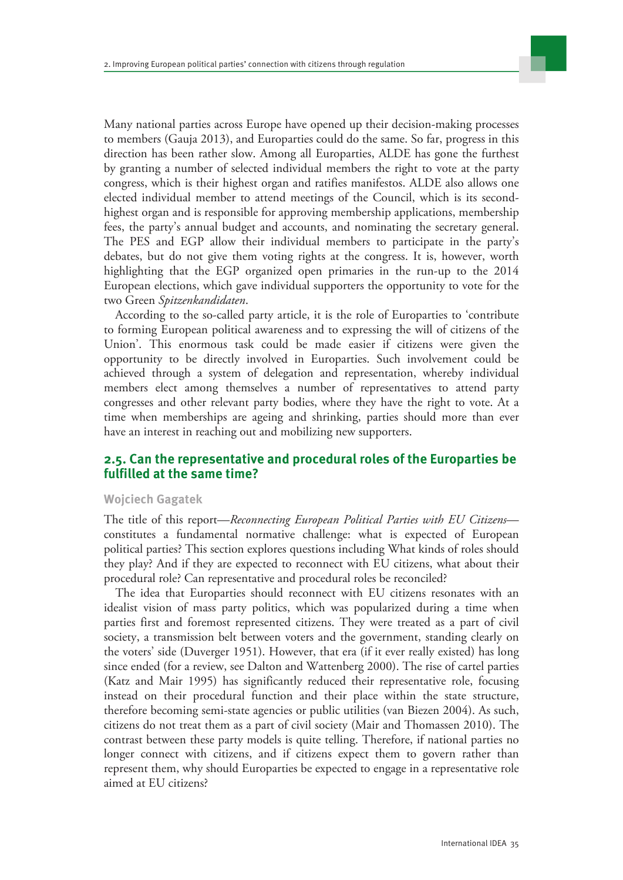Many national parties across Europe have opened up their decision-making processes to members (Gauja 2013), and Europarties could do the same. So far, progress in this direction has been rather slow. Among all Europarties, ALDE has gone the furthest by granting a number of selected individual members the right to vote at the party congress, which is their highest organ and ratifies manifestos. ALDE also allows one elected individual member to attend meetings of the Council, which is its second-highest organ and is responsible for approving membership applications, membership fees, the party's annual budget and accounts, and nominating the secretary general. The PES and EGP allow their individual members to participate in the party's debates, but do not give them voting rights at the congress. It is, however, worth highlighting that the EGP organized open primaries in the run-up to the 2014 European elections, which gave individual supporters the opportunity to vote for the two Green *Spitzenkandidaten*.

According to the so-called party article, it is the role of Europarties to 'contribute to forming European political awareness and to expressing the will of citizens of the Union'. This enormous task could be made easier if citizens were given the opportunity to be directly involved in Europarties. Such involvement could be achieved through a system of delegation and representation, whereby individual members elect among themselves a number of representatives to attend party congresses and other relevant party bodies, where they have the right to vote. At a time when memberships are ageing and shrinking, parties should more than ever have an interest in reaching out and mobilizing new supporters.

## 2.5. Can the representative and procedural roles of the Europarties be fulfilled at the same time?

**Wojciech Gagatek**

The title of this report—*Reconnecting European Political Parties with EU Citizens*—constitutes a fundamental normative challenge: what is expected of European political parties? This section explores questions including What kinds of roles should they play? And if they are expected to reconnect with EU citizens, what about their procedural role? Can representative and procedural roles be reconciled?

The idea that Europarties should reconnect with EU citizens resonates with an idealist vision of mass party politics, which was popularized during a time when parties first and foremost represented citizens. They were treated as a part of civil society, a transmission belt between voters and the government, standing clearly on the voters' side (Duverger 1951). However, that era (if it ever really existed) has long since ended (for a review, see Dalton and Wattenberg 2000). The rise of cartel parties (Katz and Mair 1995) has significantly reduced their representative role, focusing instead on their procedural function and their place within the state structure, therefore becoming semi-state agencies or public utilities (van Biezen 2004). As such, citizens do not treat them as a part of civil society (Mair and Thomassen 2010). The contrast between these party models is quite telling. Therefore, if national parties no longer connect with citizens, and if citizens expect them to govern rather than represent them, why should Europarties be expected to engage in a representative role aimed at EU citizens?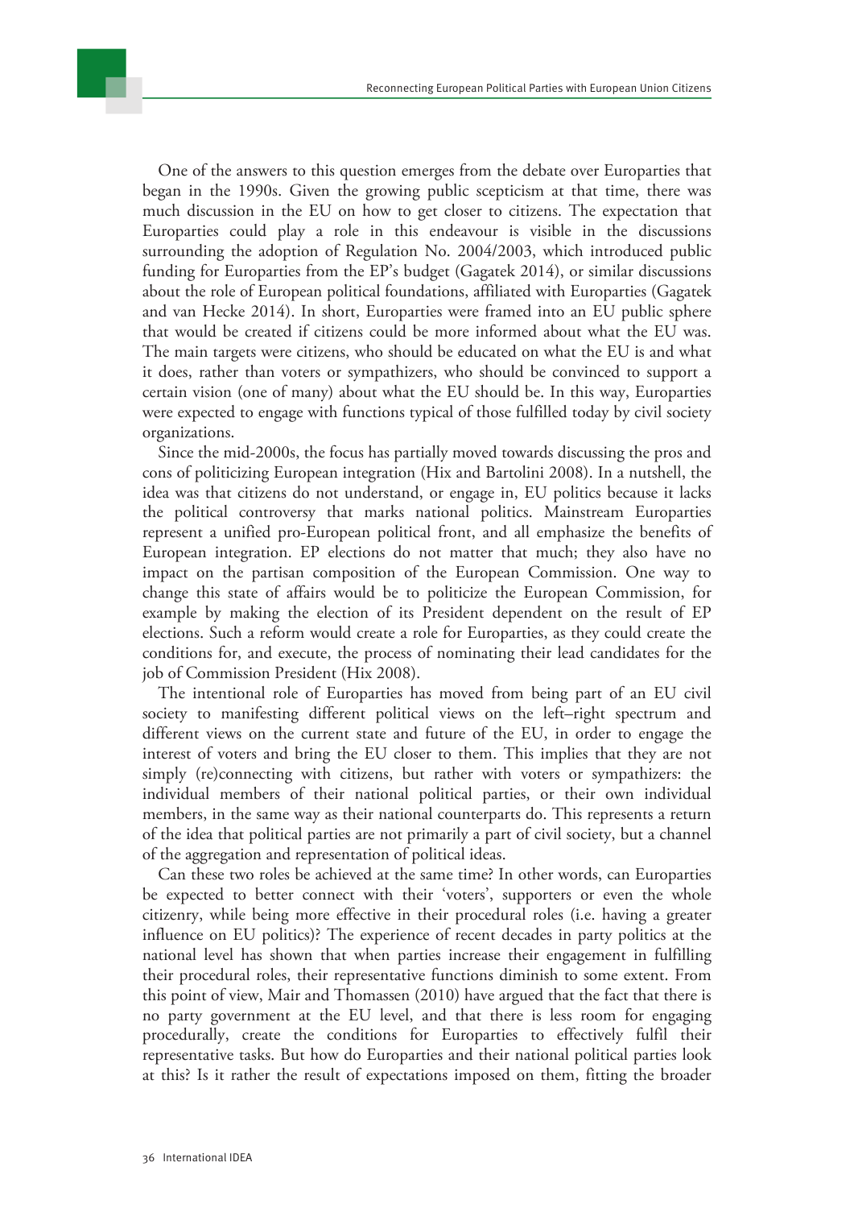One of the answers to this question emerges from the debate over Europarties that began in the 1990s. Given the growing public scepticism at that time, there was much discussion in the EU on how to get closer to citizens. The expectation that Europarties could play a role in this endeavour is visible in the discussions surrounding the adoption of Regulation No. 2004/2003, which introduced public funding for Europarties from the EP's budget (Gagatek 2014), or similar discussions about the role of European political foundations, affiliated with Europarties (Gagatek and van Hecke 2014). In short, Europarties were framed into an EU public sphere that would be created if citizens could be more informed about what the EU was. The main targets were citizens, who should be educated on what the EU is and what it does, rather than voters or sympathizers, who should be convinced to support a certain vision (one of many) about what the EU should be. In this way, Europarties were expected to engage with functions typical of those fulfilled today by civil society organizations.

Since the mid-2000s, the focus has partially moved towards discussing the pros and cons of politicizing European integration (Hix and Bartolini 2008). In a nutshell, the idea was that citizens do not understand, or engage in, EU politics because it lacks the political controversy that marks national politics. Mainstream Europarties represent a unified pro-European political front, and all emphasize the benefits of European integration. EP elections do not matter that much; they also have no impact on the partisan composition of the European Commission. One way to change this state of affairs would be to politicize the European Commission, for example by making the election of its President dependent on the result of EP elections. Such a reform would create a role for Europarties, as they could create the conditions for, and execute, the process of nominating their lead candidates for the job of Commission President (Hix 2008).

The intentional role of Europarties has moved from being part of an EU civil society to manifesting different political views on the left–right spectrum and different views on the current state and future of the EU, in order to engage the interest of voters and bring the EU closer to them. This implies that they are not simply (re)connecting with citizens, but rather with voters or sympathizers: the individual members of their national political parties, or their own individual members, in the same way as their national counterparts do. This represents a return of the idea that political parties are not primarily a part of civil society, but a channel of the aggregation and representation of political ideas.

Can these two roles be achieved at the same time? In other words, can Europarties be expected to better connect with their 'voters', supporters or even the whole citizenry, while being more effective in their procedural roles (i.e. having a greater influence on EU politics)? The experience of recent decades in party politics at the national level has shown that when parties increase their engagement in fulfilling their procedural roles, their representative functions diminish to some extent. From this point of view, Mair and Thomassen (2010) have argued that the fact that there is no party government at the EU level, and that there is less room for engaging procedurally, create the conditions for Europarties to effectively fulfil their representative tasks. But how do Europarties and their national political parties look at this? Is it rather the result of expectations imposed on them, fitting the broader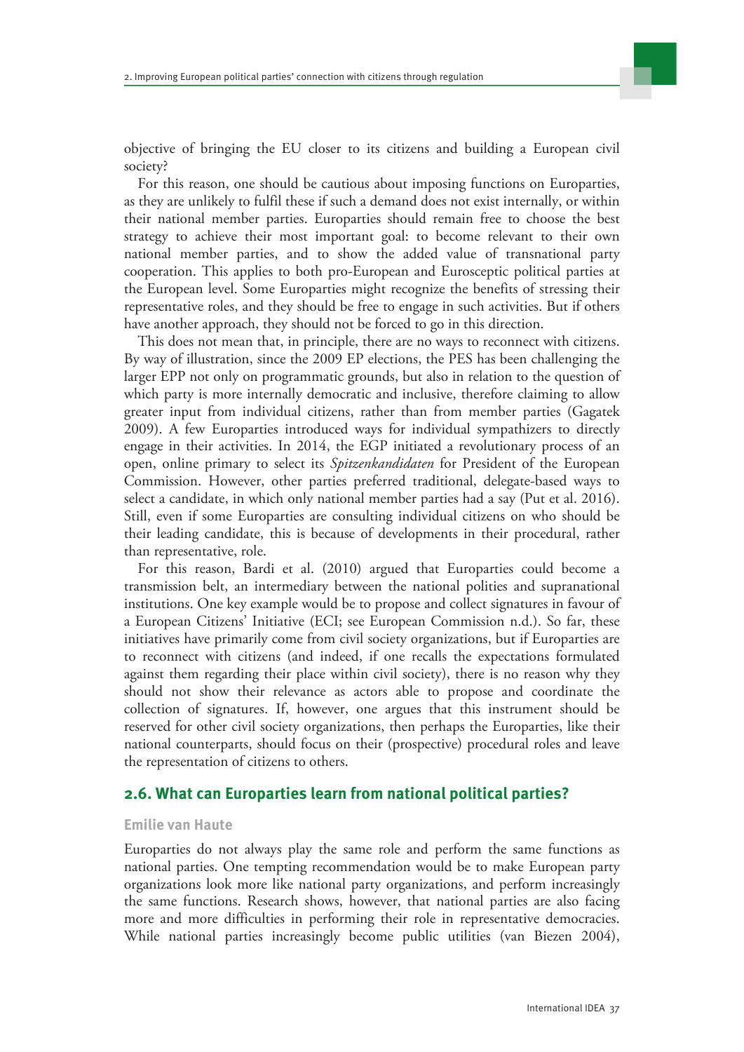objective of bringing the EU closer to its citizens and building a European civil society?

For this reason, one should be cautious about imposing functions on Europarties, as they are unlikely to fulfil these if such a demand does not exist internally, or within their national member parties. Europarties should remain free to choose the best strategy to achieve their most important goal: to become relevant to their own national member parties, and to show the added value of transnational party cooperation. This applies to both pro-European and Eurosceptic political parties at the European level. Some Europarties might recognize the benefits of stressing their representative roles, and they should be free to engage in such activities. But if others have another approach, they should not be forced to go in this direction.

This does not mean that, in principle, there are no ways to reconnect with citizens. By way of illustration, since the 2009 EP elections, the PES has been challenging the larger EPP not only on programmatic grounds, but also in relation to the question of which party is more internally democratic and inclusive, therefore claiming to allow greater input from individual citizens, rather than from member parties (Gagatek 2009). A few Europarties introduced ways for individual sympathizers to directly engage in their activities. In 2014, the EGP initiated a revolutionary process of an open, online primary to select its *Spitzenkandidaten* for President of the European Commission. However, other parties preferred traditional, delegate-based ways to select a candidate, in which only national member parties had a say (Put et al. 2016). Still, even if some Europarties are consulting individual citizens on who should be their leading candidate, this is because of developments in their procedural, rather than representative, role.

For this reason, Bardi et al. (2010) argued that Europarties could become a transmission belt, an intermediary between the national polities and supranational institutions. One key example would be to propose and collect signatures in favour of a European Citizens' Initiative (ECI; see European Commission n.d.). So far, these initiatives have primarily come from civil society organizations, but if Europarties are to reconnect with citizens (and indeed, if one recalls the expectations formulated against them regarding their place within civil society), there is no reason why they should not show their relevance as actors able to propose and coordinate the collection of signatures. If, however, one argues that this instrument should be reserved for other civil society organizations, then perhaps the Europarties, like their national counterparts, should focus on their (prospective) procedural roles and leave the representation of citizens to others.

## 2.6. What can Europarties learn from national political parties?

**Emilie van Haute**

Europarties do not always play the same role and perform the same functions as national parties. One tempting recommendation would be to make European party organizations look more like national party organizations, and perform increasingly the same functions. Research shows, however, that national parties are also facing more and more difficulties in performing their role in representative democracies. While national parties increasingly become public utilities (van Biezen 2004),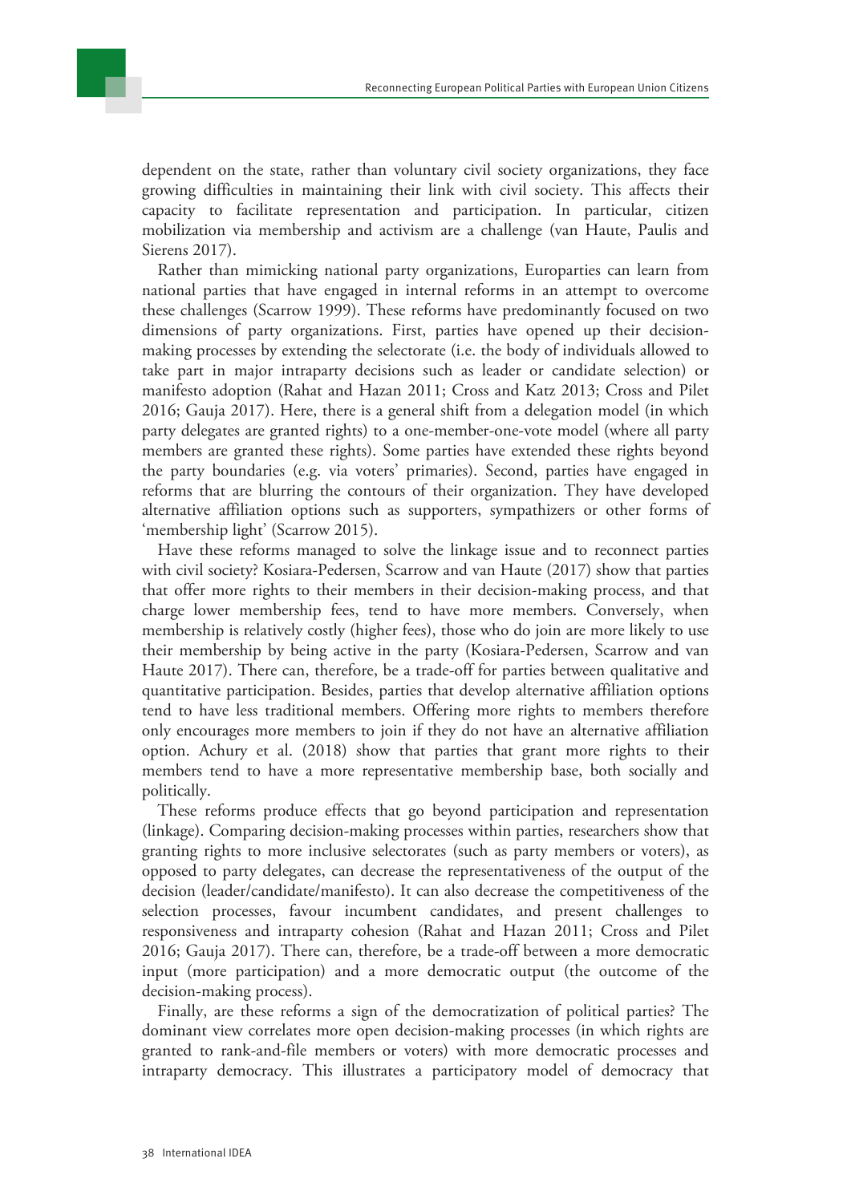dependent on the state, rather than voluntary civil society organizations, they face growing difficulties in maintaining their link with civil society. This affects their capacity to facilitate representation and participation. In particular, citizen mobilization via membership and activism are a challenge (van Haute, Paulis and Sierens 2017).

Rather than mimicking national party organizations, Europarties can learn from national parties that have engaged in internal reforms in an attempt to overcome these challenges (Scarrow 1999). These reforms have predominantly focused on two dimensions of party organizations. First, parties have opened up their decision-making processes by extending the selectorate (i.e. the body of individuals allowed to take part in major intraparty decisions such as leader or candidate selection) or manifesto adoption (Rahat and Hazan 2011; Cross and Katz 2013; Cross and Pilet 2016; Gauja 2017). Here, there is a general shift from a delegation model (in which party delegates are granted rights) to a one-member-one-vote model (where all party members are granted these rights). Some parties have extended these rights beyond the party boundaries (e.g. via voters' primaries). Second, parties have engaged in reforms that are blurring the contours of their organization. They have developed alternative affiliation options such as supporters, sympathizers or other forms of 'membership light' (Scarrow 2015).

Have these reforms managed to solve the linkage issue and to reconnect parties with civil society? Kosiara-Pedersen, Scarrow and van Haute (2017) show that parties that offer more rights to their members in their decision-making process, and that charge lower membership fees, tend to have more members. Conversely, when membership is relatively costly (higher fees), those who do join are more likely to use their membership by being active in the party (Kosiara-Pedersen, Scarrow and van Haute 2017). There can, therefore, be a trade-off for parties between qualitative and quantitative participation. Besides, parties that develop alternative affiliation options tend to have less traditional members. Offering more rights to members therefore only encourages more members to join if they do not have an alternative affiliation option. Achury et al. (2018) show that parties that grant more rights to their members tend to have a more representative membership base, both socially and politically.

These reforms produce effects that go beyond participation and representation (linkage). Comparing decision-making processes within parties, researchers show that granting rights to more inclusive selectorates (such as party members or voters), as opposed to party delegates, can decrease the representativeness of the output of the decision (leader/candidate/manifesto). It can also decrease the competitiveness of the selection processes, favour incumbent candidates, and present challenges to responsiveness and intraparty cohesion (Rahat and Hazan 2011; Cross and Pilet 2016; Gauja 2017). There can, therefore, be a trade-off between a more democratic input (more participation) and a more democratic output (the outcome of the decision-making process).

Finally, are these reforms a sign of the democratization of political parties? The dominant view correlates more open decision-making processes (in which rights are granted to rank-and-file members or voters) with more democratic processes and intraparty democracy. This illustrates a participatory model of democracy that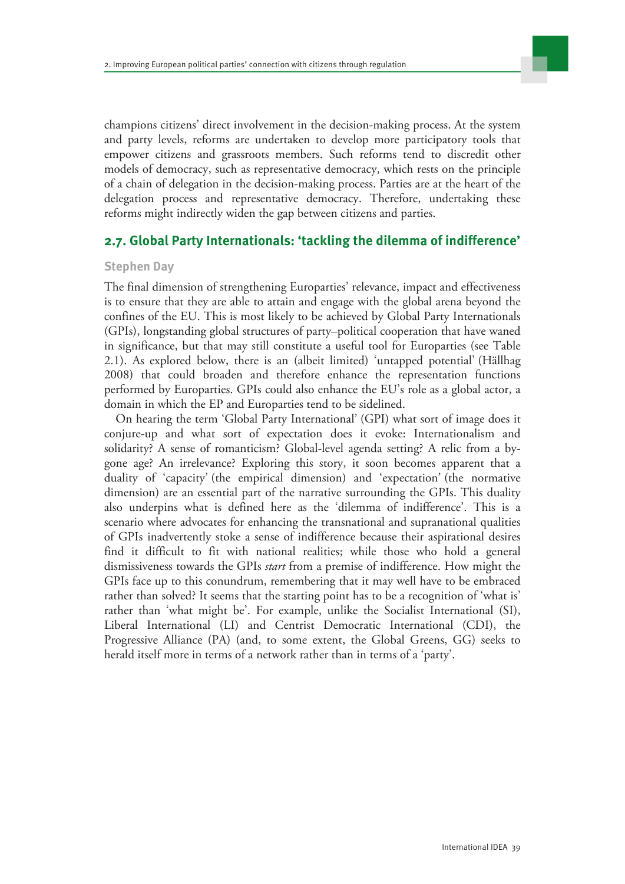champions citizens' direct involvement in the decision-making process. At the system and party levels, reforms are undertaken to develop more participatory tools that empower citizens and grassroots members. Such reforms tend to discredit other models of democracy, such as representative democracy, which rests on the principle of a chain of delegation in the decision-making process. Parties are at the heart of the delegation process and representative democracy. Therefore, undertaking these reforms might indirectly widen the gap between citizens and parties.

## 2.7. Global Party Internationals: 'tackling the dilemma of indifference'

**Stephen Day**

The final dimension of strengthening Europarties' relevance, impact and effectiveness is to ensure that they are able to attain and engage with the global arena beyond the confines of the EU. This is most likely to be achieved by Global Party Internationals (GPIs), longstanding global structures of party–political cooperation that have waned in significance, but that may still constitute a useful tool for Europarties (see Table 2.1). As explored below, there is an (albeit limited) 'untapped potential' (Hällhag 2008) that could broaden and therefore enhance the representation functions performed by Europarties. GPIs could also enhance the EU's role as a global actor, a domain in which the EP and Europarties tend to be sidelined.

On hearing the term 'Global Party International' (GPI) what sort of image does it conjure-up and what sort of expectation does it evoke: Internationalism and solidarity? A sense of romanticism? Global-level agenda setting? A relic from a bygone age? An irrelevance? Exploring this story, it soon becomes apparent that a duality of 'capacity' (the empirical dimension) and 'expectation' (the normative dimension) are an essential part of the narrative surrounding the GPIs. This duality also underpins what is defined here as the 'dilemma of indifference'. This is a scenario where advocates for enhancing the transnational and supranational qualities of GPIs inadvertently stoke a sense of indifference because their aspirational desires find it difficult to fit with national realities; while those who hold a general dismissiveness towards the GPIs *start* from a premise of indifference. How might the GPIs face up to this conundrum, remembering that it may well have to be embraced rather than solved? It seems that the starting point has to be a recognition of 'what is' rather than 'what might be'. For example, unlike the Socialist International (SI), Liberal International (LI) and Centrist Democratic International (CDI), the Progressive Alliance (PA) (and, to some extent, the Global Greens, GG) seeks to herald itself more in terms of a network rather than in terms of a 'party'.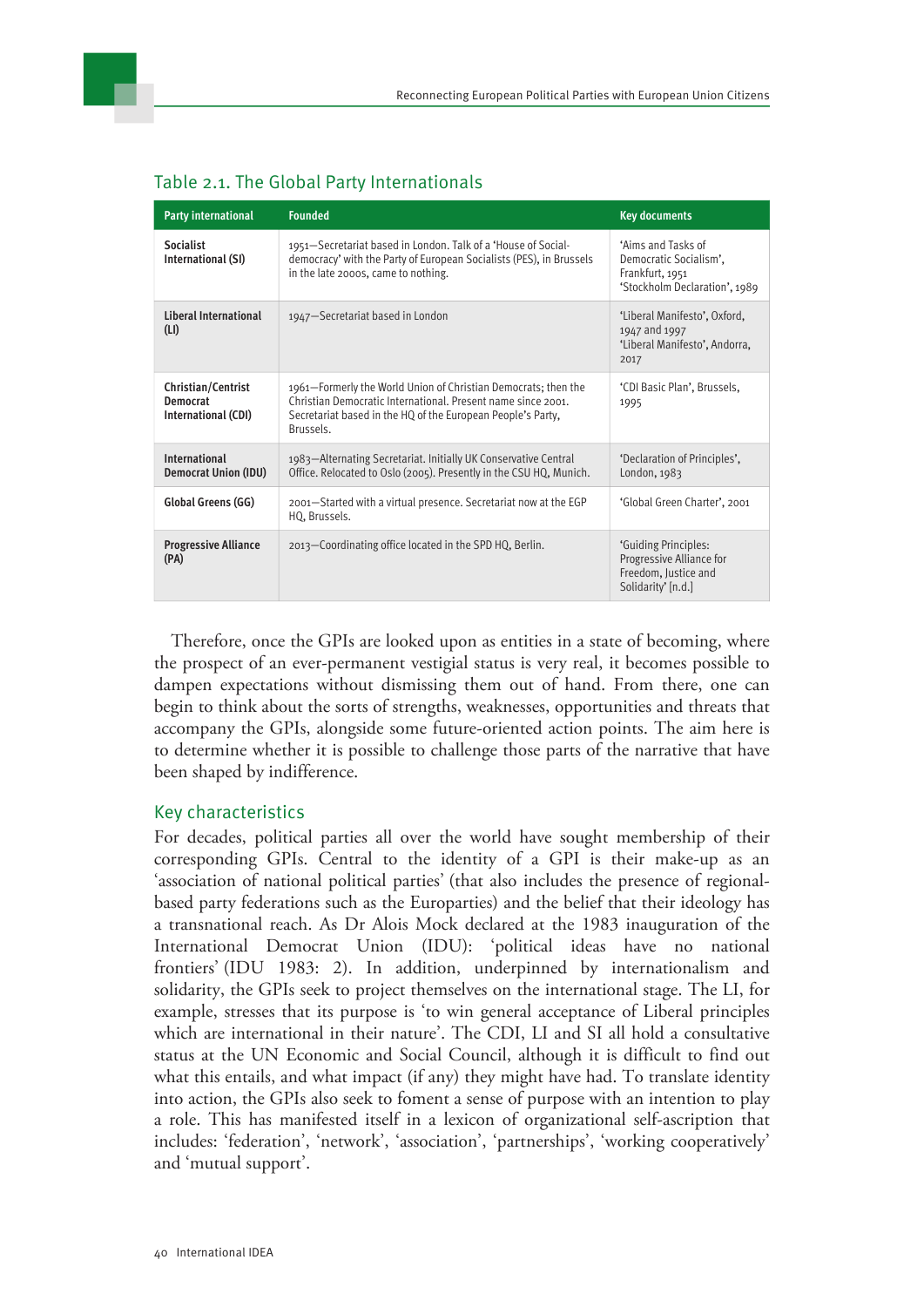### Table 2.1. The Global Party Internationals

| Party international | Founded | Key documents |
|---|---|---|
| **Socialist International (SI)** | 1951—Secretariat based in London. Talk of a 'House of Social-democracy' with the Party of European Socialists (PES), in Brussels in the late 2000s, came to nothing. | 'Aims and Tasks of Democratic Socialism', Frankfurt, 1951<br>'Stockholm Declaration', 1989 |
| **Liberal International (LI)** | 1947—Secretariat based in London | 'Liberal Manifesto', Oxford, 1947 and 1997<br>'Liberal Manifesto', Andorra, 2017 |
| **Christian/Centrist Democrat International (CDI)** | 1961—Formerly the World Union of Christian Democrats; then the Christian Democratic International. Present name since 2001. Secretariat based in the HQ of the European People's Party, Brussels. | 'CDI Basic Plan', Brussels, 1995 |
| **International Democrat Union (IDU)** | 1983—Alternating Secretariat. Initially UK Conservative Central Office. Relocated to Oslo (2005). Presently in the CSU HQ, Munich. | 'Declaration of Principles', London, 1983 |
| **Global Greens (GG)** | 2001—Started with a virtual presence. Secretariat now at the EGP HQ, Brussels. | 'Global Green Charter', 2001 |
| **Progressive Alliance (PA)** | 2013—Coordinating office located in the SPD HQ, Berlin. | 'Guiding Principles: Progressive Alliance for Freedom, Justice and Solidarity' [n.d.] |

Therefore, once the GPIs are looked upon as entities in a state of becoming, where the prospect of an ever-permanent vestigial status is very real, it becomes possible to dampen expectations without dismissing them out of hand. From there, one can begin to think about the sorts of strengths, weaknesses, opportunities and threats that accompany the GPIs, alongside some future-oriented action points. The aim here is to determine whether it is possible to challenge those parts of the narrative that have been shaped by indifference.

## Key characteristics

For decades, political parties all over the world have sought membership of their corresponding GPIs. Central to the identity of a GPI is their make-up as an 'association of national political parties' (that also includes the presence of regional-based party federations such as the Europarties) and the belief that their ideology has a transnational reach. As Dr Alois Mock declared at the 1983 inauguration of the International Democrat Union (IDU): 'political ideas have no national frontiers' (IDU 1983: 2). In addition, underpinned by internationalism and solidarity, the GPIs seek to project themselves on the international stage. The LI, for example, stresses that its purpose is 'to win general acceptance of Liberal principles which are international in their nature'. The CDI, LI and SI all hold a consultative status at the UN Economic and Social Council, although it is difficult to find out what this entails, and what impact (if any) they might have had. To translate identity into action, the GPIs also seek to foment a sense of purpose with an intention to play a role. This has manifested itself in a lexicon of organizational self-ascription that includes: 'federation', 'network', 'association', 'partnerships', 'working cooperatively' and 'mutual support'.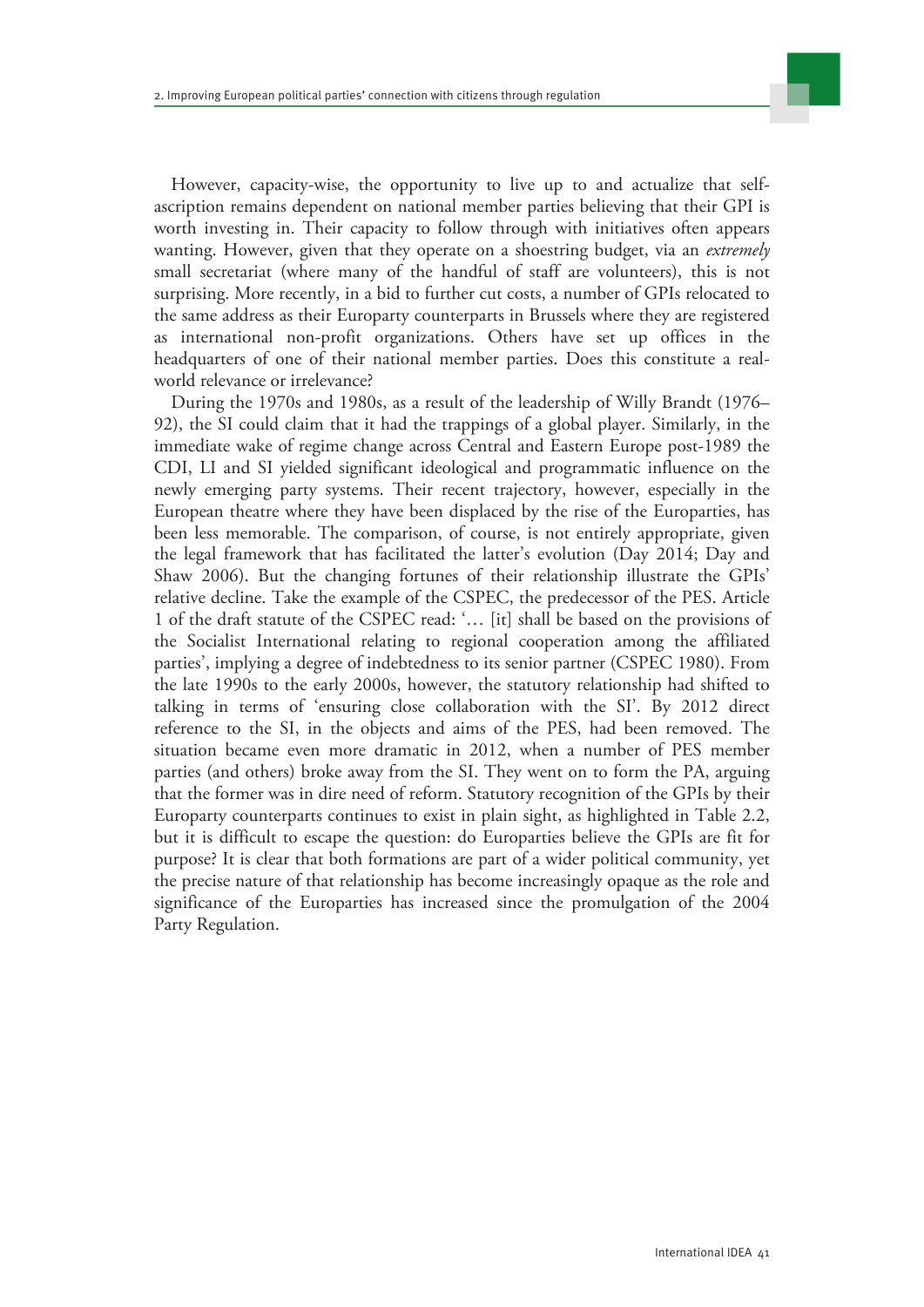However, capacity-wise, the opportunity to live up to and actualize that self-ascription remains dependent on national member parties believing that their GPI is worth investing in. Their capacity to follow through with initiatives often appears wanting. However, given that they operate on a shoestring budget, via an *extremely* small secretariat (where many of the handful of staff are volunteers), this is not surprising. More recently, in a bid to further cut costs, a number of GPIs relocated to the same address as their Europarty counterparts in Brussels where they are registered as international non-profit organizations. Others have set up offices in the headquarters of one of their national member parties. Does this constitute a real-world relevance or irrelevance?

During the 1970s and 1980s, as a result of the leadership of Willy Brandt (1976–92), the SI could claim that it had the trappings of a global player. Similarly, in the immediate wake of regime change across Central and Eastern Europe post-1989 the CDI, LI and SI yielded significant ideological and programmatic influence on the newly emerging party systems. Their recent trajectory, however, especially in the European theatre where they have been displaced by the rise of the Europarties, has been less memorable. The comparison, of course, is not entirely appropriate, given the legal framework that has facilitated the latter's evolution (Day 2014; Day and Shaw 2006). But the changing fortunes of their relationship illustrate the GPIs' relative decline. Take the example of the CSPEC, the predecessor of the PES. Article 1 of the draft statute of the CSPEC read: '… [it] shall be based on the provisions of the Socialist International relating to regional cooperation among the affiliated parties', implying a degree of indebtedness to its senior partner (CSPEC 1980). From the late 1990s to the early 2000s, however, the statutory relationship had shifted to talking in terms of 'ensuring close collaboration with the SI'. By 2012 direct reference to the SI, in the objects and aims of the PES, had been removed. The situation became even more dramatic in 2012, when a number of PES member parties (and others) broke away from the SI. They went on to form the PA, arguing that the former was in dire need of reform. Statutory recognition of the GPIs by their Europarty counterparts continues to exist in plain sight, as highlighted in Table 2.2, but it is difficult to escape the question: do Europarties believe the GPIs are fit for purpose? It is clear that both formations are part of a wider political community, yet the precise nature of that relationship has become increasingly opaque as the role and significance of the Europarties has increased since the promulgation of the 2004 Party Regulation.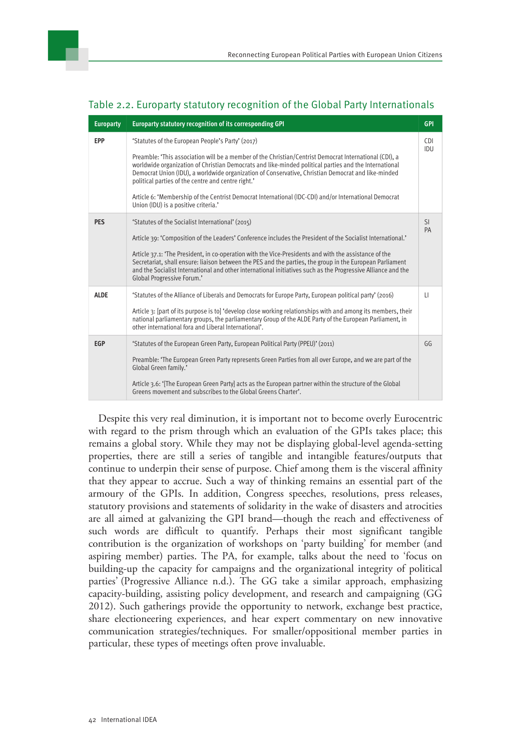Table 2.2. Europarty statutory recognition of the Global Party Internationals

| Europarty | Europarty statutory recognition of its corresponding GPI | GPI |
|---|---|---|
| **EPP** | 'Statutes of the European People's Party' (2017)<br><br>Preamble: 'This association will be a member of the Christian/Centrist Democrat International (CDI), a worldwide organization of Christian Democrats and like-minded political parties and the International Democrat Union (IDU), a worldwide organization of Conservative, Christian Democrat and like-minded political parties of the centre and centre right.'<br><br>Article 6: 'Membership of the Centrist Democrat International (IDC-CDI) and/or International Democrat Union (IDU) is a positive criteria.' | CDI<br>IDU |
| **PES** | 'Statutes of the Socialist International' (2015)<br><br>Article 39: 'Composition of the Leaders' Conference includes the President of the Socialist International.'<br><br>Article 37.1: 'The President, in co-operation with the Vice-Presidents and with the assistance of the Secretariat, shall ensure: liaison between the PES and the parties, the group in the European Parliament and the Socialist International and other international initiatives such as the Progressive Alliance and the Global Progressive Forum.' | SI<br>PA |
| **ALDE** | 'Statutes of the Alliance of Liberals and Democrats for Europe Party, European political party' (2016)<br><br>Article 3: [part of its purpose is to] 'develop close working relationships with and among its members, their national parliamentary groups, the parliamentary Group of the ALDE Party of the European Parliament, in other international fora and Liberal International'. | LI |
| **EGP** | 'Statutes of the European Green Party, European Political Party (PPEU)' (2011)<br><br>Preamble: 'The European Green Party represents Green Parties from all over Europe, and we are part of the Global Green family.'<br><br>Article 3.6: '[The European Green Party] acts as the European partner within the structure of the Global Greens movement and subscribes to the Global Greens Charter'. | GG |

Despite this very real diminution, it is important not to become overly Eurocentric with regard to the prism through which an evaluation of the GPIs takes place; this remains a global story. While they may not be displaying global-level agenda-setting properties, there are still a series of tangible and intangible features/outputs that continue to underpin their sense of purpose. Chief among them is the visceral affinity that they appear to accrue. Such a way of thinking remains an essential part of the armoury of the GPIs. In addition, Congress speeches, resolutions, press releases, statutory provisions and statements of solidarity in the wake of disasters and atrocities are all aimed at galvanizing the GPI brand—though the reach and effectiveness of such words are difficult to quantify. Perhaps their most significant tangible contribution is the organization of workshops on 'party building' for member (and aspiring member) parties. The PA, for example, talks about the need to 'focus on building-up the capacity for campaigns and the organizational integrity of political parties' (Progressive Alliance n.d.). The GG take a similar approach, emphasizing capacity-building, assisting policy development, and research and campaigning (GG 2012). Such gatherings provide the opportunity to network, exchange best practice, share electioneering experiences, and hear expert commentary on new innovative communication strategies/techniques. For smaller/oppositional member parties in particular, these types of meetings often prove invaluable.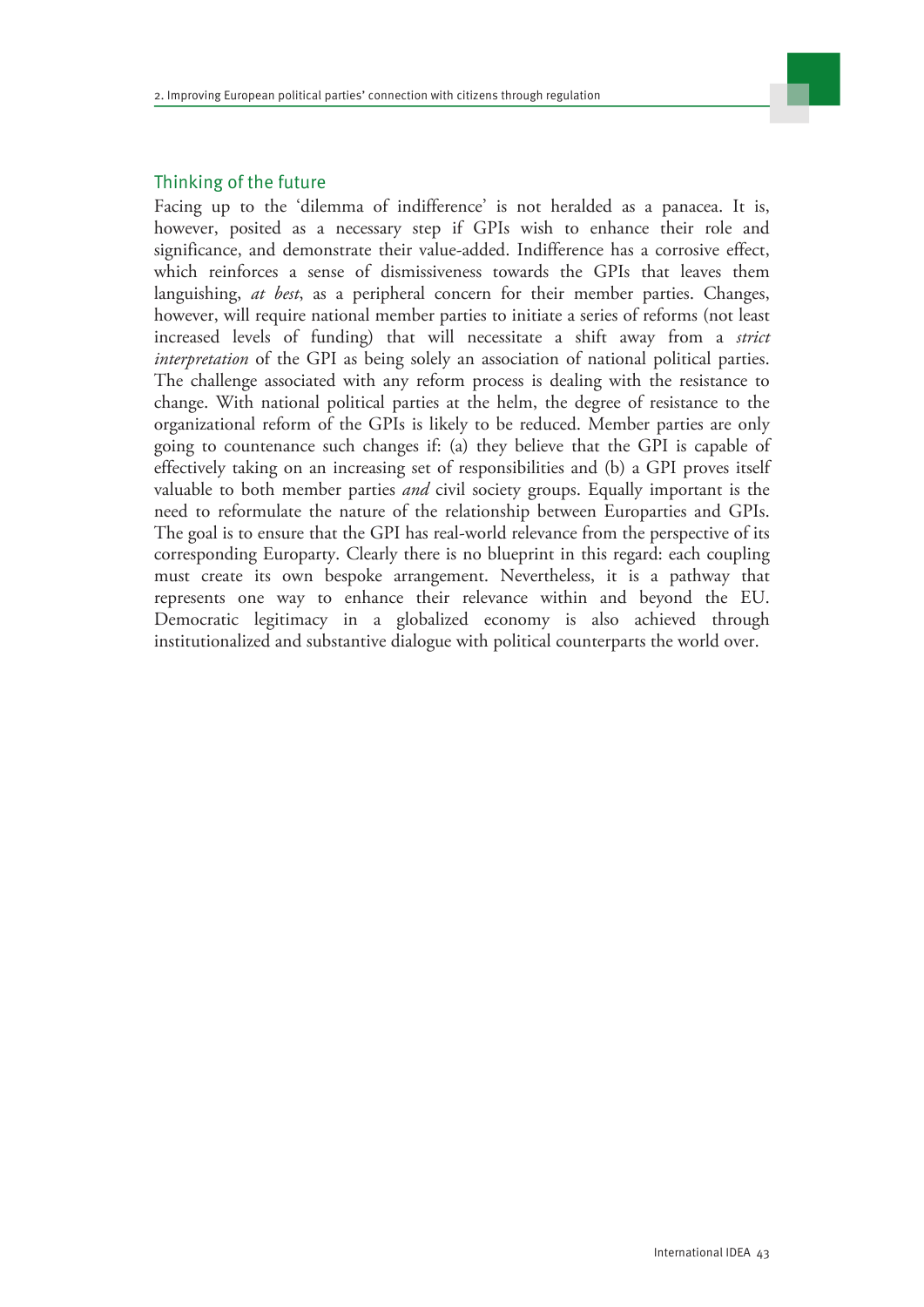### Thinking of the future

Facing up to the 'dilemma of indifference' is not heralded as a panacea. It is, however, posited as a necessary step if GPIs wish to enhance their role and significance, and demonstrate their value-added. Indifference has a corrosive effect, which reinforces a sense of dismissiveness towards the GPIs that leaves them languishing, *at best*, as a peripheral concern for their member parties. Changes, however, will require national member parties to initiate a series of reforms (not least increased levels of funding) that will necessitate a shift away from a *strict interpretation* of the GPI as being solely an association of national political parties. The challenge associated with any reform process is dealing with the resistance to change. With national political parties at the helm, the degree of resistance to the organizational reform of the GPIs is likely to be reduced. Member parties are only going to countenance such changes if: (a) they believe that the GPI is capable of effectively taking on an increasing set of responsibilities and (b) a GPI proves itself valuable to both member parties *and* civil society groups. Equally important is the need to reformulate the nature of the relationship between Europarties and GPIs. The goal is to ensure that the GPI has real-world relevance from the perspective of its corresponding Europarty. Clearly there is no blueprint in this regard: each coupling must create its own bespoke arrangement. Nevertheless, it is a pathway that represents one way to enhance their relevance within and beyond the EU. Democratic legitimacy in a globalized economy is also achieved through institutionalized and substantive dialogue with political counterparts the world over.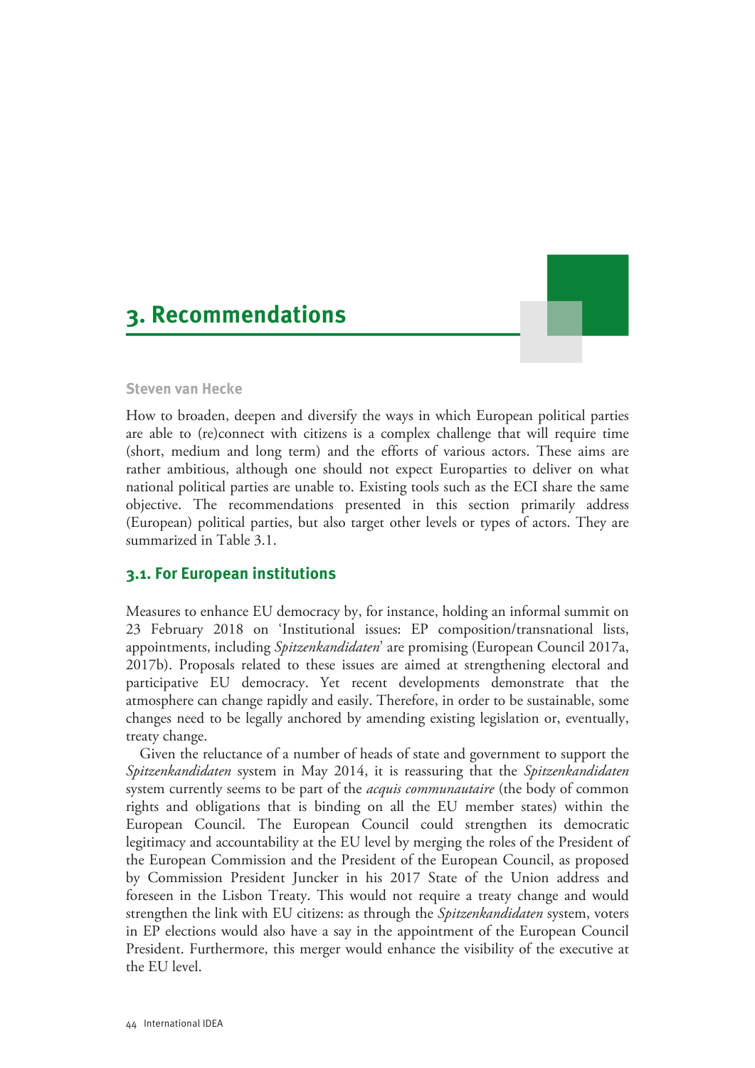# 3. Recommendations

**Steven van Hecke**

How to broaden, deepen and diversify the ways in which European political parties are able to (re)connect with citizens is a complex challenge that will require time (short, medium and long term) and the efforts of various actors. These aims are rather ambitious, although one should not expect Europarties to deliver on what national political parties are unable to. Existing tools such as the ECI share the same objective. The recommendations presented in this section primarily address (European) political parties, but also target other levels or types of actors. They are summarized in Table 3.1.

## 3.1. For European institutions

Measures to enhance EU democracy by, for instance, holding an informal summit on 23 February 2018 on 'Institutional issues: EP composition/transnational lists, appointments, including *Spitzenkandidaten*' are promising (European Council 2017a, 2017b). Proposals related to these issues are aimed at strengthening electoral and participative EU democracy. Yet recent developments demonstrate that the atmosphere can change rapidly and easily. Therefore, in order to be sustainable, some changes need to be legally anchored by amending existing legislation or, eventually, treaty change.

Given the reluctance of a number of heads of state and government to support the *Spitzenkandidaten* system in May 2014, it is reassuring that the *Spitzenkandidaten* system currently seems to be part of the *acquis communautaire* (the body of common rights and obligations that is binding on all the EU member states) within the European Council. The European Council could strengthen its democratic legitimacy and accountability at the EU level by merging the roles of the President of the European Commission and the President of the European Council, as proposed by Commission President Juncker in his 2017 State of the Union address and foreseen in the Lisbon Treaty. This would not require a treaty change and would strengthen the link with EU citizens: as through the *Spitzenkandidaten* system, voters in EP elections would also have a say in the appointment of the European Council President. Furthermore, this merger would enhance the visibility of the executive at the EU level.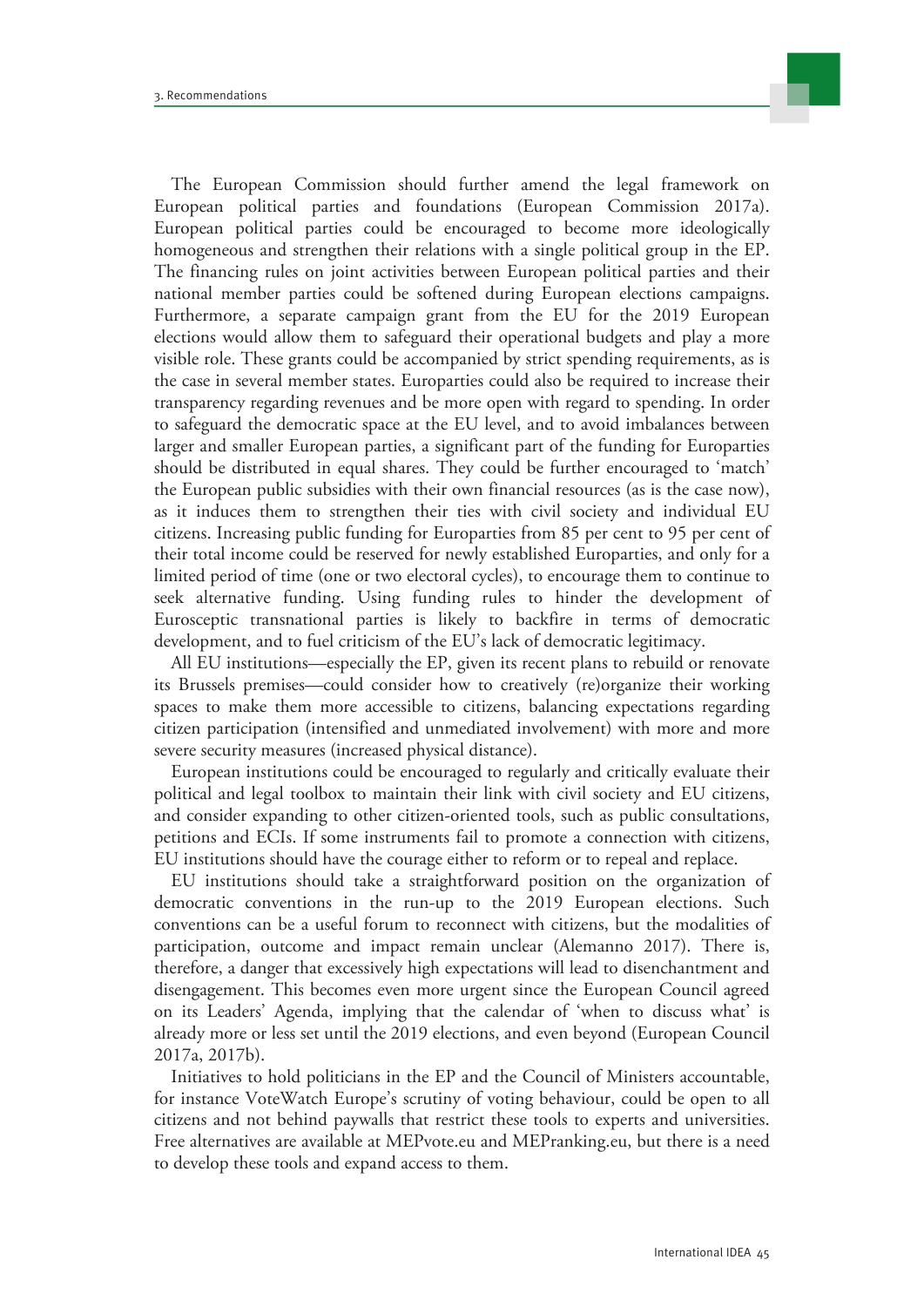The European Commission should further amend the legal framework on European political parties and foundations (European Commission 2017a). European political parties could be encouraged to become more ideologically homogeneous and strengthen their relations with a single political group in the EP. The financing rules on joint activities between European political parties and their national member parties could be softened during European elections campaigns. Furthermore, a separate campaign grant from the EU for the 2019 European elections would allow them to safeguard their operational budgets and play a more visible role. These grants could be accompanied by strict spending requirements, as is the case in several member states. Europarties could also be required to increase their transparency regarding revenues and be more open with regard to spending. In order to safeguard the democratic space at the EU level, and to avoid imbalances between larger and smaller European parties, a significant part of the funding for Europarties should be distributed in equal shares. They could be further encouraged to 'match' the European public subsidies with their own financial resources (as is the case now), as it induces them to strengthen their ties with civil society and individual EU citizens. Increasing public funding for Europarties from 85 per cent to 95 per cent of their total income could be reserved for newly established Europarties, and only for a limited period of time (one or two electoral cycles), to encourage them to continue to seek alternative funding. Using funding rules to hinder the development of Eurosceptic transnational parties is likely to backfire in terms of democratic development, and to fuel criticism of the EU's lack of democratic legitimacy.

All EU institutions—especially the EP, given its recent plans to rebuild or renovate its Brussels premises—could consider how to creatively (re)organize their working spaces to make them more accessible to citizens, balancing expectations regarding citizen participation (intensified and unmediated involvement) with more and more severe security measures (increased physical distance).

European institutions could be encouraged to regularly and critically evaluate their political and legal toolbox to maintain their link with civil society and EU citizens, and consider expanding to other citizen-oriented tools, such as public consultations, petitions and ECIs. If some instruments fail to promote a connection with citizens, EU institutions should have the courage either to reform or to repeal and replace.

EU institutions should take a straightforward position on the organization of democratic conventions in the run-up to the 2019 European elections. Such conventions can be a useful forum to reconnect with citizens, but the modalities of participation, outcome and impact remain unclear (Alemanno 2017). There is, therefore, a danger that excessively high expectations will lead to disenchantment and disengagement. This becomes even more urgent since the European Council agreed on its Leaders' Agenda, implying that the calendar of 'when to discuss what' is already more or less set until the 2019 elections, and even beyond (European Council 2017a, 2017b).

Initiatives to hold politicians in the EP and the Council of Ministers accountable, for instance VoteWatch Europe's scrutiny of voting behaviour, could be open to all citizens and not behind paywalls that restrict these tools to experts and universities. Free alternatives are available at MEPvote.eu and MEPranking.eu, but there is a need to develop these tools and expand access to them.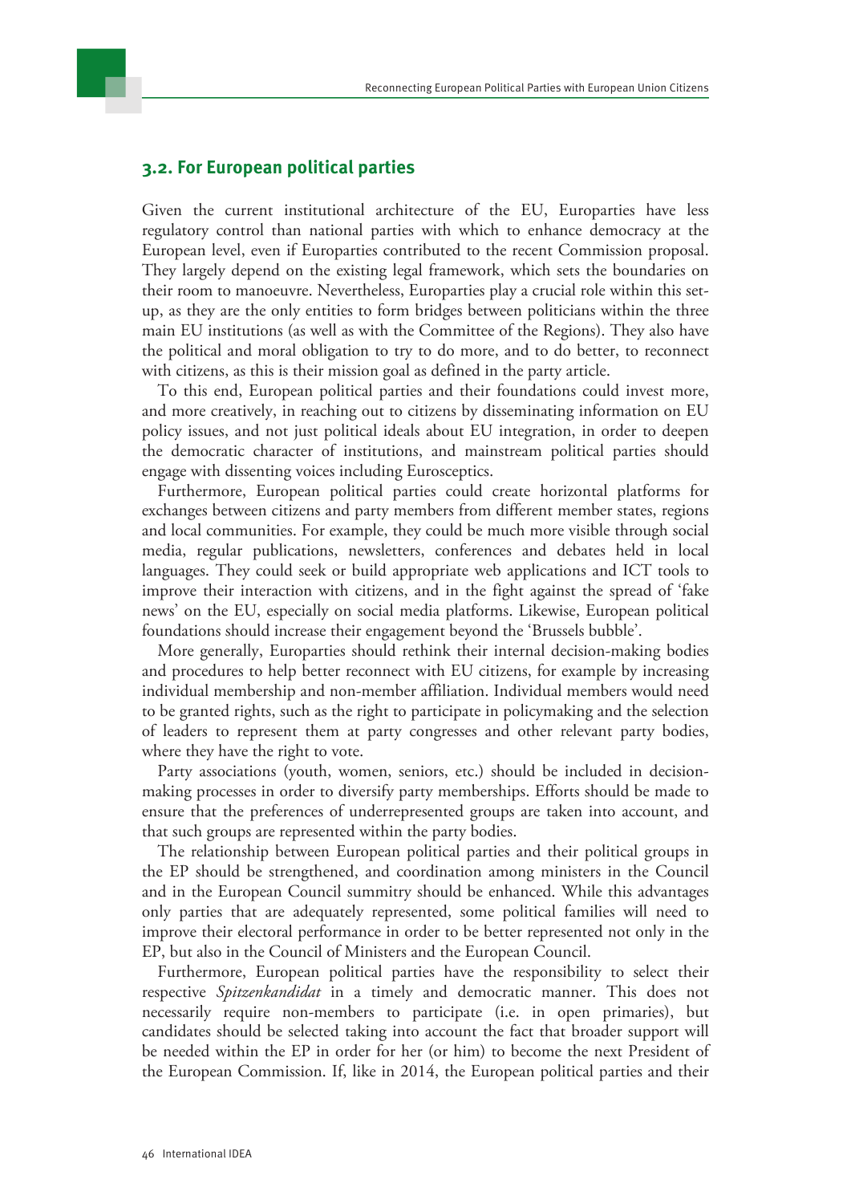## 3.2. For European political parties

Given the current institutional architecture of the EU, Europarties have less regulatory control than national parties with which to enhance democracy at the European level, even if Europarties contributed to the recent Commission proposal. They largely depend on the existing legal framework, which sets the boundaries on their room to manoeuvre. Nevertheless, Europarties play a crucial role within this set-up, as they are the only entities to form bridges between politicians within the three main EU institutions (as well as with the Committee of the Regions). They also have the political and moral obligation to try to do more, and to do better, to reconnect with citizens, as this is their mission goal as defined in the party article.

To this end, European political parties and their foundations could invest more, and more creatively, in reaching out to citizens by disseminating information on EU policy issues, and not just political ideals about EU integration, in order to deepen the democratic character of institutions, and mainstream political parties should engage with dissenting voices including Eurosceptics.

Furthermore, European political parties could create horizontal platforms for exchanges between citizens and party members from different member states, regions and local communities. For example, they could be much more visible through social media, regular publications, newsletters, conferences and debates held in local languages. They could seek or build appropriate web applications and ICT tools to improve their interaction with citizens, and in the fight against the spread of 'fake news' on the EU, especially on social media platforms. Likewise, European political foundations should increase their engagement beyond the 'Brussels bubble'.

More generally, Europarties should rethink their internal decision-making bodies and procedures to help better reconnect with EU citizens, for example by increasing individual membership and non-member affiliation. Individual members would need to be granted rights, such as the right to participate in policymaking and the selection of leaders to represent them at party congresses and other relevant party bodies, where they have the right to vote.

Party associations (youth, women, seniors, etc.) should be included in decision-making processes in order to diversify party memberships. Efforts should be made to ensure that the preferences of underrepresented groups are taken into account, and that such groups are represented within the party bodies.

The relationship between European political parties and their political groups in the EP should be strengthened, and coordination among ministers in the Council and in the European Council summitry should be enhanced. While this advantages only parties that are adequately represented, some political families will need to improve their electoral performance in order to be better represented not only in the EP, but also in the Council of Ministers and the European Council.

Furthermore, European political parties have the responsibility to select their respective *Spitzenkandidat* in a timely and democratic manner. This does not necessarily require non-members to participate (i.e. in open primaries), but candidates should be selected taking into account the fact that broader support will be needed within the EP in order for her (or him) to become the next President of the European Commission. If, like in 2014, the European political parties and their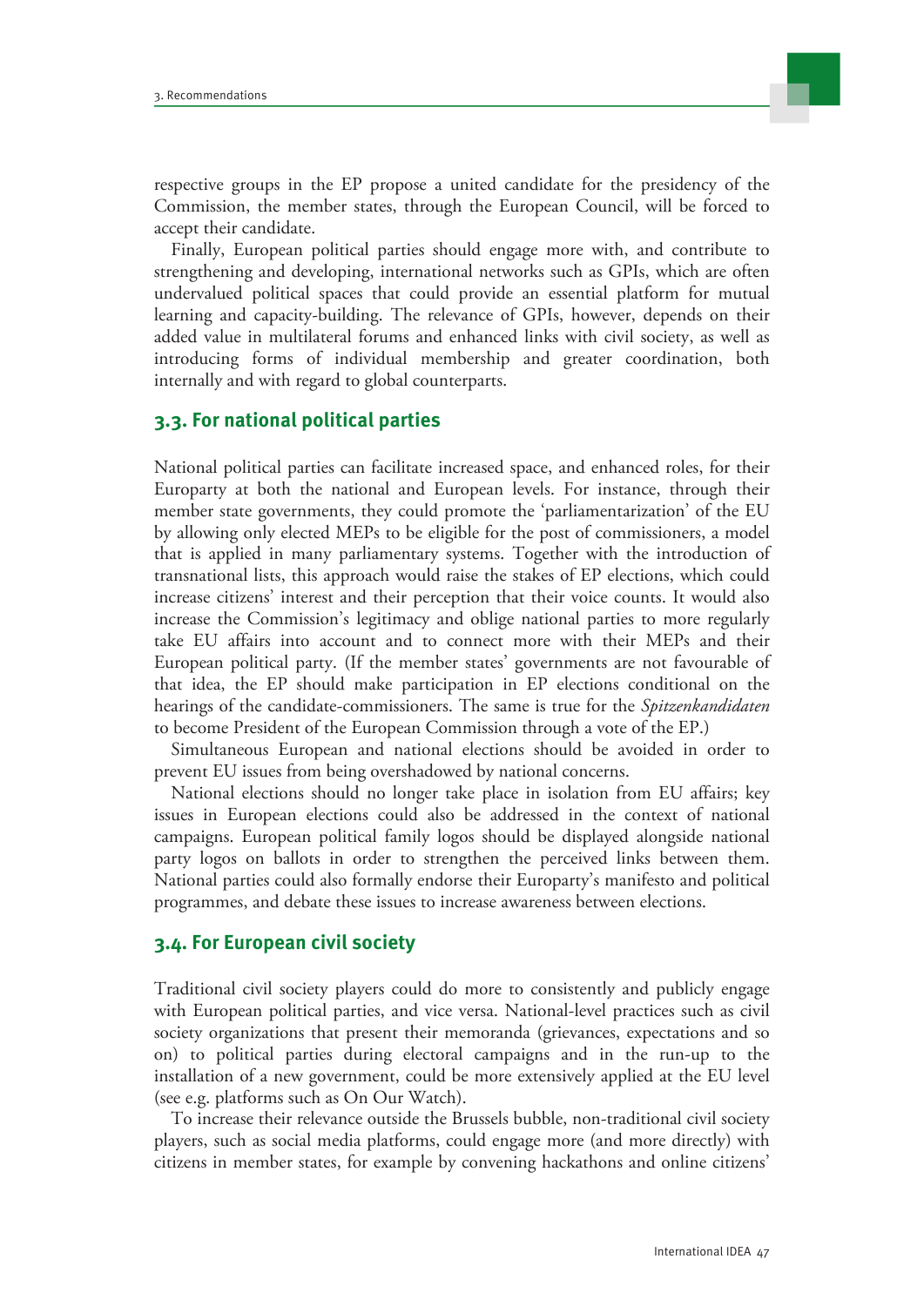respective groups in the EP propose a united candidate for the presidency of the Commission, the member states, through the European Council, will be forced to accept their candidate.

Finally, European political parties should engage more with, and contribute to strengthening and developing, international networks such as GPIs, which are often undervalued political spaces that could provide an essential platform for mutual learning and capacity-building. The relevance of GPIs, however, depends on their added value in multilateral forums and enhanced links with civil society, as well as introducing forms of individual membership and greater coordination, both internally and with regard to global counterparts.

## 3.3. For national political parties

National political parties can facilitate increased space, and enhanced roles, for their Europarty at both the national and European levels. For instance, through their member state governments, they could promote the 'parliamentarization' of the EU by allowing only elected MEPs to be eligible for the post of commissioners, a model that is applied in many parliamentary systems. Together with the introduction of transnational lists, this approach would raise the stakes of EP elections, which could increase citizens' interest and their perception that their voice counts. It would also increase the Commission's legitimacy and oblige national parties to more regularly take EU affairs into account and to connect more with their MEPs and their European political party. (If the member states' governments are not favourable of that idea, the EP should make participation in EP elections conditional on the hearings of the candidate-commissioners. The same is true for the *Spitzenkandidaten* to become President of the European Commission through a vote of the EP.)

Simultaneous European and national elections should be avoided in order to prevent EU issues from being overshadowed by national concerns.

National elections should no longer take place in isolation from EU affairs; key issues in European elections could also be addressed in the context of national campaigns. European political family logos should be displayed alongside national party logos on ballots in order to strengthen the perceived links between them. National parties could also formally endorse their Europarty's manifesto and political programmes, and debate these issues to increase awareness between elections.

## 3.4. For European civil society

Traditional civil society players could do more to consistently and publicly engage with European political parties, and vice versa. National-level practices such as civil society organizations that present their memoranda (grievances, expectations and so on) to political parties during electoral campaigns and in the run-up to the installation of a new government, could be more extensively applied at the EU level (see e.g. platforms such as On Our Watch).

To increase their relevance outside the Brussels bubble, non-traditional civil society players, such as social media platforms, could engage more (and more directly) with citizens in member states, for example by convening hackathons and online citizens'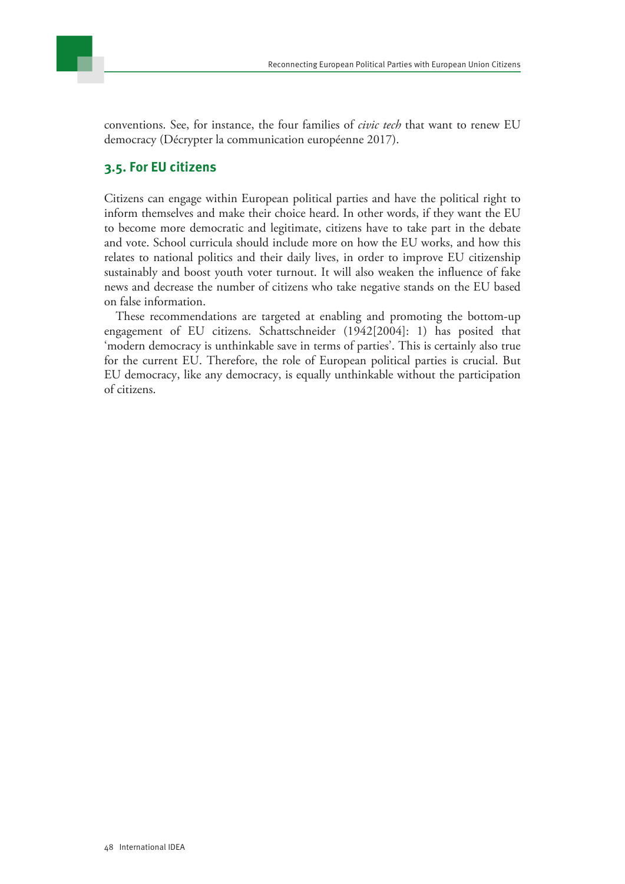conventions. See, for instance, the four families of *civic tech* that want to renew EU democracy (Décrypter la communication européenne 2017).

### 3.5. For EU citizens

Citizens can engage within European political parties and have the political right to inform themselves and make their choice heard. In other words, if they want the EU to become more democratic and legitimate, citizens have to take part in the debate and vote. School curricula should include more on how the EU works, and how this relates to national politics and their daily lives, in order to improve EU citizenship sustainably and boost youth voter turnout. It will also weaken the influence of fake news and decrease the number of citizens who take negative stands on the EU based on false information.

These recommendations are targeted at enabling and promoting the bottom-up engagement of EU citizens. Schattschneider (1942[2004]: 1) has posited that 'modern democracy is unthinkable save in terms of parties'. This is certainly also true for the current EU. Therefore, the role of European political parties is crucial. But EU democracy, like any democracy, is equally unthinkable without the participation of citizens.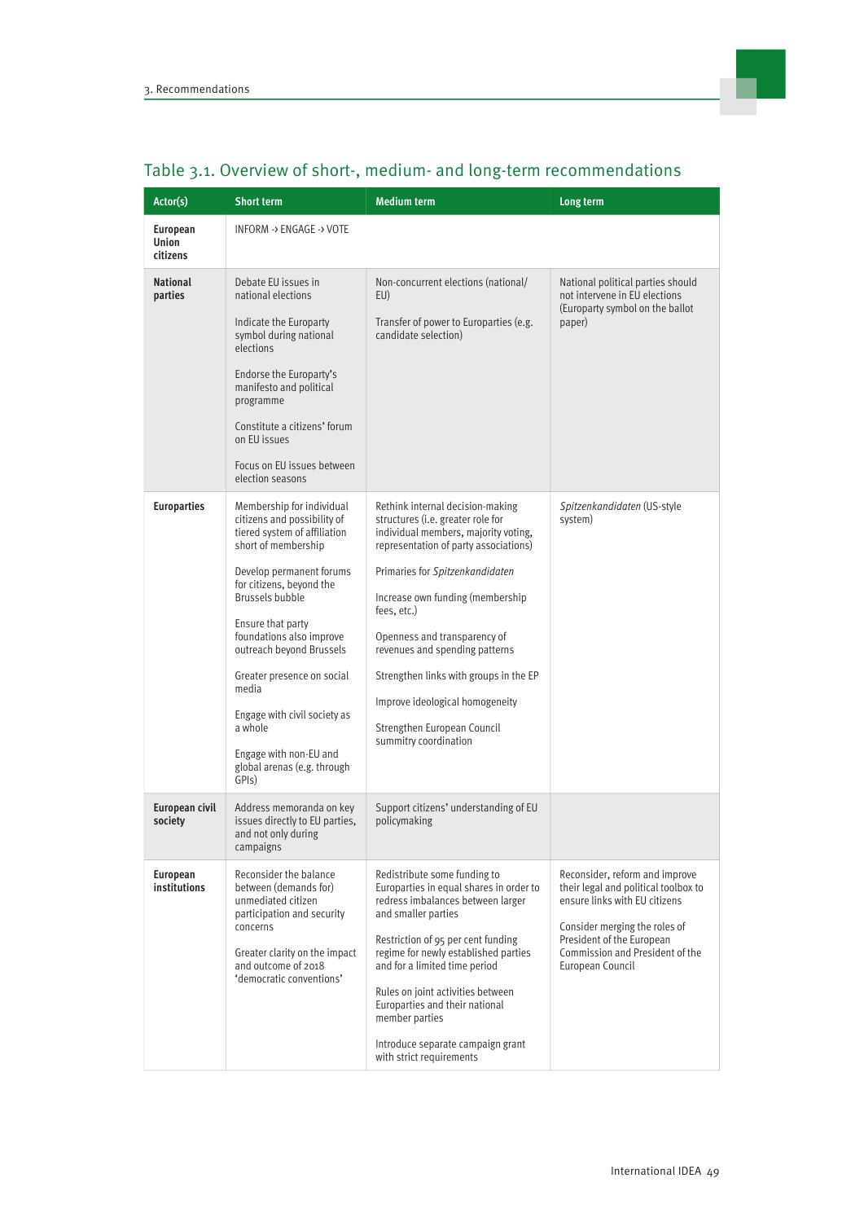## Table 3.1. Overview of short-, medium- and long-term recommendations

| Actor(s) | Short term | Medium term | Long term |
|---|---|---|---|
| **European Union citizens** | INFORM -> ENGAGE -> VOTE | | |
| **National parties** | Debate EU issues in national elections<br><br>Indicate the Europarty symbol during national elections<br><br>Endorse the Europarty's manifesto and political programme<br><br>Constitute a citizens' forum on EU issues<br><br>Focus on EU issues between election seasons | Non-concurrent elections (national/ EU)<br><br>Transfer of power to Europarties (e.g. candidate selection) | National political parties should not intervene in EU elections (Europarty symbol on the ballot paper) |
| **Europarties** | Membership for individual citizens and possibility of tiered system of affiliation short of membership<br><br>Develop permanent forums for citizens, beyond the Brussels bubble<br><br>Ensure that party foundations also improve outreach beyond Brussels<br><br>Greater presence on social media<br><br>Engage with civil society as a whole<br><br>Engage with non-EU and global arenas (e.g. through GPIs) | Rethink internal decision-making structures (i.e. greater role for individual members, majority voting, representation of party associations)<br><br>Primaries for *Spitzenkandidaten*<br><br>Increase own funding (membership fees, etc.)<br><br>Openness and transparency of revenues and spending patterns<br><br>Strengthen links with groups in the EP<br><br>Improve ideological homogeneity<br><br>Strengthen European Council summitry coordination | *Spitzenkandidaten* (US-style system) |
| **European civil society** | Address memoranda on key issues directly to EU parties, and not only during campaigns | Support citizens' understanding of EU policymaking | |
| **European institutions** | Reconsider the balance between (demands for) unmediated citizen participation and security concerns<br><br>Greater clarity on the impact and outcome of 2018 'democratic conventions' | Redistribute some funding to Europarties in equal shares in order to redress imbalances between larger and smaller parties<br><br>Restriction of 95 per cent funding regime for newly established parties and for a limited time period<br><br>Rules on joint activities between Europarties and their national member parties<br><br>Introduce separate campaign grant with strict requirements | Reconsider, reform and improve their legal and political toolbox to ensure links with EU citizens<br><br>Consider merging the roles of President of the European Commission and President of the European Council |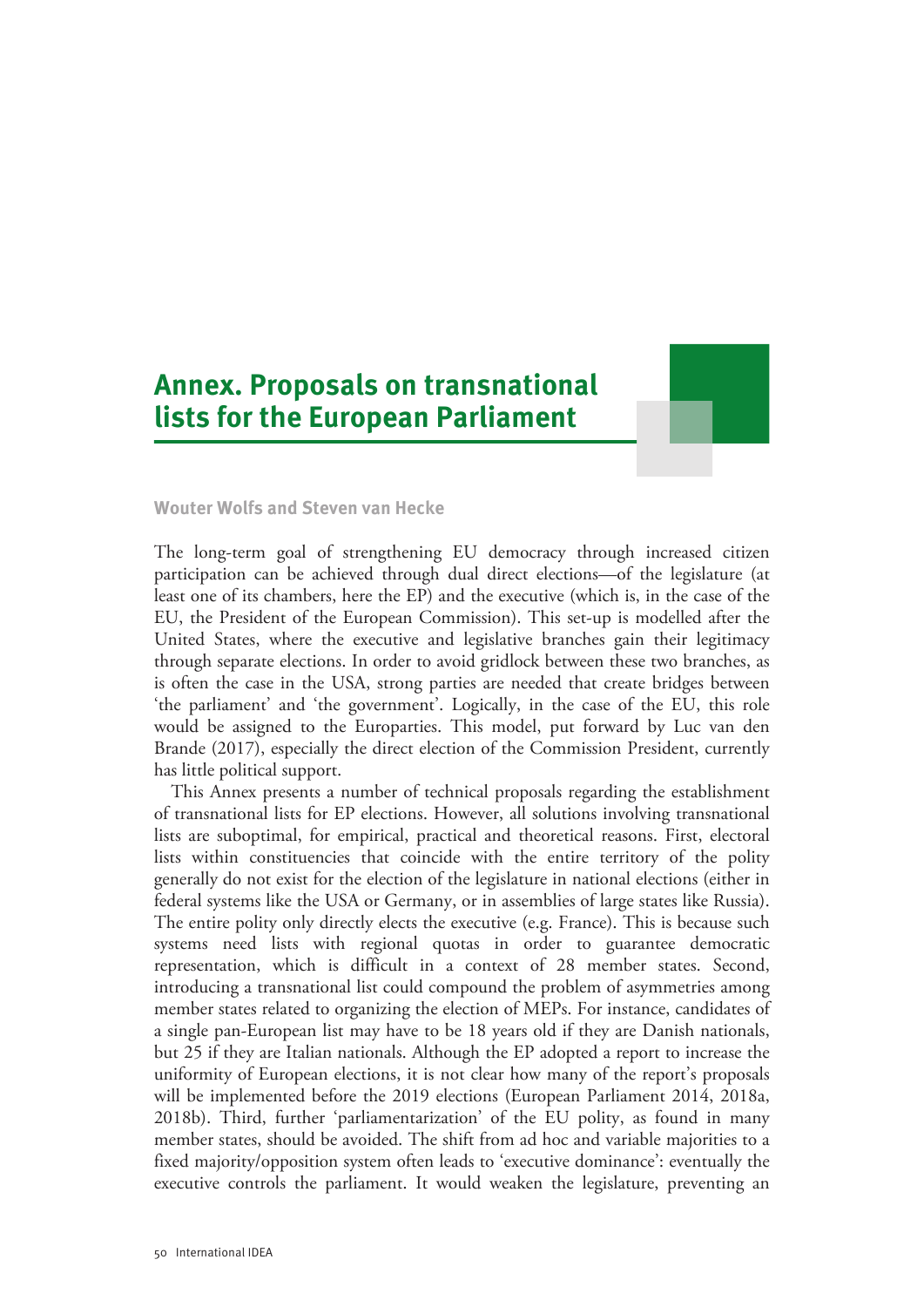# Annex. Proposals on transnational lists for the European Parliament

**Wouter Wolfs and Steven van Hecke**

The long-term goal of strengthening EU democracy through increased citizen participation can be achieved through dual direct elections—of the legislature (at least one of its chambers, here the EP) and the executive (which is, in the case of the EU, the President of the European Commission). This set-up is modelled after the United States, where the executive and legislative branches gain their legitimacy through separate elections. In order to avoid gridlock between these two branches, as is often the case in the USA, strong parties are needed that create bridges between 'the parliament' and 'the government'. Logically, in the case of the EU, this role would be assigned to the Europarties. This model, put forward by Luc van den Brande (2017), especially the direct election of the Commission President, currently has little political support.

This Annex presents a number of technical proposals regarding the establishment of transnational lists for EP elections. However, all solutions involving transnational lists are suboptimal, for empirical, practical and theoretical reasons. First, electoral lists within constituencies that coincide with the entire territory of the polity generally do not exist for the election of the legislature in national elections (either in federal systems like the USA or Germany, or in assemblies of large states like Russia). The entire polity only directly elects the executive (e.g. France). This is because such systems need lists with regional quotas in order to guarantee democratic representation, which is difficult in a context of 28 member states. Second, introducing a transnational list could compound the problem of asymmetries among member states related to organizing the election of MEPs. For instance, candidates of a single pan-European list may have to be 18 years old if they are Danish nationals, but 25 if they are Italian nationals. Although the EP adopted a report to increase the uniformity of European elections, it is not clear how many of the report's proposals will be implemented before the 2019 elections (European Parliament 2014, 2018a, 2018b). Third, further 'parliamentarization' of the EU polity, as found in many member states, should be avoided. The shift from ad hoc and variable majorities to a fixed majority/opposition system often leads to 'executive dominance': eventually the executive controls the parliament. It would weaken the legislature, preventing an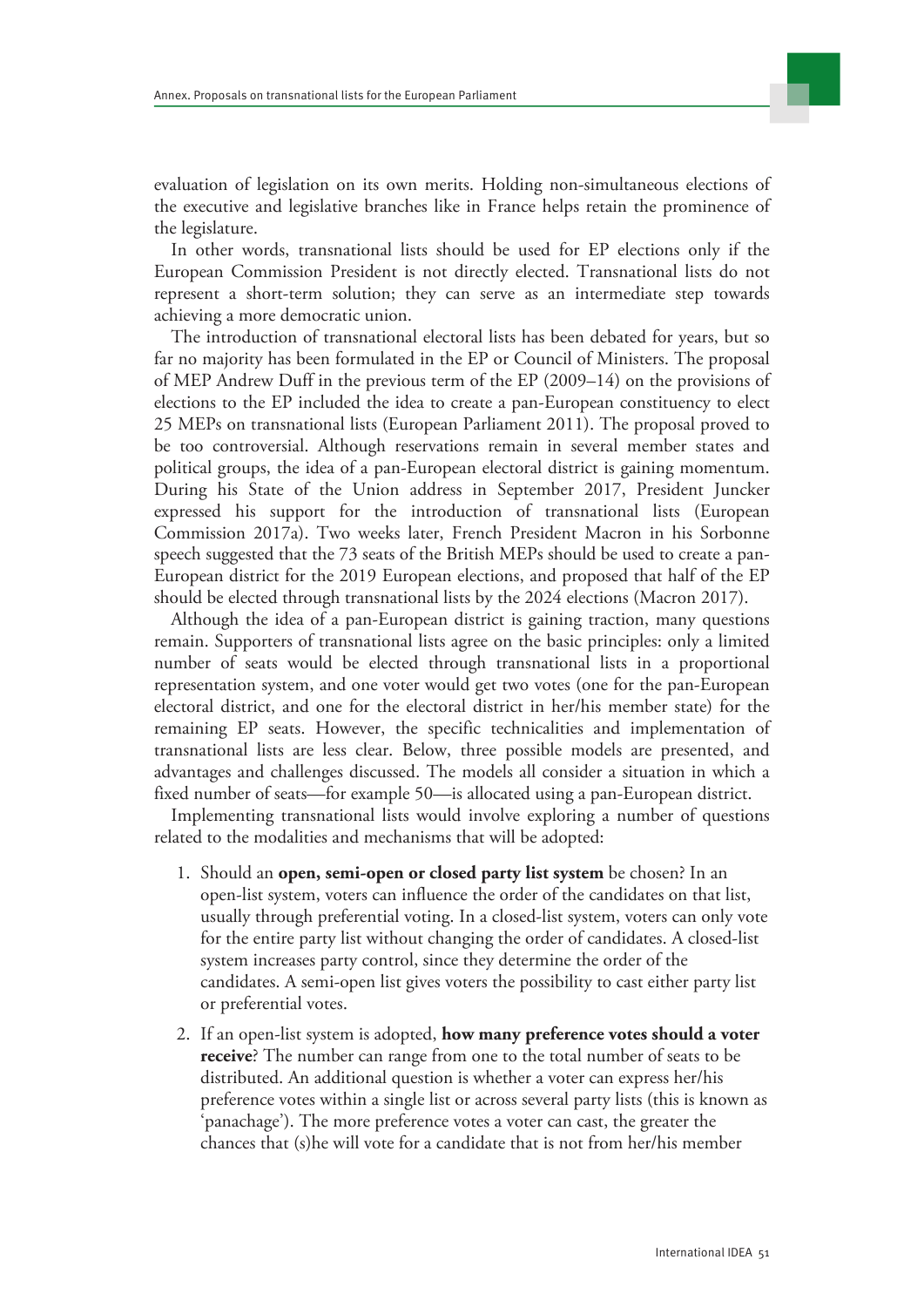evaluation of legislation on its own merits. Holding non-simultaneous elections of the executive and legislative branches like in France helps retain the prominence of the legislature.

In other words, transnational lists should be used for EP elections only if the European Commission President is not directly elected. Transnational lists do not represent a short-term solution; they can serve as an intermediate step towards achieving a more democratic union.

The introduction of transnational electoral lists has been debated for years, but so far no majority has been formulated in the EP or Council of Ministers. The proposal of MEP Andrew Duff in the previous term of the EP (2009–14) on the provisions of elections to the EP included the idea to create a pan-European constituency to elect 25 MEPs on transnational lists (European Parliament 2011). The proposal proved to be too controversial. Although reservations remain in several member states and political groups, the idea of a pan-European electoral district is gaining momentum. During his State of the Union address in September 2017, President Juncker expressed his support for the introduction of transnational lists (European Commission 2017a). Two weeks later, French President Macron in his Sorbonne speech suggested that the 73 seats of the British MEPs should be used to create a pan-European district for the 2019 European elections, and proposed that half of the EP should be elected through transnational lists by the 2024 elections (Macron 2017).

Although the idea of a pan-European district is gaining traction, many questions remain. Supporters of transnational lists agree on the basic principles: only a limited number of seats would be elected through transnational lists in a proportional representation system, and one voter would get two votes (one for the pan-European electoral district, and one for the electoral district in her/his member state) for the remaining EP seats. However, the specific technicalities and implementation of transnational lists are less clear. Below, three possible models are presented, and advantages and challenges discussed. The models all consider a situation in which a fixed number of seats—for example 50—is allocated using a pan-European district.

Implementing transnational lists would involve exploring a number of questions related to the modalities and mechanisms that will be adopted:

1. Should an **open, semi-open or closed party list system** be chosen? In an open-list system, voters can influence the order of the candidates on that list, usually through preferential voting. In a closed-list system, voters can only vote for the entire party list without changing the order of candidates. A closed-list system increases party control, since they determine the order of the candidates. A semi-open list gives voters the possibility to cast either party list or preferential votes.
2. If an open-list system is adopted, **how many preference votes should a voter receive**? The number can range from one to the total number of seats to be distributed. An additional question is whether a voter can express her/his preference votes within a single list or across several party lists (this is known as 'panachage'). The more preference votes a voter can cast, the greater the chances that (s)he will vote for a candidate that is not from her/his member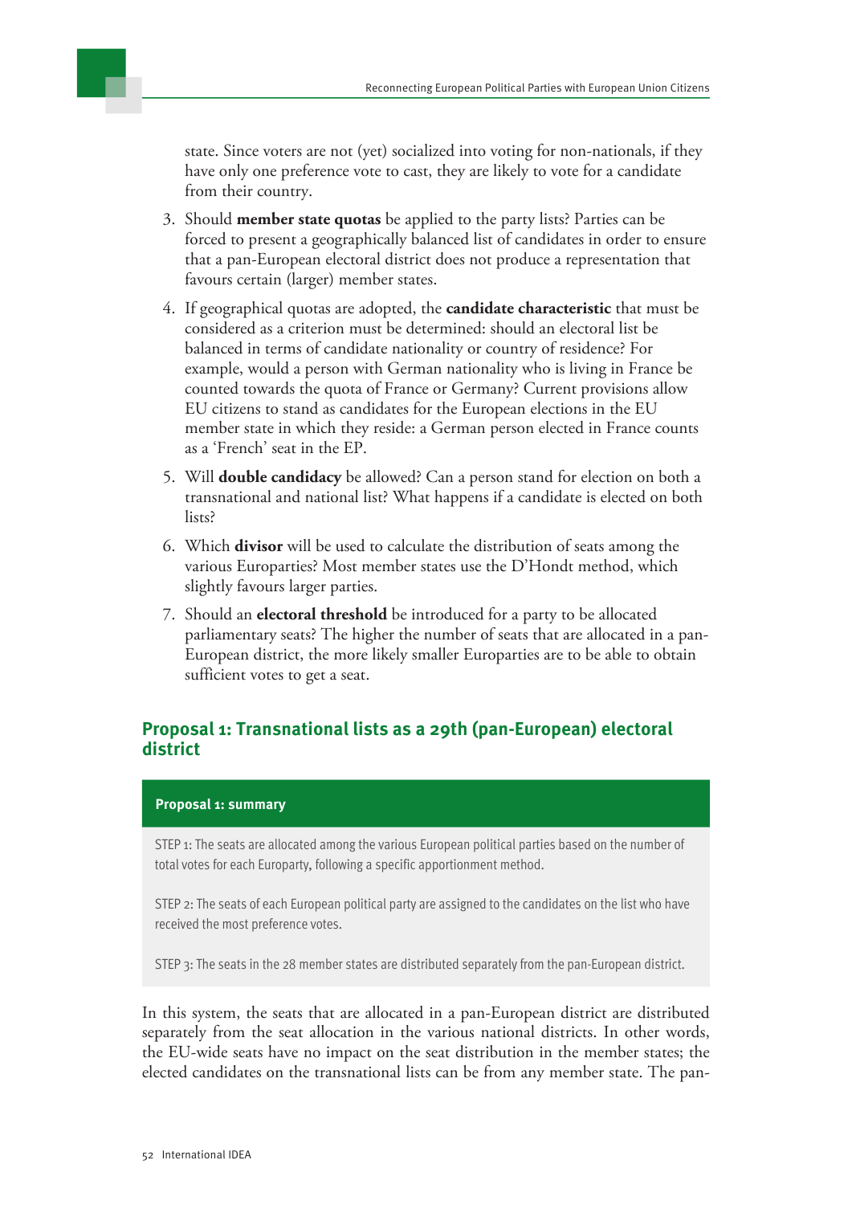state. Since voters are not (yet) socialized into voting for non-nationals, if they have only one preference vote to cast, they are likely to vote for a candidate from their country.

3. Should **member state quotas** be applied to the party lists? Parties can be forced to present a geographically balanced list of candidates in order to ensure that a pan-European electoral district does not produce a representation that favours certain (larger) member states.
4. If geographical quotas are adopted, the **candidate characteristic** that must be considered as a criterion must be determined: should an electoral list be balanced in terms of candidate nationality or country of residence? For example, would a person with German nationality who is living in France be counted towards the quota of France or Germany? Current provisions allow EU citizens to stand as candidates for the European elections in the EU member state in which they reside: a German person elected in France counts as a 'French' seat in the EP.
5. Will **double candidacy** be allowed? Can a person stand for election on both a transnational and national list? What happens if a candidate is elected on both lists?
6. Which **divisor** will be used to calculate the distribution of seats among the various Europarties? Most member states use the D'Hondt method, which slightly favours larger parties.
7. Should an **electoral threshold** be introduced for a party to be allocated parliamentary seats? The higher the number of seats that are allocated in a pan-European district, the more likely smaller Europarties are to be able to obtain sufficient votes to get a seat.

## Proposal 1: Transnational lists as a 29th (pan-European) electoral district

**Proposal 1: summary**

STEP 1: The seats are allocated among the various European political parties based on the number of total votes for each Europarty, following a specific apportionment method.

STEP 2: The seats of each European political party are assigned to the candidates on the list who have received the most preference votes.

STEP 3: The seats in the 28 member states are distributed separately from the pan-European district.

In this system, the seats that are allocated in a pan-European district are distributed separately from the seat allocation in the various national districts. In other words, the EU-wide seats have no impact on the seat distribution in the member states; the elected candidates on the transnational lists can be from any member state. The pan-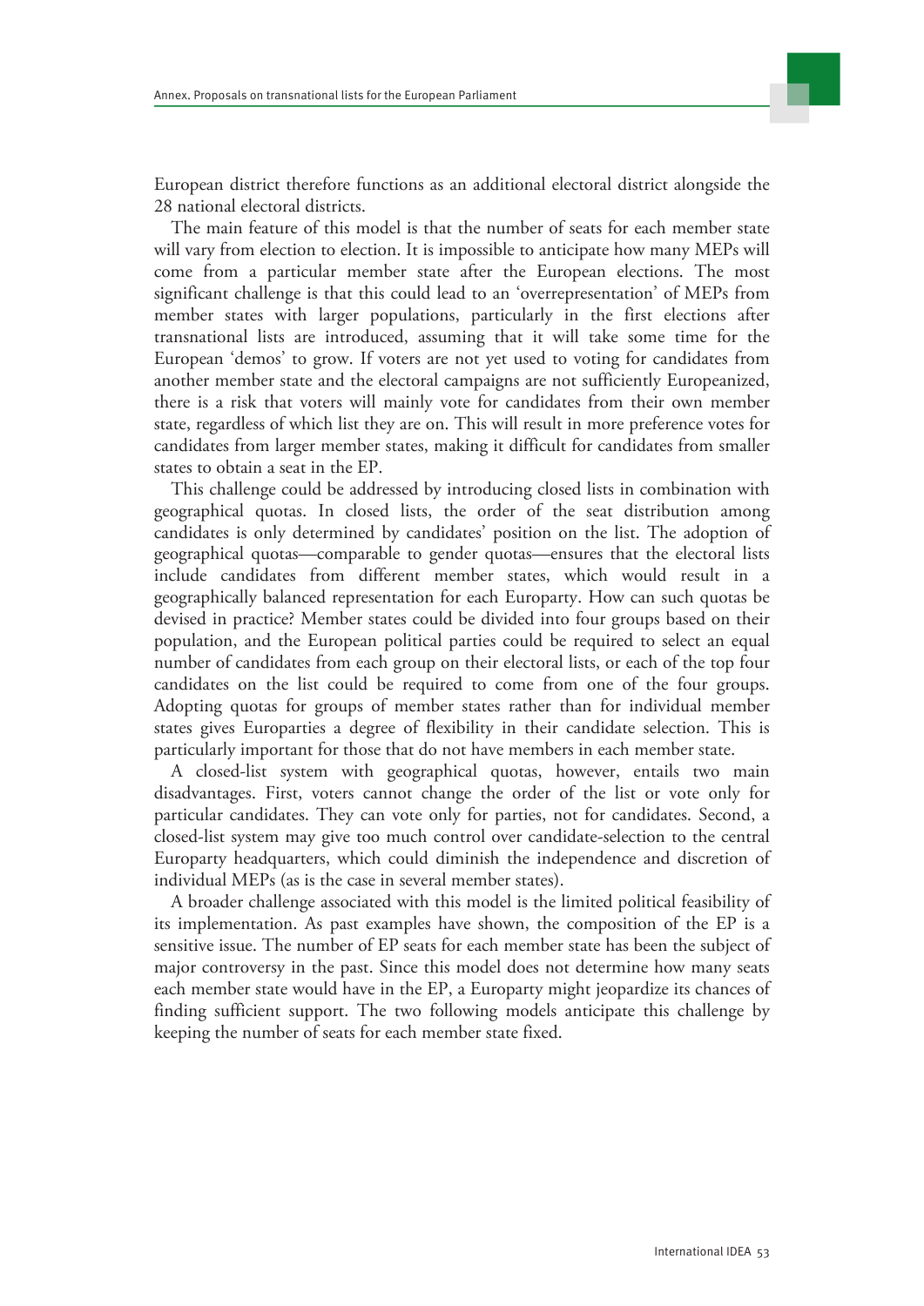European district therefore functions as an additional electoral district alongside the 28 national electoral districts.

The main feature of this model is that the number of seats for each member state will vary from election to election. It is impossible to anticipate how many MEPs will come from a particular member state after the European elections. The most significant challenge is that this could lead to an 'overrepresentation' of MEPs from member states with larger populations, particularly in the first elections after transnational lists are introduced, assuming that it will take some time for the European 'demos' to grow. If voters are not yet used to voting for candidates from another member state and the electoral campaigns are not sufficiently Europeanized, there is a risk that voters will mainly vote for candidates from their own member state, regardless of which list they are on. This will result in more preference votes for candidates from larger member states, making it difficult for candidates from smaller states to obtain a seat in the EP.

This challenge could be addressed by introducing closed lists in combination with geographical quotas. In closed lists, the order of the seat distribution among candidates is only determined by candidates' position on the list. The adoption of geographical quotas—comparable to gender quotas—ensures that the electoral lists include candidates from different member states, which would result in a geographically balanced representation for each Europarty. How can such quotas be devised in practice? Member states could be divided into four groups based on their population, and the European political parties could be required to select an equal number of candidates from each group on their electoral lists, or each of the top four candidates on the list could be required to come from one of the four groups. Adopting quotas for groups of member states rather than for individual member states gives Europarties a degree of flexibility in their candidate selection. This is particularly important for those that do not have members in each member state.

A closed-list system with geographical quotas, however, entails two main disadvantages. First, voters cannot change the order of the list or vote only for particular candidates. They can vote only for parties, not for candidates. Second, a closed-list system may give too much control over candidate-selection to the central Europarty headquarters, which could diminish the independence and discretion of individual MEPs (as is the case in several member states).

A broader challenge associated with this model is the limited political feasibility of its implementation. As past examples have shown, the composition of the EP is a sensitive issue. The number of EP seats for each member state has been the subject of major controversy in the past. Since this model does not determine how many seats each member state would have in the EP, a Europarty might jeopardize its chances of finding sufficient support. The two following models anticipate this challenge by keeping the number of seats for each member state fixed.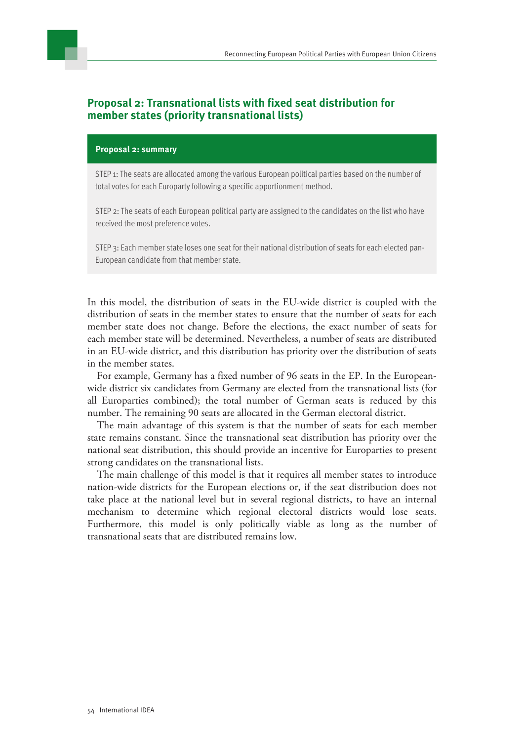## Proposal 2: Transnational lists with fixed seat distribution for member states (priority transnational lists)

**Proposal 2: summary**

STEP 1: The seats are allocated among the various European political parties based on the number of total votes for each Europarty following a specific apportionment method.

STEP 2: The seats of each European political party are assigned to the candidates on the list who have received the most preference votes.

STEP 3: Each member state loses one seat for their national distribution of seats for each elected pan-European candidate from that member state.

In this model, the distribution of seats in the EU-wide district is coupled with the distribution of seats in the member states to ensure that the number of seats for each member state does not change. Before the elections, the exact number of seats for each member state will be determined. Nevertheless, a number of seats are distributed in an EU-wide district, and this distribution has priority over the distribution of seats in the member states.

For example, Germany has a fixed number of 96 seats in the EP. In the European-wide district six candidates from Germany are elected from the transnational lists (for all Europarties combined); the total number of German seats is reduced by this number. The remaining 90 seats are allocated in the German electoral district.

The main advantage of this system is that the number of seats for each member state remains constant. Since the transnational seat distribution has priority over the national seat distribution, this should provide an incentive for Europarties to present strong candidates on the transnational lists.

The main challenge of this model is that it requires all member states to introduce nation-wide districts for the European elections or, if the seat distribution does not take place at the national level but in several regional districts, to have an internal mechanism to determine which regional electoral districts would lose seats. Furthermore, this model is only politically viable as long as the number of transnational seats that are distributed remains low.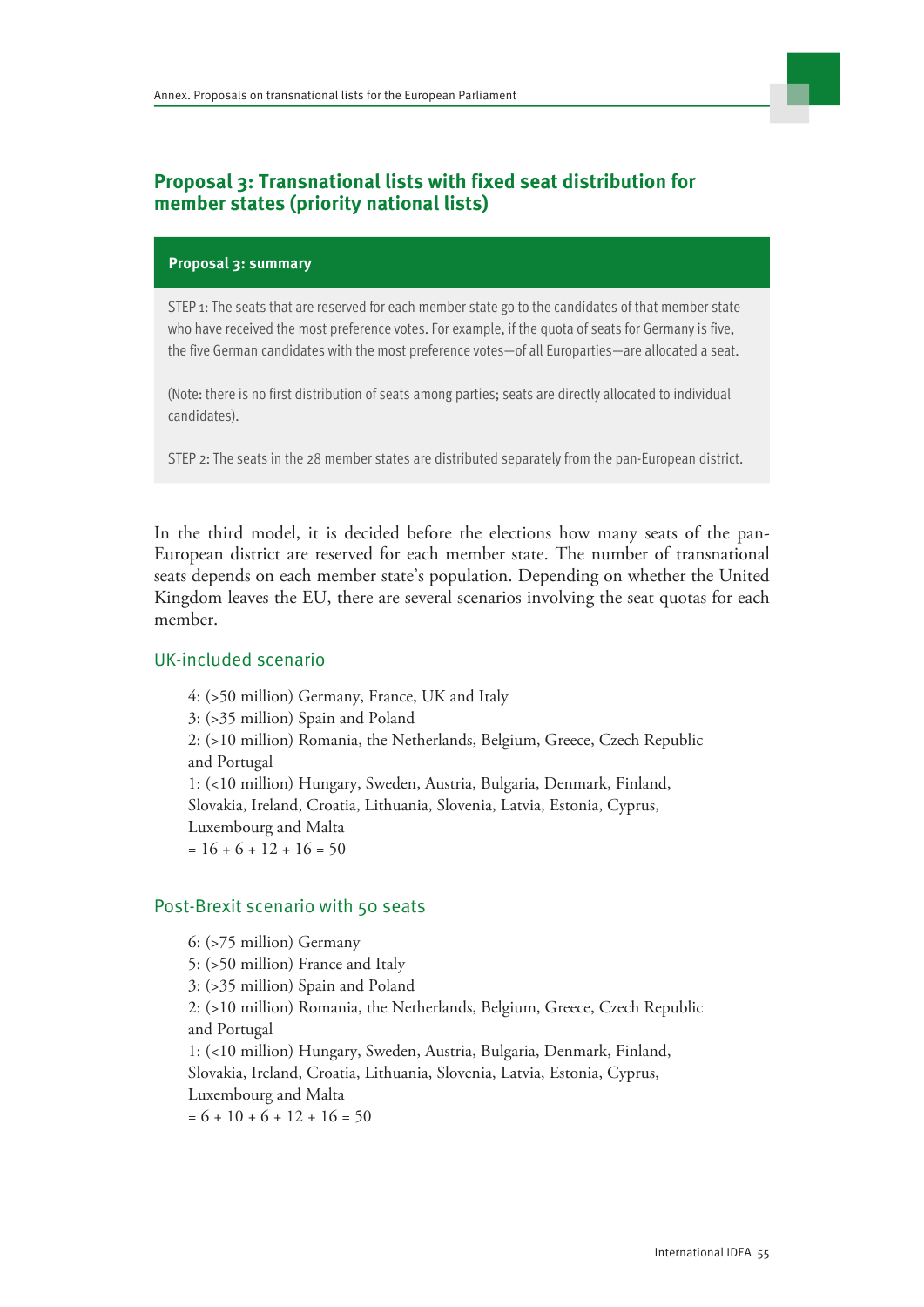## Proposal 3: Transnational lists with fixed seat distribution for member states (priority national lists)

**Proposal 3: summary**

STEP 1: The seats that are reserved for each member state go to the candidates of that member state who have received the most preference votes. For example, if the quota of seats for Germany is five, the five German candidates with the most preference votes—of all Europarties—are allocated a seat.

(Note: there is no first distribution of seats among parties; seats are directly allocated to individual candidates).

STEP 2: The seats in the 28 member states are distributed separately from the pan-European district.

In the third model, it is decided before the elections how many seats of the pan-European district are reserved for each member state. The number of transnational seats depends on each member state's population. Depending on whether the United Kingdom leaves the EU, there are several scenarios involving the seat quotas for each member.

### UK-included scenario

4: (>50 million) Germany, France, UK and Italy
3: (>35 million) Spain and Poland
2: (>10 million) Romania, the Netherlands, Belgium, Greece, Czech Republic and Portugal
1: (<10 million) Hungary, Sweden, Austria, Bulgaria, Denmark, Finland, Slovakia, Ireland, Croatia, Lithuania, Slovenia, Latvia, Estonia, Cyprus, Luxembourg and Malta
= 16 + 6 + 12 + 16 = 50

### Post-Brexit scenario with 50 seats

6: (>75 million) Germany
5: (>50 million) France and Italy
3: (>35 million) Spain and Poland
2: (>10 million) Romania, the Netherlands, Belgium, Greece, Czech Republic and Portugal
1: (<10 million) Hungary, Sweden, Austria, Bulgaria, Denmark, Finland, Slovakia, Ireland, Croatia, Lithuania, Slovenia, Latvia, Estonia, Cyprus, Luxembourg and Malta
= 6 + 10 + 6 + 12 + 16 = 50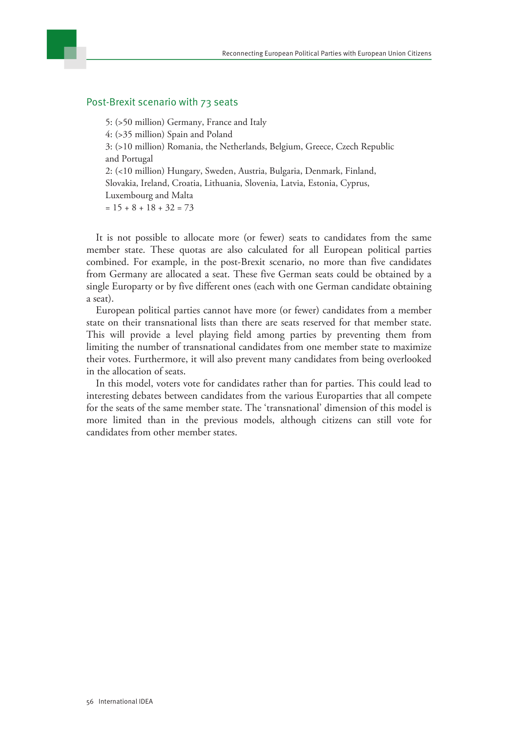### Post-Brexit scenario with 73 seats

5: (>50 million) Germany, France and Italy
4: (>35 million) Spain and Poland
3: (>10 million) Romania, the Netherlands, Belgium, Greece, Czech Republic and Portugal
2: (<10 million) Hungary, Sweden, Austria, Bulgaria, Denmark, Finland, Slovakia, Ireland, Croatia, Lithuania, Slovenia, Latvia, Estonia, Cyprus, Luxembourg and Malta
= 15 + 8 + 18 + 32 = 73

It is not possible to allocate more (or fewer) seats to candidates from the same member state. These quotas are also calculated for all European political parties combined. For example, in the post-Brexit scenario, no more than five candidates from Germany are allocated a seat. These five German seats could be obtained by a single Europarty or by five different ones (each with one German candidate obtaining a seat).

European political parties cannot have more (or fewer) candidates from a member state on their transnational lists than there are seats reserved for that member state. This will provide a level playing field among parties by preventing them from limiting the number of transnational candidates from one member state to maximize their votes. Furthermore, it will also prevent many candidates from being overlooked in the allocation of seats.

In this model, voters vote for candidates rather than for parties. This could lead to interesting debates between candidates from the various Europarties that all compete for the seats of the same member state. The 'transnational' dimension of this model is more limited than in the previous models, although citizens can still vote for candidates from other member states.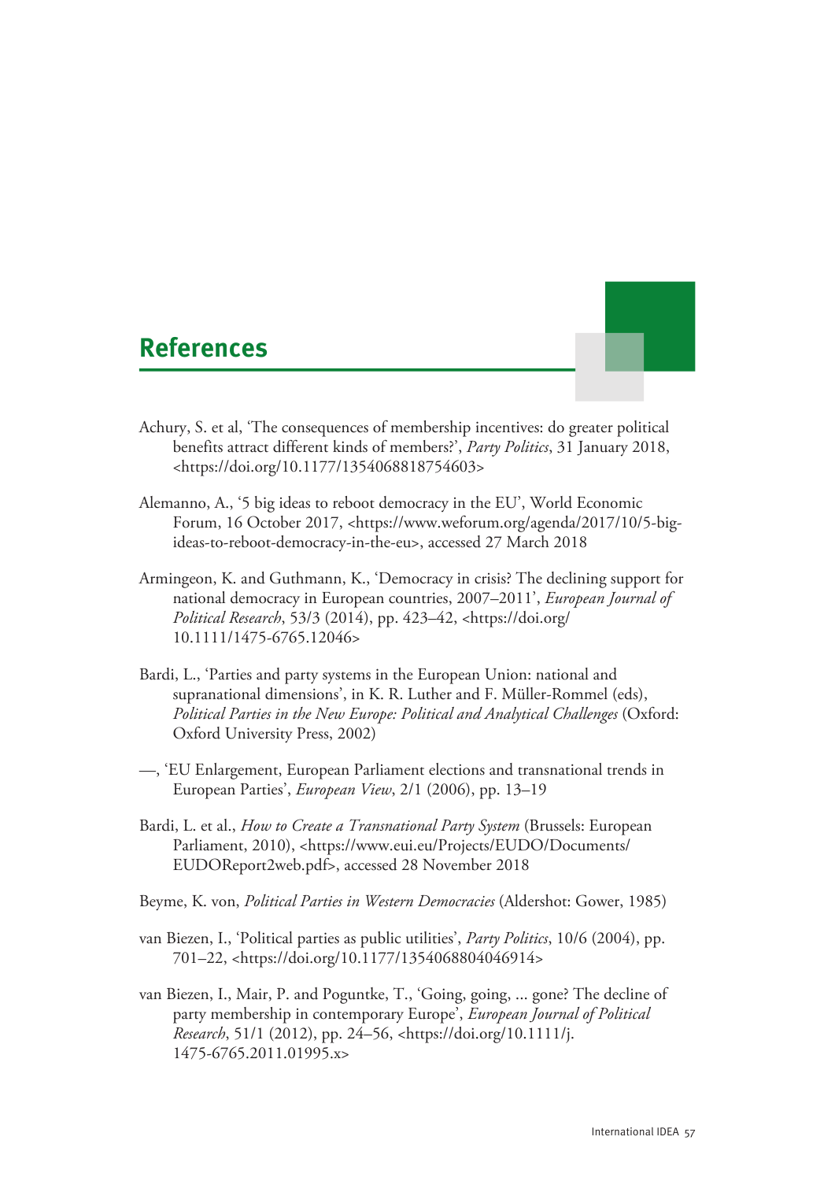# References

Achury, S. et al, 'The consequences of membership incentives: do greater political benefits attract different kinds of members?', *Party Politics*, 31 January 2018, <https://doi.org/10.1177/1354068818754603>

Alemanno, A., '5 big ideas to reboot democracy in the EU', World Economic Forum, 16 October 2017, <https://www.weforum.org/agenda/2017/10/5-big-ideas-to-reboot-democracy-in-the-eu>, accessed 27 March 2018

Armingeon, K. and Guthmann, K., 'Democracy in crisis? The declining support for national democracy in European countries, 2007–2011', *European Journal of Political Research*, 53/3 (2014), pp. 423–42, <https://doi.org/10.1111/1475-6765.12046>

Bardi, L., 'Parties and party systems in the European Union: national and supranational dimensions', in K. R. Luther and F. Müller-Rommel (eds), *Political Parties in the New Europe: Political and Analytical Challenges* (Oxford: Oxford University Press, 2002)

—, 'EU Enlargement, European Parliament elections and transnational trends in European Parties', *European View*, 2/1 (2006), pp. 13–19

Bardi, L. et al., *How to Create a Transnational Party System* (Brussels: European Parliament, 2010), <https://www.eui.eu/Projects/EUDO/Documents/EUDOReport2web.pdf>, accessed 28 November 2018

Beyme, K. von, *Political Parties in Western Democracies* (Aldershot: Gower, 1985)

van Biezen, I., 'Political parties as public utilities', *Party Politics*, 10/6 (2004), pp. 701–22, <https://doi.org/10.1177/1354068804046914>

van Biezen, I., Mair, P. and Poguntke, T., 'Going, going, ... gone? The decline of party membership in contemporary Europe', *European Journal of Political Research*, 51/1 (2012), pp. 24–56, <https://doi.org/10.1111/j.1475-6765.2011.01995.x>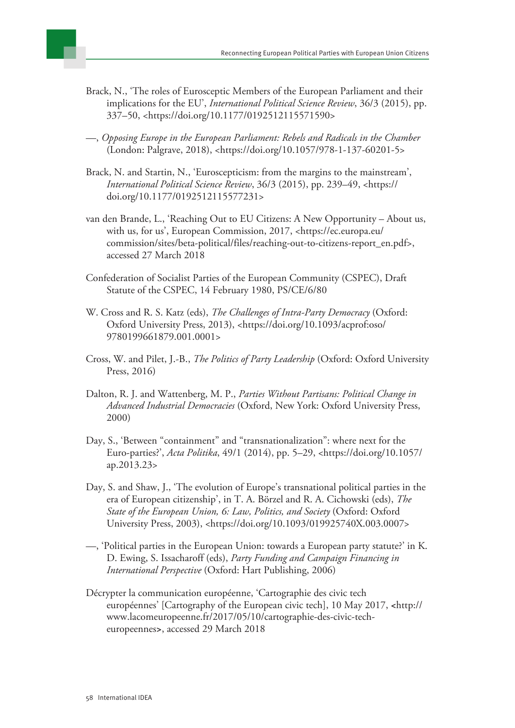Brack, N., 'The roles of Eurosceptic Members of the European Parliament and their implications for the EU', *International Political Science Review*, 36/3 (2015), pp. 337–50, <https://doi.org/10.1177/0192512115571590>

—, *Opposing Europe in the European Parliament: Rebels and Radicals in the Chamber* (London: Palgrave, 2018), <https://doi.org/10.1057/978-1-137-60201-5>

Brack, N. and Startin, N., 'Euroscepticism: from the margins to the mainstream', *International Political Science Review*, 36/3 (2015), pp. 239–49, <https://doi.org/10.1177/0192512115577231>

van den Brande, L., 'Reaching Out to EU Citizens: A New Opportunity – About us, with us, for us', European Commission, 2017, <https://ec.europa.eu/commission/sites/beta-political/files/reaching-out-to-citizens-report_en.pdf>, accessed 27 March 2018

Confederation of Socialist Parties of the European Community (CSPEC), Draft Statute of the CSPEC, 14 February 1980, PS/CE/6/80

W. Cross and R. S. Katz (eds), *The Challenges of Intra-Party Democracy* (Oxford: Oxford University Press, 2013), <https://doi.org/10.1093/acprof:oso/9780199661879.001.0001>

Cross, W. and Pilet, J.-B., *The Politics of Party Leadership* (Oxford: Oxford University Press, 2016)

Dalton, R. J. and Wattenberg, M. P., *Parties Without Partisans: Political Change in Advanced Industrial Democracies* (Oxford, New York: Oxford University Press, 2000)

Day, S., 'Between "containment" and "transnationalization": where next for the Euro-parties?', *Acta Politika*, 49/1 (2014), pp. 5–29, <https://doi.org/10.1057/ap.2013.23>

Day, S. and Shaw, J., 'The evolution of Europe's transnational political parties in the era of European citizenship', in T. A. Börzel and R. A. Cichowski (eds), *The State of the European Union, 6: Law, Politics, and Society* (Oxford: Oxford University Press, 2003), <https://doi.org/10.1093/019925740X.003.0007>

—, 'Political parties in the European Union: towards a European party statute?' in K. D. Ewing, S. Issacharoff (eds), *Party Funding and Campaign Financing in International Perspective* (Oxford: Hart Publishing, 2006)

Décrypter la communication européenne, 'Cartographie des civic tech européennes' [Cartography of the European civic tech], 10 May 2017, <http://www.lacomeuropeenne.fr/2017/05/10/cartographie-des-civic-tech-europeennes>, accessed 29 March 2018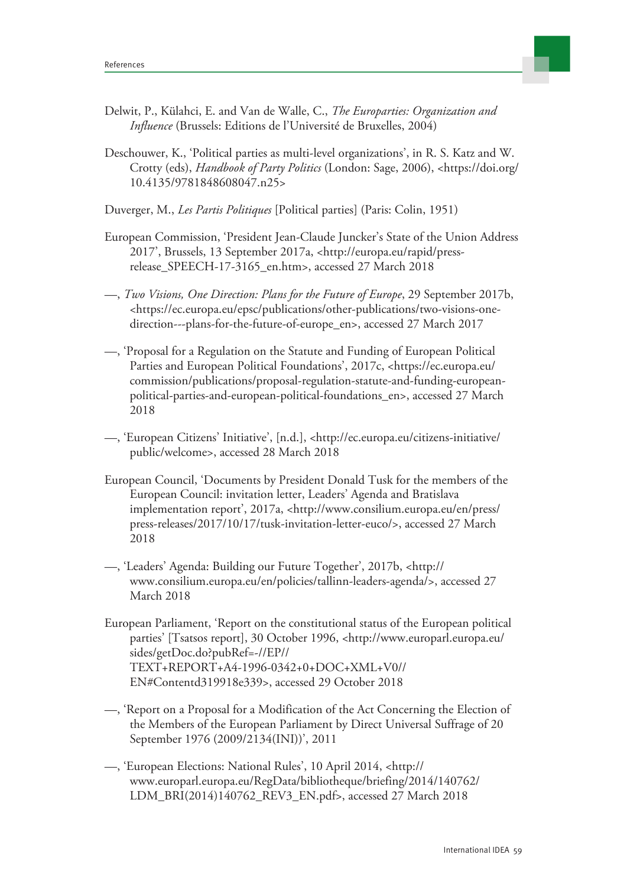Delwit, P., Külahci, E. and Van de Walle, C., *The Europarties: Organization and Influence* (Brussels: Editions de l'Université de Bruxelles, 2004)

Deschouwer, K., 'Political parties as multi-level organizations', in R. S. Katz and W. Crotty (eds), *Handbook of Party Politics* (London: Sage, 2006), <https://doi.org/10.4135/9781848608047.n25>

Duverger, M., *Les Partis Politiques* [Political parties] (Paris: Colin, 1951)

European Commission, 'President Jean-Claude Juncker's State of the Union Address 2017', Brussels, 13 September 2017a, <http://europa.eu/rapid/press-release_SPEECH-17-3165_en.htm>, accessed 27 March 2018

—, *Two Visions, One Direction: Plans for the Future of Europe*, 29 September 2017b, <https://ec.europa.eu/epsc/publications/other-publications/two-visions-one-direction---plans-for-the-future-of-europe_en>, accessed 27 March 2017

—, 'Proposal for a Regulation on the Statute and Funding of European Political Parties and European Political Foundations', 2017c, <https://ec.europa.eu/commission/publications/proposal-regulation-statute-and-funding-european-political-parties-and-european-political-foundations_en>, accessed 27 March 2018

—, 'European Citizens' Initiative', [n.d.], <http://ec.europa.eu/citizens-initiative/public/welcome>, accessed 28 March 2018

European Council, 'Documents by President Donald Tusk for the members of the European Council: invitation letter, Leaders' Agenda and Bratislava implementation report', 2017a, <http://www.consilium.europa.eu/en/press/press-releases/2017/10/17/tusk-invitation-letter-euco/>, accessed 27 March 2018

—, 'Leaders' Agenda: Building our Future Together', 2017b, <http://www.consilium.europa.eu/en/policies/tallinn-leaders-agenda/>, accessed 27 March 2018

European Parliament, 'Report on the constitutional status of the European political parties' [Tsatsos report], 30 October 1996, <http://www.europarl.europa.eu/sides/getDoc.do?pubRef=-//EP//TEXT+REPORT+A4-1996-0342+0+DOC+XML+V0//EN#Contentd319918e339>, accessed 29 October 2018

—, 'Report on a Proposal for a Modification of the Act Concerning the Election of the Members of the European Parliament by Direct Universal Suffrage of 20 September 1976 (2009/2134(INI))', 2011

—, 'European Elections: National Rules', 10 April 2014, <http://www.europarl.europa.eu/RegData/bibliotheque/briefing/2014/140762/LDM_BRI(2014)140762_REV3_EN.pdf>, accessed 27 March 2018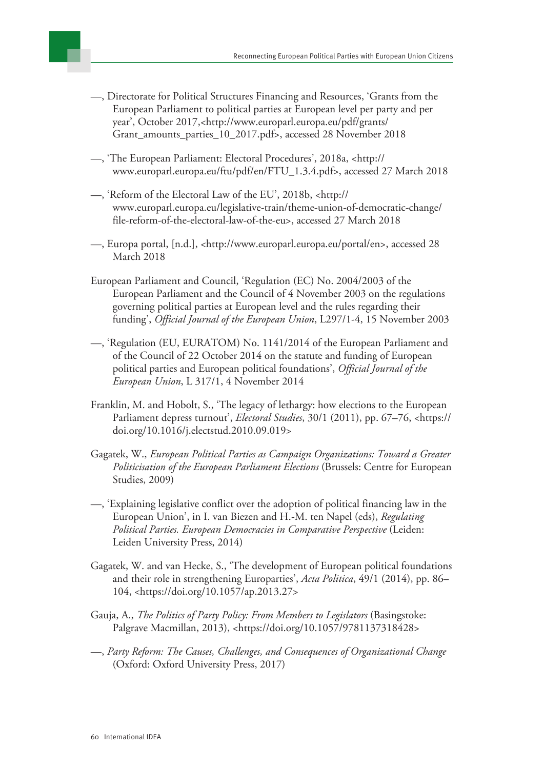—, Directorate for Political Structures Financing and Resources, 'Grants from the European Parliament to political parties at European level per party and per year', October 2017,<http://www.europarl.europa.eu/pdf/grants/Grant_amounts_parties_10_2017.pdf>, accessed 28 November 2018

—, 'The European Parliament: Electoral Procedures', 2018a, <http://www.europarl.europa.eu/ftu/pdf/en/FTU_1.3.4.pdf>, accessed 27 March 2018

—, 'Reform of the Electoral Law of the EU', 2018b, <http://www.europarl.europa.eu/legislative-train/theme-union-of-democratic-change/file-reform-of-the-electoral-law-of-the-eu>, accessed 27 March 2018

—, Europa portal, [n.d.], <http://www.europarl.europa.eu/portal/en>, accessed 28 March 2018

European Parliament and Council, 'Regulation (EC) No. 2004/2003 of the European Parliament and the Council of 4 November 2003 on the regulations governing political parties at European level and the rules regarding their funding', *Official Journal of the European Union*, L297/1-4, 15 November 2003

—, 'Regulation (EU, EURATOM) No. 1141/2014 of the European Parliament and of the Council of 22 October 2014 on the statute and funding of European political parties and European political foundations', *Official Journal of the European Union*, L 317/1, 4 November 2014

Franklin, M. and Hobolt, S., 'The legacy of lethargy: how elections to the European Parliament depress turnout', *Electoral Studies*, 30/1 (2011), pp. 67–76, <https://doi.org/10.1016/j.electstud.2010.09.019>

Gagatek, W., *European Political Parties as Campaign Organizations: Toward a Greater Politicisation of the European Parliament Elections* (Brussels: Centre for European Studies, 2009)

—, 'Explaining legislative conflict over the adoption of political financing law in the European Union', in I. van Biezen and H.-M. ten Napel (eds), *Regulating Political Parties. European Democracies in Comparative Perspective* (Leiden: Leiden University Press, 2014)

Gagatek, W. and van Hecke, S., 'The development of European political foundations and their role in strengthening Europarties', *Acta Politica*, 49/1 (2014), pp. 86–104, <https://doi.org/10.1057/ap.2013.27>

Gauja, A., *The Politics of Party Policy: From Members to Legislators* (Basingstoke: Palgrave Macmillan, 2013), <https://doi.org/10.1057/9781137318428>

—, *Party Reform: The Causes, Challenges, and Consequences of Organizational Change* (Oxford: Oxford University Press, 2017)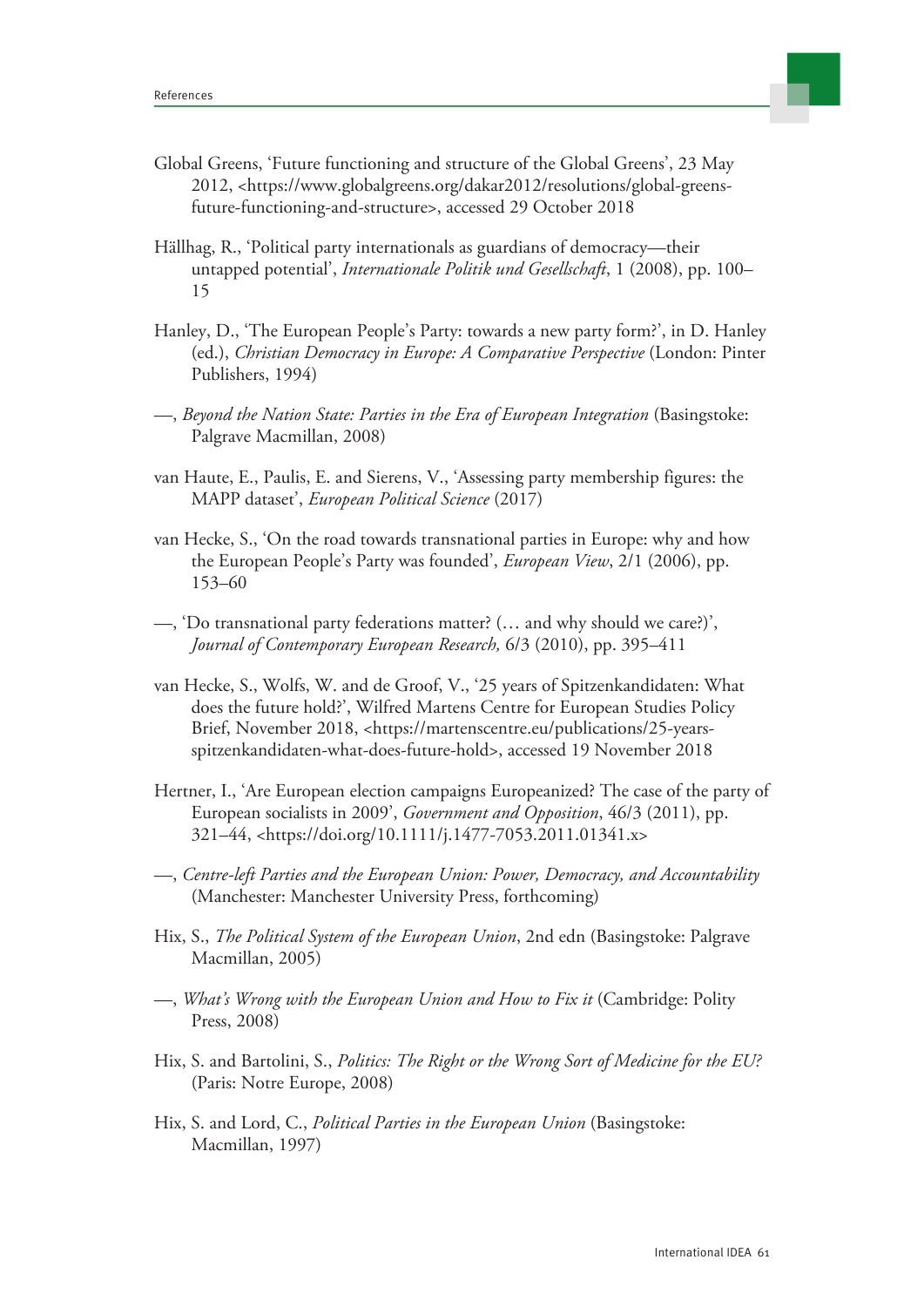Global Greens, 'Future functioning and structure of the Global Greens', 23 May 2012, <https://www.globalgreens.org/dakar2012/resolutions/global-greens-future-functioning-and-structure>, accessed 29 October 2018

Hällhag, R., 'Political party internationals as guardians of democracy—their untapped potential', *Internationale Politik und Gesellschaft*, 1 (2008), pp. 100–15

Hanley, D., 'The European People's Party: towards a new party form?', in D. Hanley (ed.), *Christian Democracy in Europe: A Comparative Perspective* (London: Pinter Publishers, 1994)

—, *Beyond the Nation State: Parties in the Era of European Integration* (Basingstoke: Palgrave Macmillan, 2008)

van Haute, E., Paulis, E. and Sierens, V., 'Assessing party membership figures: the MAPP dataset', *European Political Science* (2017)

van Hecke, S., 'On the road towards transnational parties in Europe: why and how the European People's Party was founded', *European View*, 2/1 (2006), pp. 153–60

—, 'Do transnational party federations matter? (… and why should we care?)', *Journal of Contemporary European Research,* 6/3 (2010), pp. 395–411

van Hecke, S., Wolfs, W. and de Groof, V., '25 years of Spitzenkandidaten: What does the future hold?', Wilfred Martens Centre for European Studies Policy Brief, November 2018, <https://martenscentre.eu/publications/25-years-spitzenkandidaten-what-does-future-hold>, accessed 19 November 2018

Hertner, I., 'Are European election campaigns Europeanized? The case of the party of European socialists in 2009', *Government and Opposition*, 46/3 (2011), pp. 321–44, <https://doi.org/10.1111/j.1477-7053.2011.01341.x>

—, *Centre-left Parties and the European Union: Power, Democracy, and Accountability* (Manchester: Manchester University Press, forthcoming)

Hix, S., *The Political System of the European Union*, 2nd edn (Basingstoke: Palgrave Macmillan, 2005)

—, *What's Wrong with the European Union and How to Fix it* (Cambridge: Polity Press, 2008)

Hix, S. and Bartolini, S., *Politics: The Right or the Wrong Sort of Medicine for the EU?* (Paris: Notre Europe, 2008)

Hix, S. and Lord, C., *Political Parties in the European Union* (Basingstoke: Macmillan, 1997)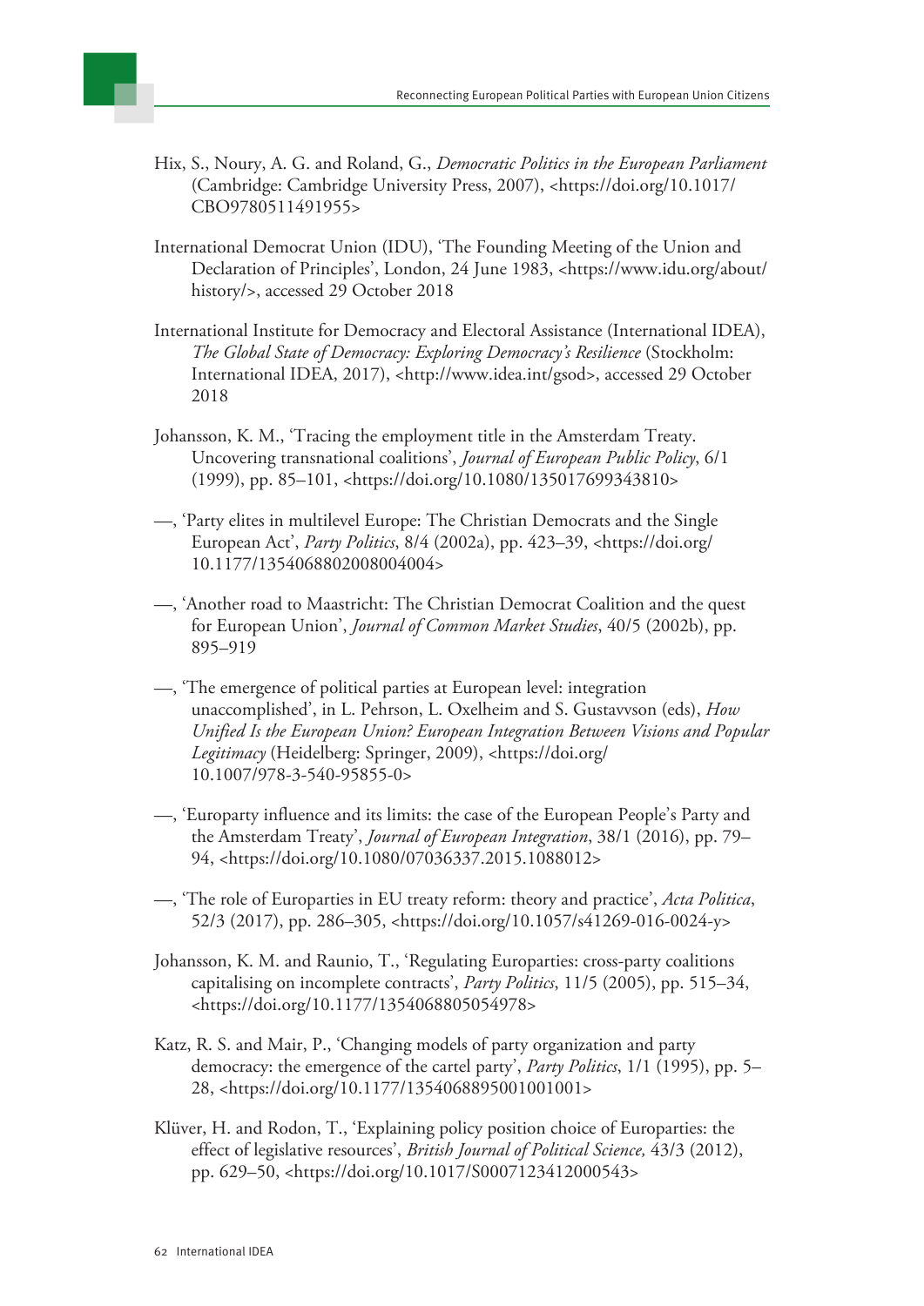Hix, S., Noury, A. G. and Roland, G., *Democratic Politics in the European Parliament* (Cambridge: Cambridge University Press, 2007), <https://doi.org/10.1017/CBO9780511491955>

International Democrat Union (IDU), 'The Founding Meeting of the Union and Declaration of Principles', London, 24 June 1983, <https://www.idu.org/about/history/>, accessed 29 October 2018

International Institute for Democracy and Electoral Assistance (International IDEA), *The Global State of Democracy: Exploring Democracy's Resilience* (Stockholm: International IDEA, 2017), <http://www.idea.int/gsod>, accessed 29 October 2018

Johansson, K. M., 'Tracing the employment title in the Amsterdam Treaty. Uncovering transnational coalitions', *Journal of European Public Policy*, 6/1 (1999), pp. 85–101, <https://doi.org/10.1080/135017699343810>

—, 'Party elites in multilevel Europe: The Christian Democrats and the Single European Act', *Party Politics*, 8/4 (2002a), pp. 423–39, <https://doi.org/10.1177/1354068802008004004>

—, 'Another road to Maastricht: The Christian Democrat Coalition and the quest for European Union', *Journal of Common Market Studies*, 40/5 (2002b), pp. 895–919

—, 'The emergence of political parties at European level: integration unaccomplished', in L. Pehrson, L. Oxelheim and S. Gustavvson (eds), *How Unified Is the European Union? European Integration Between Visions and Popular Legitimacy* (Heidelberg: Springer, 2009), <https://doi.org/10.1007/978-3-540-95855-0>

—, 'Europarty influence and its limits: the case of the European People's Party and the Amsterdam Treaty', *Journal of European Integration*, 38/1 (2016), pp. 79–94, <https://doi.org/10.1080/07036337.2015.1088012>

—, 'The role of Europarties in EU treaty reform: theory and practice', *Acta Politica*, 52/3 (2017), pp. 286–305, <https://doi.org/10.1057/s41269-016-0024-y>

Johansson, K. M. and Raunio, T., 'Regulating Europarties: cross-party coalitions capitalising on incomplete contracts', *Party Politics*, 11/5 (2005), pp. 515–34, <https://doi.org/10.1177/1354068805054978>

Katz, R. S. and Mair, P., 'Changing models of party organization and party democracy: the emergence of the cartel party', *Party Politics*, 1/1 (1995), pp. 5–28, <https://doi.org/10.1177/1354068895001001001>

Klüver, H. and Rodon, T., 'Explaining policy position choice of Europarties: the effect of legislative resources', *British Journal of Political Science,* 43/3 (2012), pp. 629–50, <https://doi.org/10.1017/S0007123412000543>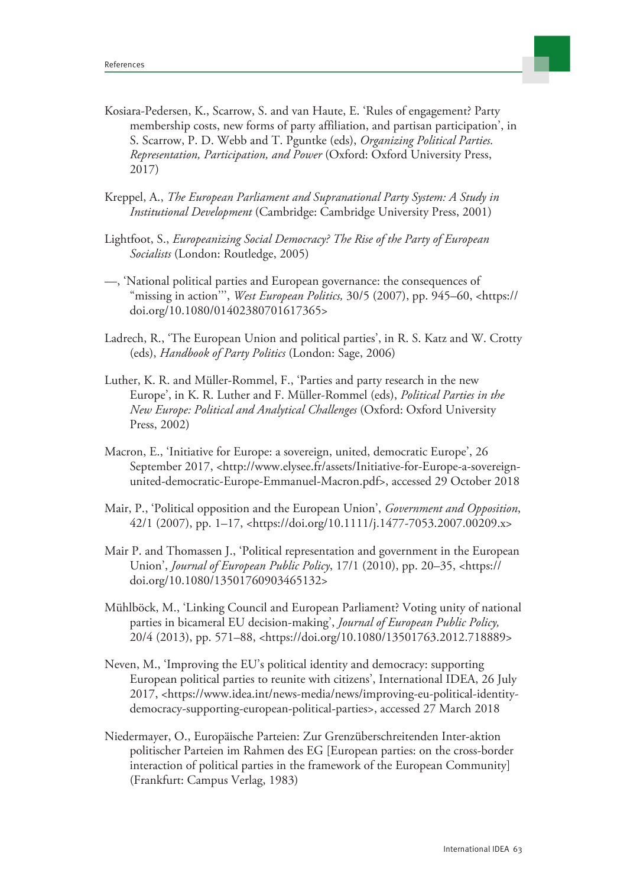Kosiara-Pedersen, K., Scarrow, S. and van Haute, E. 'Rules of engagement? Party membership costs, new forms of party affiliation, and partisan participation', in S. Scarrow, P. D. Webb and T. Pguntke (eds), *Organizing Political Parties. Representation, Participation, and Power* (Oxford: Oxford University Press, 2017)

Kreppel, A., *The European Parliament and Supranational Party System: A Study in Institutional Development* (Cambridge: Cambridge University Press, 2001)

Lightfoot, S., *Europeanizing Social Democracy? The Rise of the Party of European Socialists* (London: Routledge, 2005)

—, 'National political parties and European governance: the consequences of "missing in action"', *West European Politics,* 30/5 (2007), pp. 945–60, <https://doi.org/10.1080/01402380701617365>

Ladrech, R., 'The European Union and political parties', in R. S. Katz and W. Crotty (eds), *Handbook of Party Politics* (London: Sage, 2006)

Luther, K. R. and Müller-Rommel, F., 'Parties and party research in the new Europe', in K. R. Luther and F. Müller-Rommel (eds), *Political Parties in the New Europe: Political and Analytical Challenges* (Oxford: Oxford University Press, 2002)

Macron, E., 'Initiative for Europe: a sovereign, united, democratic Europe', 26 September 2017, <http://www.elysee.fr/assets/Initiative-for-Europe-a-sovereign-united-democratic-Europe-Emmanuel-Macron.pdf>, accessed 29 October 2018

Mair, P., 'Political opposition and the European Union', *Government and Opposition*, 42/1 (2007), pp. 1–17, <https://doi.org/10.1111/j.1477-7053.2007.00209.x>

Mair P. and Thomassen J., 'Political representation and government in the European Union', *Journal of European Public Policy*, 17/1 (2010), pp. 20–35, <https://doi.org/10.1080/13501760903465132>

Mühlböck, M., 'Linking Council and European Parliament? Voting unity of national parties in bicameral EU decision-making', *Journal of European Public Policy,* 20/4 (2013), pp. 571–88, <https://doi.org/10.1080/13501763.2012.718889>

Neven, M., 'Improving the EU's political identity and democracy: supporting European political parties to reunite with citizens', International IDEA, 26 July 2017, <https://www.idea.int/news-media/news/improving-eu-political-identity-democracy-supporting-european-political-parties>, accessed 27 March 2018

Niedermayer, O., Europäische Parteien: Zur Grenzüberschreitenden Inter-aktion politischer Parteien im Rahmen des EG [European parties: on the cross-border interaction of political parties in the framework of the European Community] (Frankfurt: Campus Verlag, 1983)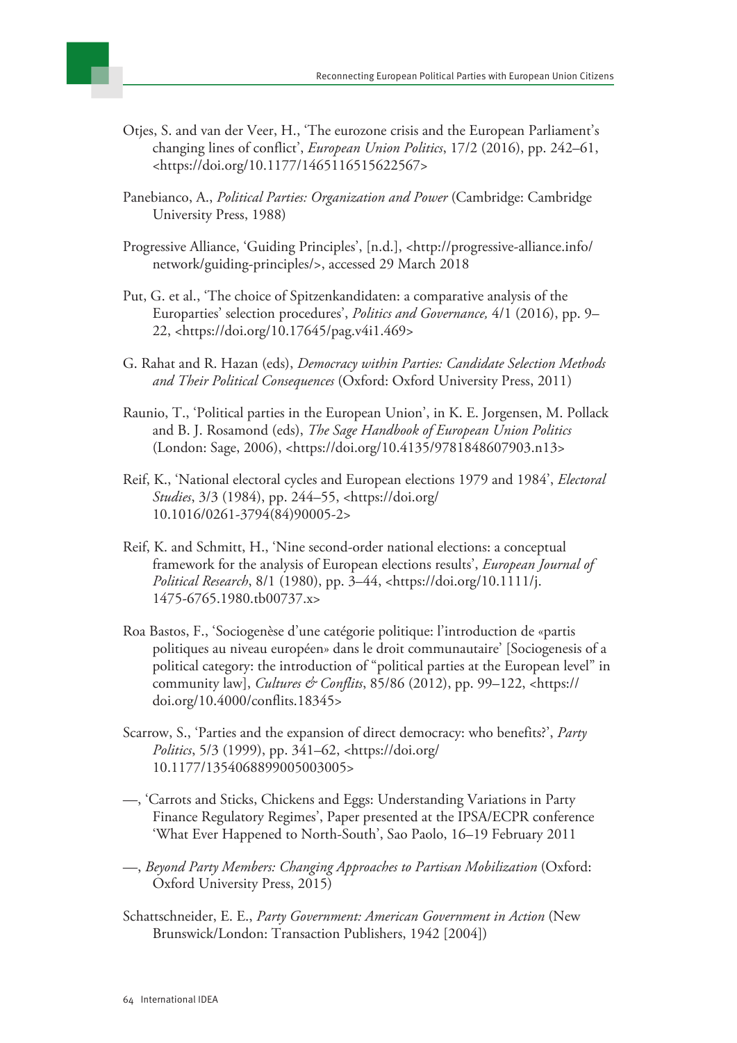Otjes, S. and van der Veer, H., 'The eurozone crisis and the European Parliament's changing lines of conflict', *European Union Politics*, 17/2 (2016), pp. 242–61, <https://doi.org/10.1177/1465116515622567>

Panebianco, A., *Political Parties: Organization and Power* (Cambridge: Cambridge University Press, 1988)

Progressive Alliance, 'Guiding Principles', [n.d.], <http://progressive-alliance.info/network/guiding-principles/>, accessed 29 March 2018

Put, G. et al., 'The choice of Spitzenkandidaten: a comparative analysis of the Europarties' selection procedures', *Politics and Governance,* 4/1 (2016), pp. 9–22, <https://doi.org/10.17645/pag.v4i1.469>

G. Rahat and R. Hazan (eds), *Democracy within Parties: Candidate Selection Methods and Their Political Consequences* (Oxford: Oxford University Press, 2011)

Raunio, T., 'Political parties in the European Union', in K. E. Jorgensen, M. Pollack and B. J. Rosamond (eds), *The Sage Handbook of European Union Politics* (London: Sage, 2006), <https://doi.org/10.4135/9781848607903.n13>

Reif, K., 'National electoral cycles and European elections 1979 and 1984', *Electoral Studies*, 3/3 (1984), pp. 244–55, <https://doi.org/10.1016/0261-3794(84)90005-2>

Reif, K. and Schmitt, H., 'Nine second-order national elections: a conceptual framework for the analysis of European elections results', *European Journal of Political Research*, 8/1 (1980), pp. 3–44, <https://doi.org/10.1111/j.1475-6765.1980.tb00737.x>

Roa Bastos, F., 'Sociogenèse d'une catégorie politique: l'introduction de «partis politiques au niveau européen» dans le droit communautaire' [Sociogenesis of a political category: the introduction of "political parties at the European level" in community law], *Cultures & Conflits*, 85/86 (2012), pp. 99–122, <https://doi.org/10.4000/conflits.18345>

Scarrow, S., 'Parties and the expansion of direct democracy: who benefits?', *Party Politics*, 5/3 (1999), pp. 341–62, <https://doi.org/10.1177/1354068899005003005>

—, 'Carrots and Sticks, Chickens and Eggs: Understanding Variations in Party Finance Regulatory Regimes', Paper presented at the IPSA/ECPR conference 'What Ever Happened to North-South', Sao Paolo, 16–19 February 2011

—, *Beyond Party Members: Changing Approaches to Partisan Mobilization* (Oxford: Oxford University Press, 2015)

Schattschneider, E. E., *Party Government: American Government in Action* (New Brunswick/London: Transaction Publishers, 1942 [2004])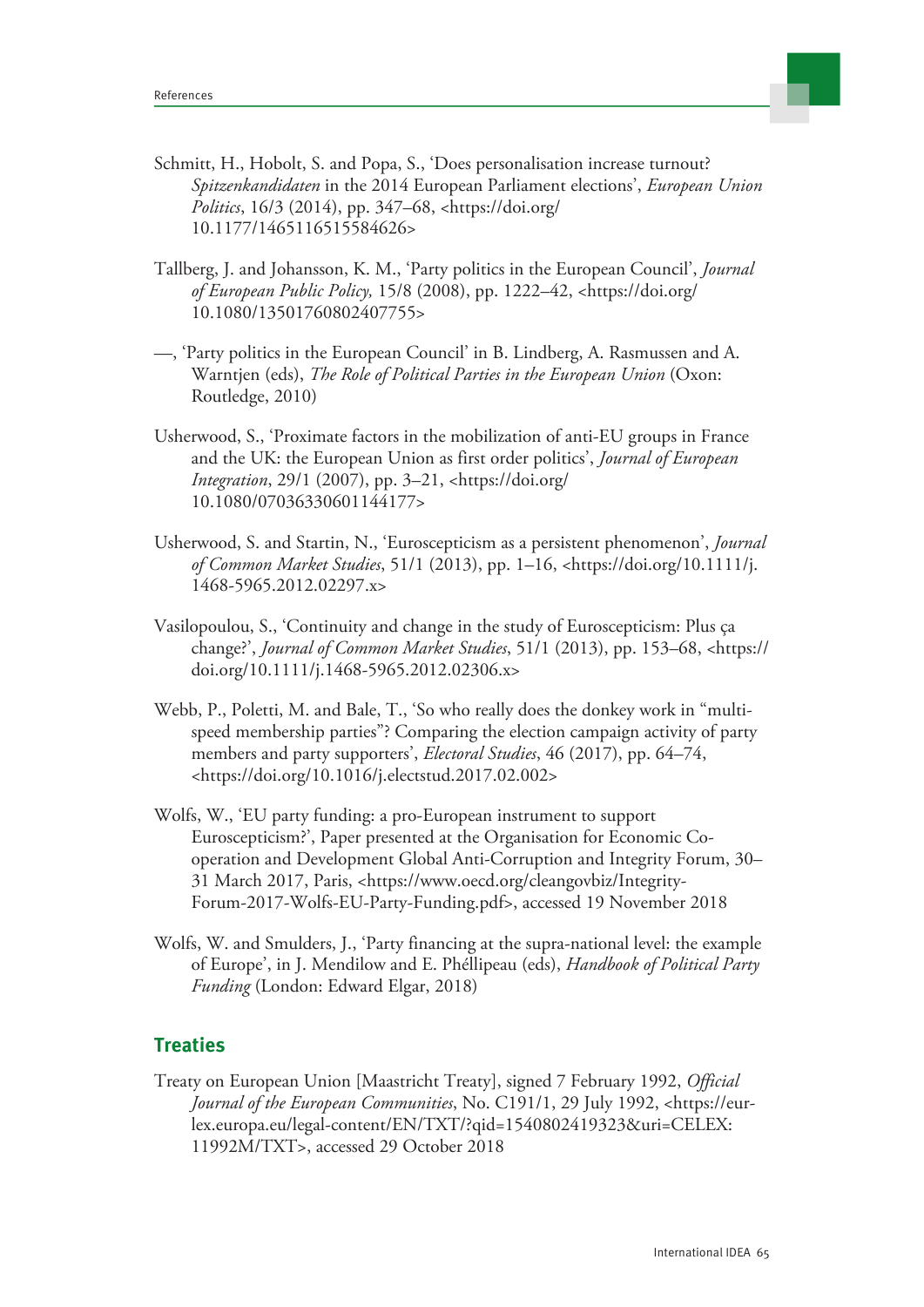Schmitt, H., Hobolt, S. and Popa, S., 'Does personalisation increase turnout? *Spitzenkandidaten* in the 2014 European Parliament elections', *European Union Politics*, 16/3 (2014), pp. 347–68, <https://doi.org/10.1177/1465116515584626>

Tallberg, J. and Johansson, K. M., 'Party politics in the European Council', *Journal of European Public Policy,* 15/8 (2008), pp. 1222–42, <https://doi.org/10.1080/13501760802407755>

—, 'Party politics in the European Council' in B. Lindberg, A. Rasmussen and A. Warntjen (eds), *The Role of Political Parties in the European Union* (Oxon: Routledge, 2010)

Usherwood, S., 'Proximate factors in the mobilization of anti-EU groups in France and the UK: the European Union as first order politics', *Journal of European Integration*, 29/1 (2007), pp. 3–21, <https://doi.org/10.1080/07036330601144177>

Usherwood, S. and Startin, N., 'Euroscepticism as a persistent phenomenon', *Journal of Common Market Studies*, 51/1 (2013), pp. 1–16, <https://doi.org/10.1111/j.1468-5965.2012.02297.x>

Vasilopoulou, S., 'Continuity and change in the study of Euroscepticism: Plus ça change?', *Journal of Common Market Studies*, 51/1 (2013), pp. 153–68, <https://doi.org/10.1111/j.1468-5965.2012.02306.x>

Webb, P., Poletti, M. and Bale, T., 'So who really does the donkey work in "multi-speed membership parties"? Comparing the election campaign activity of party members and party supporters', *Electoral Studies*, 46 (2017), pp. 64–74, <https://doi.org/10.1016/j.electstud.2017.02.002>

Wolfs, W., 'EU party funding: a pro-European instrument to support Euroscepticism?', Paper presented at the Organisation for Economic Co-operation and Development Global Anti-Corruption and Integrity Forum, 30–31 March 2017, Paris, <https://www.oecd.org/cleangovbiz/Integrity-Forum-2017-Wolfs-EU-Party-Funding.pdf>, accessed 19 November 2018

Wolfs, W. and Smulders, J., 'Party financing at the supra-national level: the example of Europe', in J. Mendilow and E. Phéllipeau (eds), *Handbook of Political Party Funding* (London: Edward Elgar, 2018)

## Treaties

Treaty on European Union [Maastricht Treaty], signed 7 February 1992, *Official Journal of the European Communities*, No. C191/1, 29 July 1992, <https://eur-lex.europa.eu/legal-content/EN/TXT/?qid=1540802419323&uri=CELEX:11992M/TXT>, accessed 29 October 2018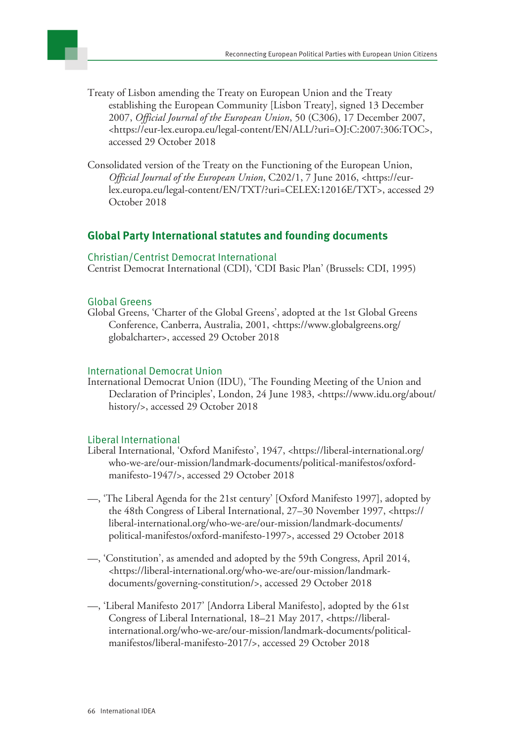Treaty of Lisbon amending the Treaty on European Union and the Treaty establishing the European Community [Lisbon Treaty], signed 13 December 2007, *Official Journal of the European Union*, 50 (C306), 17 December 2007, <https://eur-lex.europa.eu/legal-content/EN/ALL/?uri=OJ:C:2007:306:TOC>, accessed 29 October 2018

Consolidated version of the Treaty on the Functioning of the European Union, *Official Journal of the European Union*, C202/1, 7 June 2016, <https://eur-lex.europa.eu/legal-content/EN/TXT/?uri=CELEX:12016E/TXT>, accessed 29 October 2018

## Global Party International statutes and founding documents

### Christian/Centrist Democrat International

Centrist Democrat International (CDI), 'CDI Basic Plan' (Brussels: CDI, 1995)

### Global Greens

Global Greens, 'Charter of the Global Greens', adopted at the 1st Global Greens Conference, Canberra, Australia, 2001, <https://www.globalgreens.org/globalcharter>, accessed 29 October 2018

### International Democrat Union

International Democrat Union (IDU), 'The Founding Meeting of the Union and Declaration of Principles', London, 24 June 1983, <https://www.idu.org/about/history/>, accessed 29 October 2018

### Liberal International

Liberal International, 'Oxford Manifesto', 1947, <https://liberal-international.org/who-we-are/our-mission/landmark-documents/political-manifestos/oxford-manifesto-1947/>, accessed 29 October 2018

—, 'The Liberal Agenda for the 21st century' [Oxford Manifesto 1997], adopted by the 48th Congress of Liberal International, 27–30 November 1997, <https://liberal-international.org/who-we-are/our-mission/landmark-documents/political-manifestos/oxford-manifesto-1997>, accessed 29 October 2018

—, 'Constitution', as amended and adopted by the 59th Congress, April 2014, <https://liberal-international.org/who-we-are/our-mission/landmark-documents/governing-constitution/>, accessed 29 October 2018

—, 'Liberal Manifesto 2017' [Andorra Liberal Manifesto], adopted by the 61st Congress of Liberal International, 18–21 May 2017, <https://liberal-international.org/who-we-are/our-mission/landmark-documents/political-manifestos/liberal-manifesto-2017/>, accessed 29 October 2018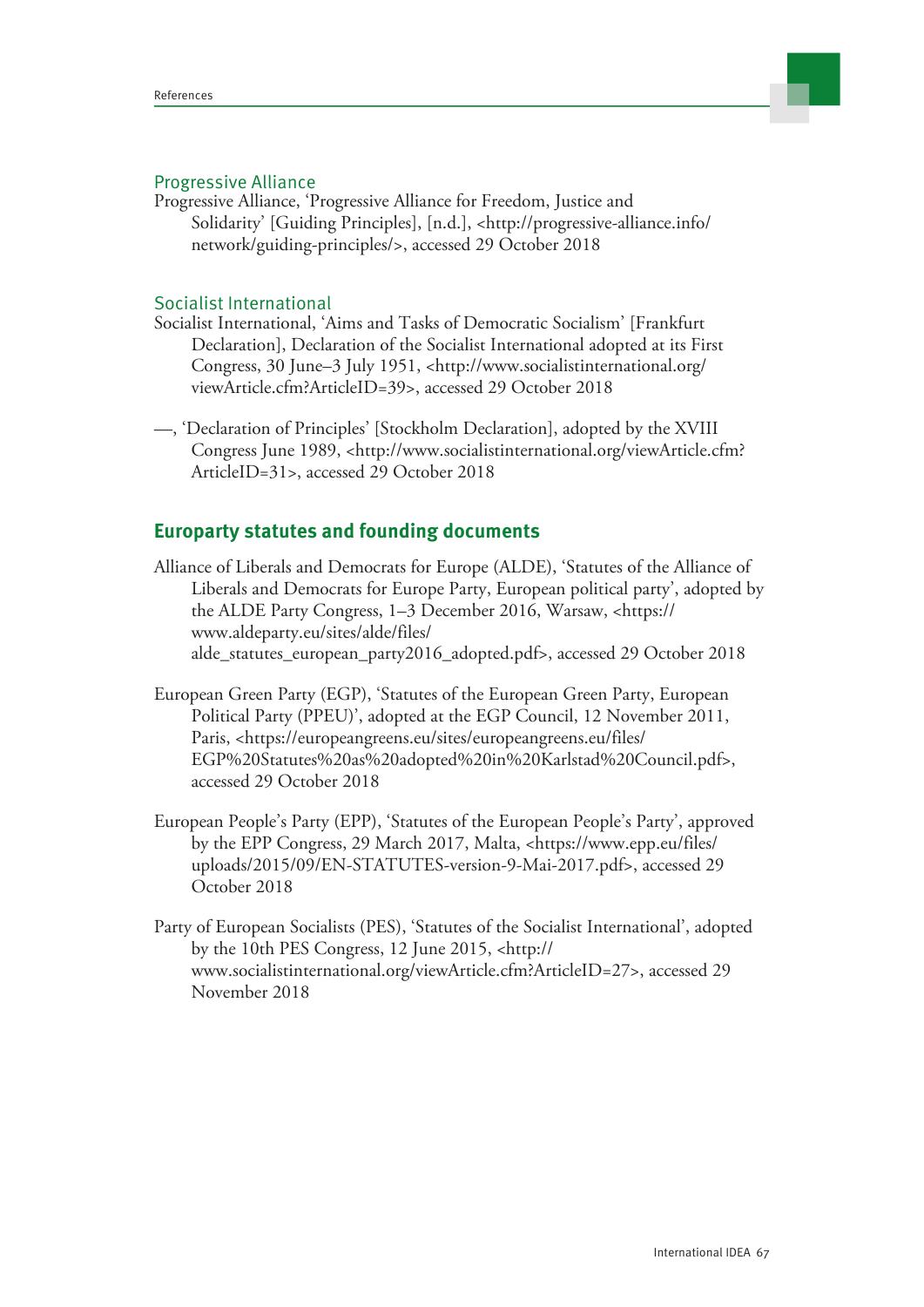### Progressive Alliance

Progressive Alliance, 'Progressive Alliance for Freedom, Justice and Solidarity' [Guiding Principles], [n.d.], <http://progressive-alliance.info/network/guiding-principles/>, accessed 29 October 2018

### Socialist International

Socialist International, 'Aims and Tasks of Democratic Socialism' [Frankfurt Declaration], Declaration of the Socialist International adopted at its First Congress, 30 June–3 July 1951, <http://www.socialistinternational.org/viewArticle.cfm?ArticleID=39>, accessed 29 October 2018

—, 'Declaration of Principles' [Stockholm Declaration], adopted by the XVIII Congress June 1989, <http://www.socialistinternational.org/viewArticle.cfm?ArticleID=31>, accessed 29 October 2018

## Europarty statutes and founding documents

Alliance of Liberals and Democrats for Europe (ALDE), 'Statutes of the Alliance of Liberals and Democrats for Europe Party, European political party', adopted by the ALDE Party Congress, 1–3 December 2016, Warsaw, <https://www.aldeparty.eu/sites/alde/files/alde_statutes_european_party2016_adopted.pdf>, accessed 29 October 2018

European Green Party (EGP), 'Statutes of the European Green Party, European Political Party (PPEU)', adopted at the EGP Council, 12 November 2011, Paris, <https://europeangreens.eu/sites/europeangreens.eu/files/EGP%20Statutes%20as%20adopted%20in%20Karlstad%20Council.pdf>, accessed 29 October 2018

European People's Party (EPP), 'Statutes of the European People's Party', approved by the EPP Congress, 29 March 2017, Malta, <https://www.epp.eu/files/uploads/2015/09/EN-STATUTES-version-9-Mai-2017.pdf>, accessed 29 October 2018

Party of European Socialists (PES), 'Statutes of the Socialist International', adopted by the 10th PES Congress, 12 June 2015, <http://www.socialistinternational.org/viewArticle.cfm?ArticleID=27>, accessed 29 November 2018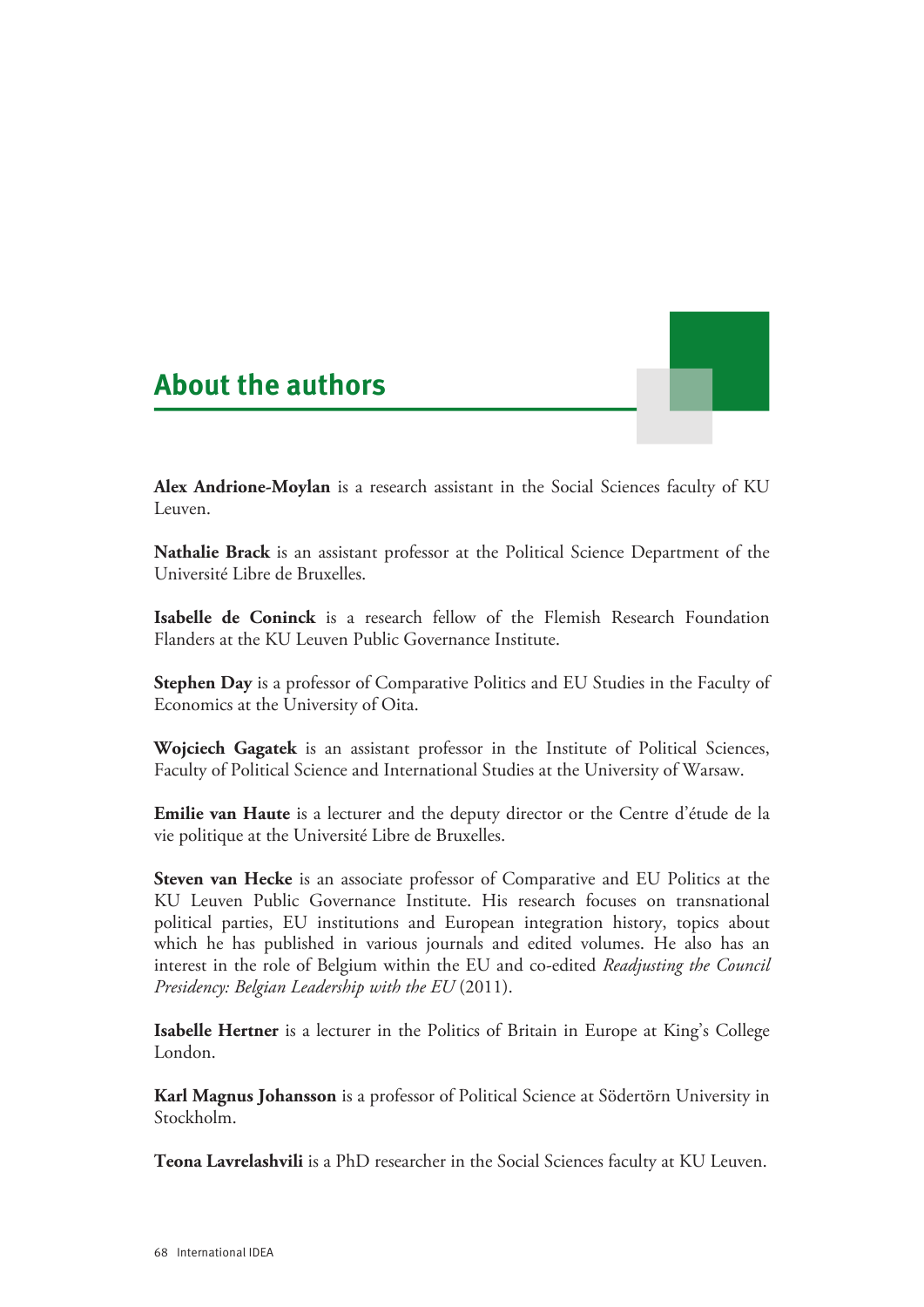## About the authors

**Alex Andrione-Moylan** is a research assistant in the Social Sciences faculty of KU Leuven.

**Nathalie Brack** is an assistant professor at the Political Science Department of the Université Libre de Bruxelles.

**Isabelle de Coninck** is a research fellow of the Flemish Research Foundation Flanders at the KU Leuven Public Governance Institute.

**Stephen Day** is a professor of Comparative Politics and EU Studies in the Faculty of Economics at the University of Oita.

**Wojciech Gagatek** is an assistant professor in the Institute of Political Sciences, Faculty of Political Science and International Studies at the University of Warsaw.

**Emilie van Haute** is a lecturer and the deputy director or the Centre d'étude de la vie politique at the Université Libre de Bruxelles.

**Steven van Hecke** is an associate professor of Comparative and EU Politics at the KU Leuven Public Governance Institute. His research focuses on transnational political parties, EU institutions and European integration history, topics about which he has published in various journals and edited volumes. He also has an interest in the role of Belgium within the EU and co-edited *Readjusting the Council Presidency: Belgian Leadership with the EU* (2011).

**Isabelle Hertner** is a lecturer in the Politics of Britain in Europe at King's College London.

**Karl Magnus Johansson** is a professor of Political Science at Södertörn University in Stockholm.

**Teona Lavrelashvili** is a PhD researcher in the Social Sciences faculty at KU Leuven.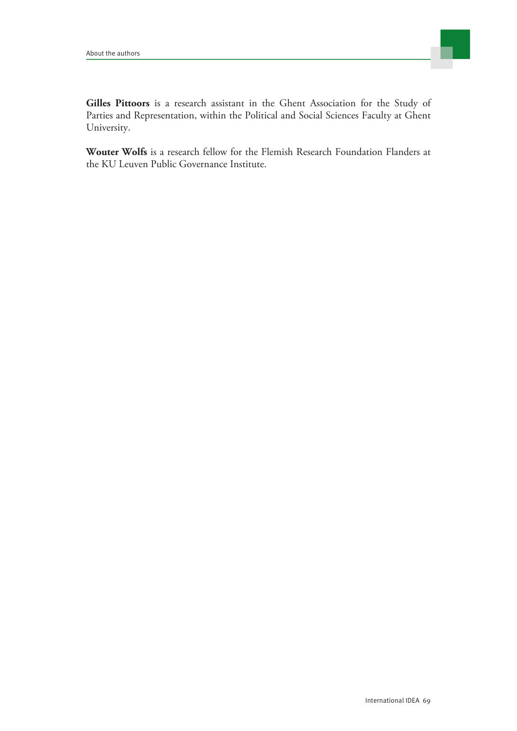**Gilles Pittoors** is a research assistant in the Ghent Association for the Study of Parties and Representation, within the Political and Social Sciences Faculty at Ghent University.

**Wouter Wolfs** is a research fellow for the Flemish Research Foundation Flanders at the KU Leuven Public Governance Institute.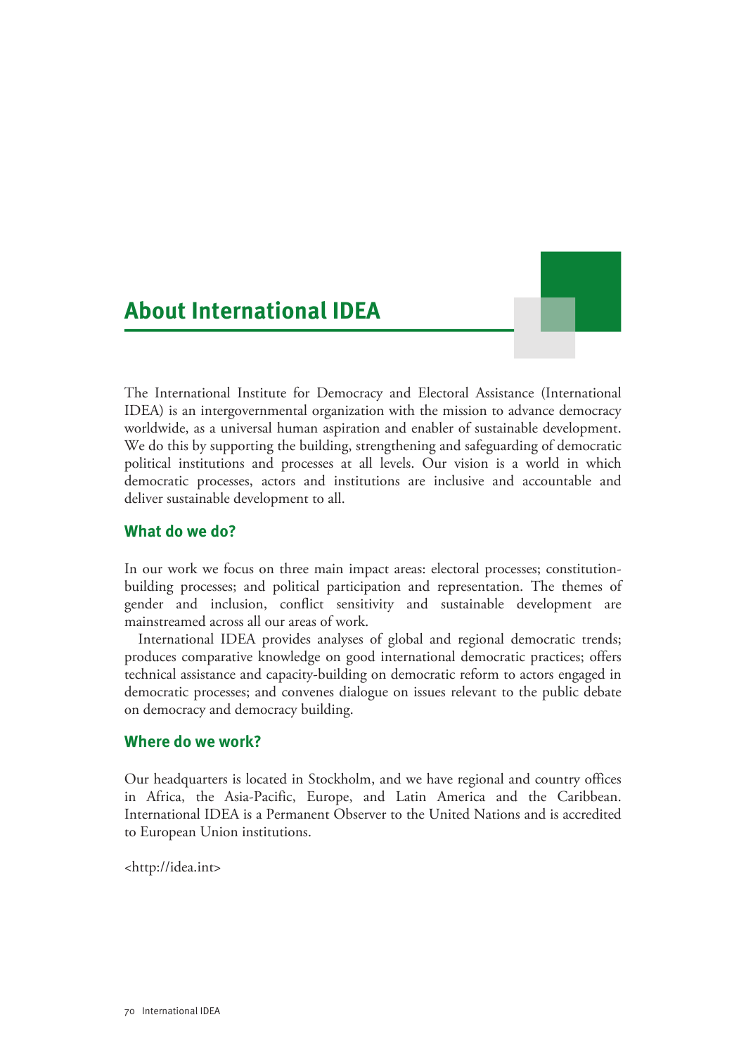## About International IDEA

The International Institute for Democracy and Electoral Assistance (International IDEA) is an intergovernmental organization with the mission to advance democracy worldwide, as a universal human aspiration and enabler of sustainable development. We do this by supporting the building, strengthening and safeguarding of democratic political institutions and processes at all levels. Our vision is a world in which democratic processes, actors and institutions are inclusive and accountable and deliver sustainable development to all.

### What do we do?

In our work we focus on three main impact areas: electoral processes; constitution-building processes; and political participation and representation. The themes of gender and inclusion, conflict sensitivity and sustainable development are mainstreamed across all our areas of work.

International IDEA provides analyses of global and regional democratic trends; produces comparative knowledge on good international democratic practices; offers technical assistance and capacity-building on democratic reform to actors engaged in democratic processes; and convenes dialogue on issues relevant to the public debate on democracy and democracy building.

### Where do we work?

Our headquarters is located in Stockholm, and we have regional and country offices in Africa, the Asia-Pacific, Europe, and Latin America and the Caribbean. International IDEA is a Permanent Observer to the United Nations and is accredited to European Union institutions.

<http://idea.int>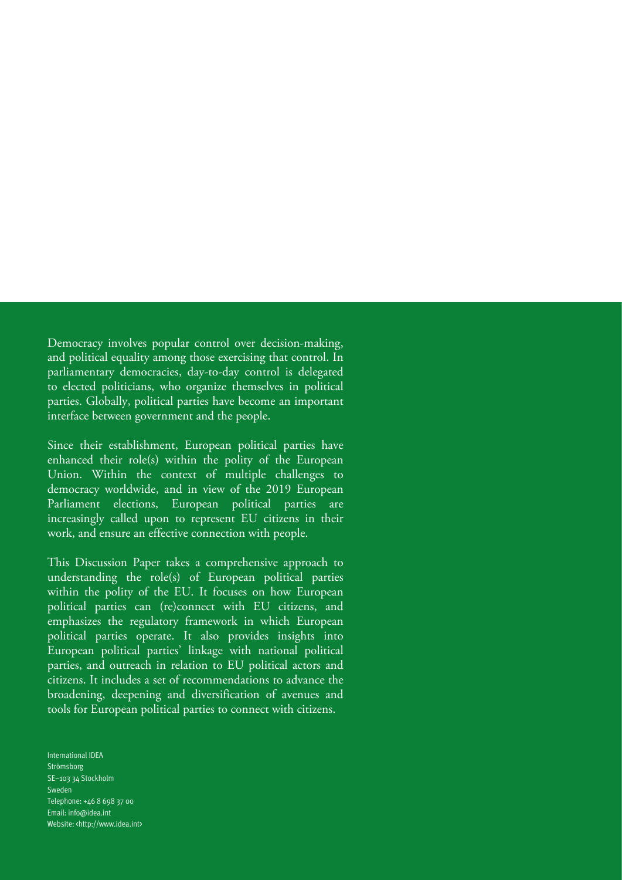Democracy involves popular control over decision-making, and political equality among those exercising that control. In parliamentary democracies, day-to-day control is delegated to elected politicians, who organize themselves in political parties. Globally, political parties have become an important interface between government and the people.

Since their establishment, European political parties have enhanced their role(s) within the polity of the European Union. Within the context of multiple challenges to democracy worldwide, and in view of the 2019 European Parliament elections, European political parties are increasingly called upon to represent EU citizens in their work, and ensure an effective connection with people.

This Discussion Paper takes a comprehensive approach to understanding the role(s) of European political parties within the polity of the EU. It focuses on how European political parties can (re)connect with EU citizens, and emphasizes the regulatory framework in which European political parties operate. It also provides insights into European political parties' linkage with national political parties, and outreach in relation to EU political actors and citizens. It includes a set of recommendations to advance the broadening, deepening and diversification of avenues and tools for European political parties to connect with citizens.

International IDEA
Strömsborg
SE–103 34 Stockholm
Sweden
Telephone: +46 8 698 37 00
Email: info@idea.int
Website: <http://www.idea.int>